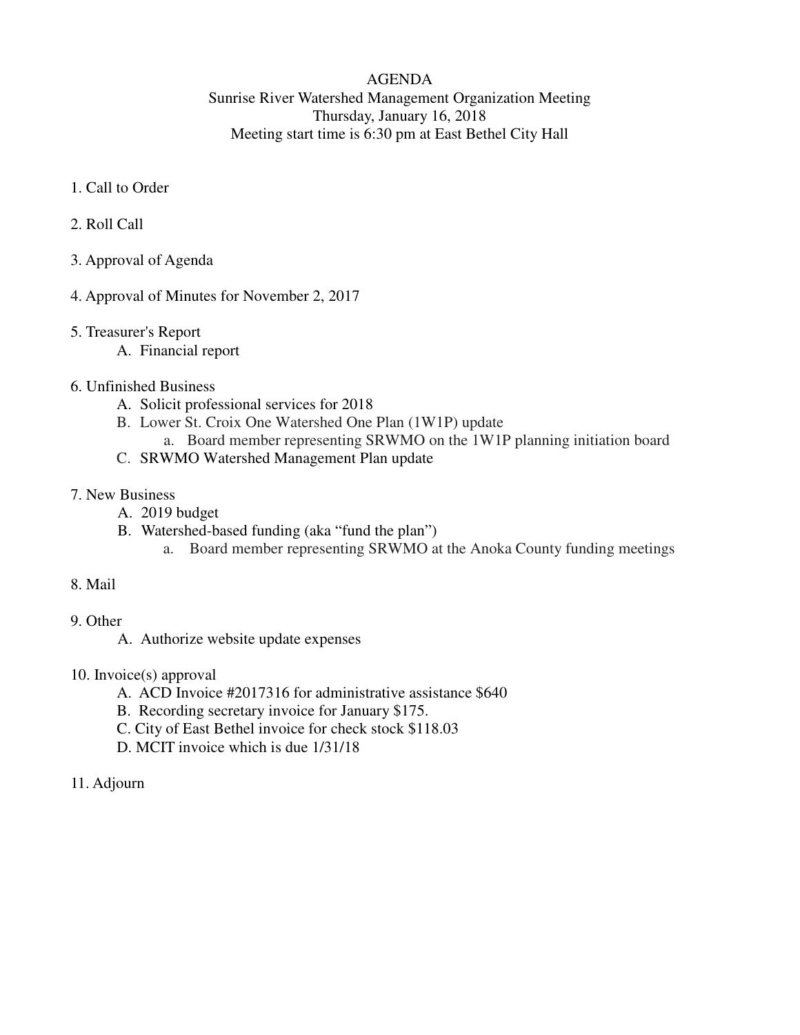# AGENDA

## Sunrise River Watershed Management Organization Meeting

Thursday, January 16, 2018

Meeting start time is 6:30 pm at East Bethel City Hall

1. Call to Order

2. Roll Call

3. Approval of Agenda

4. Approval of Minutes for November 2, 2017

5. Treasurer's Report
   - A. Financial report

6. Unfinished Business
   - A. Solicit professional services for 2018
   - B. Lower St. Croix One Watershed One Plan (1W1P) update
     - a. Board member representing SRWMO on the 1W1P planning initiation board
   - C. SRWMO Watershed Management Plan update

7. New Business
   - A. 2019 budget
   - B. Watershed-based funding (aka "fund the plan")
     - a. Board member representing SRWMO at the Anoka County funding meetings

8. Mail

9. Other
   - A. Authorize website update expenses

10. Invoice(s) approval
    - A. ACD Invoice #2017316 for administrative assistance $640
    - B. Recording secretary invoice for January $175.
    - C. City of East Bethel invoice for check stock $118.03
    - D. MCIT invoice which is due 1/31/18

11. Adjourn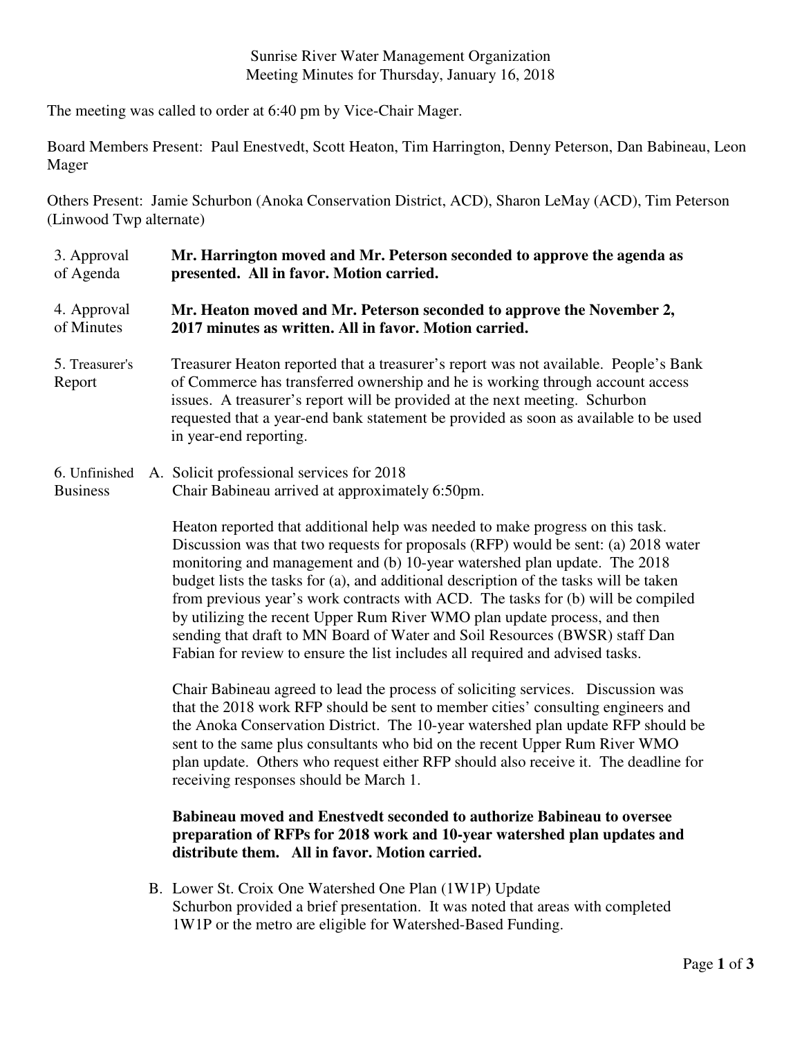Sunrise River Water Management Organization
Meeting Minutes for Thursday, January 16, 2018

The meeting was called to order at 6:40 pm by Vice-Chair Mager.

Board Members Present: Paul Enestvedt, Scott Heaton, Tim Harrington, Denny Peterson, Dan Babineau, Leon Mager

Others Present: Jamie Schurbon (Anoka Conservation District, ACD), Sharon LeMay (ACD), Tim Peterson (Linwood Twp alternate)

3. Approval of Agenda

**Mr. Harrington moved and Mr. Peterson seconded to approve the agenda as presented. All in favor. Motion carried.**

4. Approval of Minutes

**Mr. Heaton moved and Mr. Peterson seconded to approve the November 2, 2017 minutes as written. All in favor. Motion carried.**

5. Treasurer's Report

Treasurer Heaton reported that a treasurer's report was not available. People's Bank of Commerce has transferred ownership and he is working through account access issues. A treasurer's report will be provided at the next meeting. Schurbon requested that a year-end bank statement be provided as soon as available to be used in year-end reporting.

6. Unfinished Business

A. Solicit professional services for 2018

Chair Babineau arrived at approximately 6:50pm.

Heaton reported that additional help was needed to make progress on this task. Discussion was that two requests for proposals (RFP) would be sent: (a) 2018 water monitoring and management and (b) 10-year watershed plan update. The 2018 budget lists the tasks for (a), and additional description of the tasks will be taken from previous year's work contracts with ACD. The tasks for (b) will be compiled by utilizing the recent Upper Rum River WMO plan update process, and then sending that draft to MN Board of Water and Soil Resources (BWSR) staff Dan Fabian for review to ensure the list includes all required and advised tasks.

Chair Babineau agreed to lead the process of soliciting services. Discussion was that the 2018 work RFP should be sent to member cities' consulting engineers and the Anoka Conservation District. The 10-year watershed plan update RFP should be sent to the same plus consultants who bid on the recent Upper Rum River WMO plan update. Others who request either RFP should also receive it. The deadline for receiving responses should be March 1.

**Babineau moved and Enestvedt seconded to authorize Babineau to oversee preparation of RFPs for 2018 work and 10-year watershed plan updates and distribute them. All in favor. Motion carried.**

B. Lower St. Croix One Watershed One Plan (1W1P) Update

Schurbon provided a brief presentation. It was noted that areas with completed 1W1P or the metro are eligible for Watershed-Based Funding.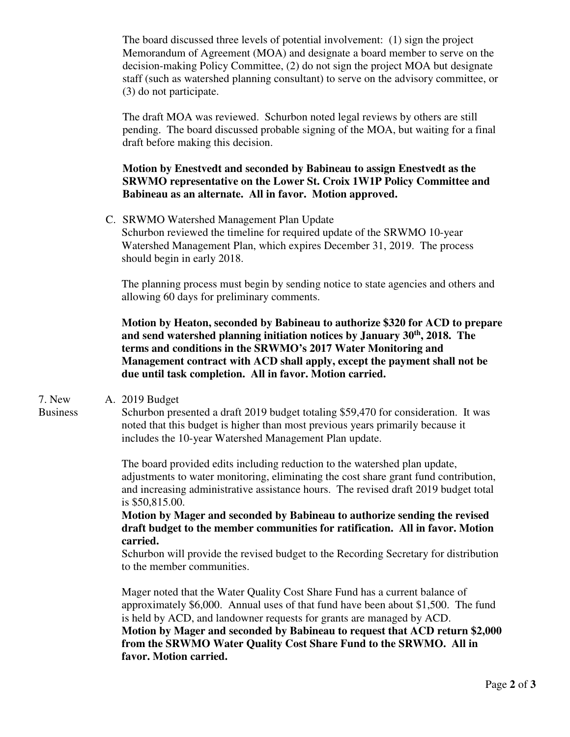The board discussed three levels of potential involvement: (1) sign the project Memorandum of Agreement (MOA) and designate a board member to serve on the decision-making Policy Committee, (2) do not sign the project MOA but designate staff (such as watershed planning consultant) to serve on the advisory committee, or (3) do not participate.

The draft MOA was reviewed. Schurbon noted legal reviews by others are still pending. The board discussed probable signing of the MOA, but waiting for a final draft before making this decision.

**Motion by Enestvedt and seconded by Babineau to assign Enestvedt as the SRWMO representative on the Lower St. Croix 1W1P Policy Committee and Babineau as an alternate. All in favor. Motion approved.**

C. SRWMO Watershed Management Plan Update

Schurbon reviewed the timeline for required update of the SRWMO 10-year Watershed Management Plan, which expires December 31, 2019. The process should begin in early 2018.

The planning process must begin by sending notice to state agencies and others and allowing 60 days for preliminary comments.

**Motion by Heaton, seconded by Babineau to authorize $320 for ACD to prepare and send watershed planning initiation notices by January 30th, 2018. The terms and conditions in the SRWMO's 2017 Water Monitoring and Management contract with ACD shall apply, except the payment shall not be due until task completion. All in favor. Motion carried.**

7. New Business

A. 2019 Budget

Schurbon presented a draft 2019 budget totaling $59,470 for consideration. It was noted that this budget is higher than most previous years primarily because it includes the 10-year Watershed Management Plan update.

The board provided edits including reduction to the watershed plan update, adjustments to water monitoring, eliminating the cost share grant fund contribution, and increasing administrative assistance hours. The revised draft 2019 budget total is $50,815.00.

**Motion by Mager and seconded by Babineau to authorize sending the revised draft budget to the member communities for ratification. All in favor. Motion carried.**

Schurbon will provide the revised budget to the Recording Secretary for distribution to the member communities.

Mager noted that the Water Quality Cost Share Fund has a current balance of approximately $6,000. Annual uses of that fund have been about $1,500. The fund is held by ACD, and landowner requests for grants are managed by ACD.

**Motion by Mager and seconded by Babineau to request that ACD return $2,000 from the SRWMO Water Quality Cost Share Fund to the SRWMO. All in favor. Motion carried.**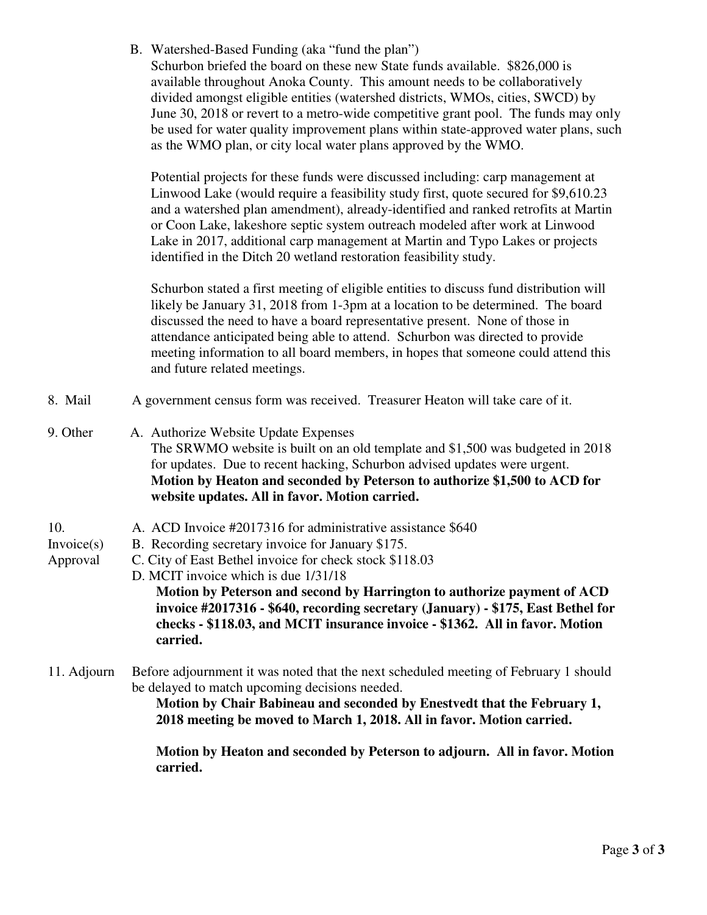B. Watershed-Based Funding (aka "fund the plan")

Schurbon briefed the board on these new State funds available. $826,000 is available throughout Anoka County. This amount needs to be collaboratively divided amongst eligible entities (watershed districts, WMOs, cities, SWCD) by June 30, 2018 or revert to a metro-wide competitive grant pool. The funds may only be used for water quality improvement plans within state-approved water plans, such as the WMO plan, or city local water plans approved by the WMO.

Potential projects for these funds were discussed including: carp management at Linwood Lake (would require a feasibility study first, quote secured for $9,610.23 and a watershed plan amendment), already-identified and ranked retrofits at Martin or Coon Lake, lakeshore septic system outreach modeled after work at Linwood Lake in 2017, additional carp management at Martin and Typo Lakes or projects identified in the Ditch 20 wetland restoration feasibility study.

Schurbon stated a first meeting of eligible entities to discuss fund distribution will likely be January 31, 2018 from 1-3pm at a location to be determined. The board discussed the need to have a board representative present. None of those in attendance anticipated being able to attend. Schurbon was directed to provide meeting information to all board members, in hopes that someone could attend this and future related meetings.

8. Mail — A government census form was received. Treasurer Heaton will take care of it.

9. Other — A. Authorize Website Update Expenses

The SRWMO website is built on an old template and $1,500 was budgeted in 2018 for updates. Due to recent hacking, Schurbon advised updates were urgent.

**Motion by Heaton and seconded by Peterson to authorize $1,500 to ACD for website updates. All in favor. Motion carried.**

10. Invoice(s) Approval

A. ACD Invoice #2017316 for administrative assistance $640

B. Recording secretary invoice for January $175.

C. City of East Bethel invoice for check stock $118.03

D. MCIT invoice which is due 1/31/18

**Motion by Peterson and second by Harrington to authorize payment of ACD invoice #2017316 - $640, recording secretary (January) - $175, East Bethel for checks - $118.03, and MCIT insurance invoice - $1362. All in favor. Motion carried.**

11. Adjourn — Before adjournment it was noted that the next scheduled meeting of February 1 should be delayed to match upcoming decisions needed.

**Motion by Chair Babineau and seconded by Enestvedt that the February 1, 2018 meeting be moved to March 1, 2018. All in favor. Motion carried.**

**Motion by Heaton and seconded by Peterson to adjourn. All in favor. Motion carried.**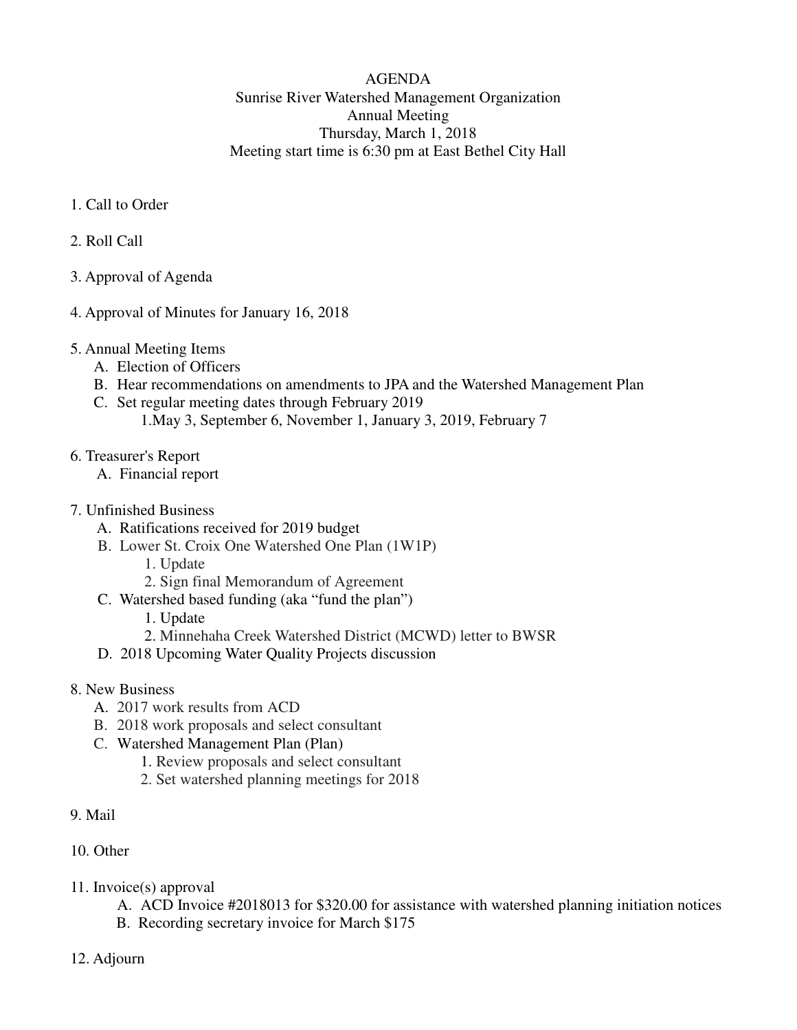AGENDA
Sunrise River Watershed Management Organization
Annual Meeting
Thursday, March 1, 2018
Meeting start time is 6:30 pm at East Bethel City Hall

1. Call to Order

2. Roll Call

3. Approval of Agenda

4. Approval of Minutes for January 16, 2018

5. Annual Meeting Items
   - A. Election of Officers
   - B. Hear recommendations on amendments to JPA and the Watershed Management Plan
   - C. Set regular meeting dates through February 2019
     - 1.May 3, September 6, November 1, January 3, 2019, February 7

6. Treasurer's Report
   - A. Financial report

7. Unfinished Business
   - A. Ratifications received for 2019 budget
   - B. Lower St. Croix One Watershed One Plan (1W1P)
     - 1. Update
     - 2. Sign final Memorandum of Agreement
   - C. Watershed based funding (aka "fund the plan")
     - 1. Update
     - 2. Minnehaha Creek Watershed District (MCWD) letter to BWSR
   - D. 2018 Upcoming Water Quality Projects discussion

8. New Business
   - A. 2017 work results from ACD
   - B. 2018 work proposals and select consultant
   - C. Watershed Management Plan (Plan)
     - 1. Review proposals and select consultant
     - 2. Set watershed planning meetings for 2018

9. Mail

10. Other

11. Invoice(s) approval
    - A. ACD Invoice #2018013 for $320.00 for assistance with watershed planning initiation notices
    - B. Recording secretary invoice for March $175

12. Adjourn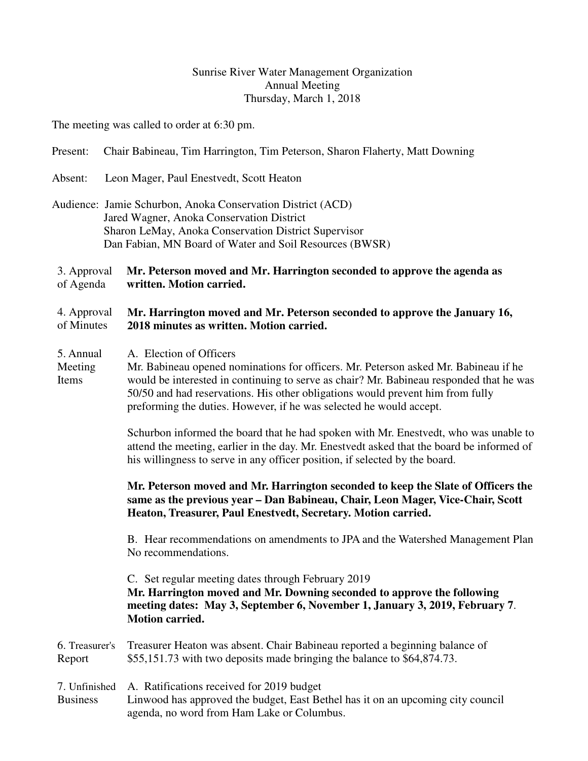Sunrise River Water Management Organization
Annual Meeting
Thursday, March 1, 2018

The meeting was called to order at 6:30 pm.

Present: Chair Babineau, Tim Harrington, Tim Peterson, Sharon Flaherty, Matt Downing

Absent: Leon Mager, Paul Enestvedt, Scott Heaton

Audience: Jamie Schurbon, Anoka Conservation District (ACD)
Jared Wagner, Anoka Conservation District
Sharon LeMay, Anoka Conservation District Supervisor
Dan Fabian, MN Board of Water and Soil Resources (BWSR)

3. Approval of Agenda

**Mr. Peterson moved and Mr. Harrington seconded to approve the agenda as written. Motion carried.**

4. Approval of Minutes

**Mr. Harrington moved and Mr. Peterson seconded to approve the January 16, 2018 minutes as written. Motion carried.**

5. Annual Meeting Items

A. Election of Officers

Mr. Babineau opened nominations for officers. Mr. Peterson asked Mr. Babineau if he would be interested in continuing to serve as chair? Mr. Babineau responded that he was 50/50 and had reservations. His other obligations would prevent him from fully preforming the duties. However, if he was selected he would accept.

Schurbon informed the board that he had spoken with Mr. Enestvedt, who was unable to attend the meeting, earlier in the day. Mr. Enestvedt asked that the board be informed of his willingness to serve in any officer position, if selected by the board.

**Mr. Peterson moved and Mr. Harrington seconded to keep the Slate of Officers the same as the previous year – Dan Babineau, Chair, Leon Mager, Vice-Chair, Scott Heaton, Treasurer, Paul Enestvedt, Secretary. Motion carried.**

B. Hear recommendations on amendments to JPA and the Watershed Management Plan

No recommendations.

C. Set regular meeting dates through February 2019

**Mr. Harrington moved and Mr. Downing seconded to approve the following meeting dates: May 3, September 6, November 1, January 3, 2019, February 7. Motion carried.**

6. Treasurer's Report

Treasurer Heaton was absent. Chair Babineau reported a beginning balance of $55,151.73 with two deposits made bringing the balance to $64,874.73.

7. Unfinished Business

A. Ratifications received for 2019 budget

Linwood has approved the budget, East Bethel has it on an upcoming city council agenda, no word from Ham Lake or Columbus.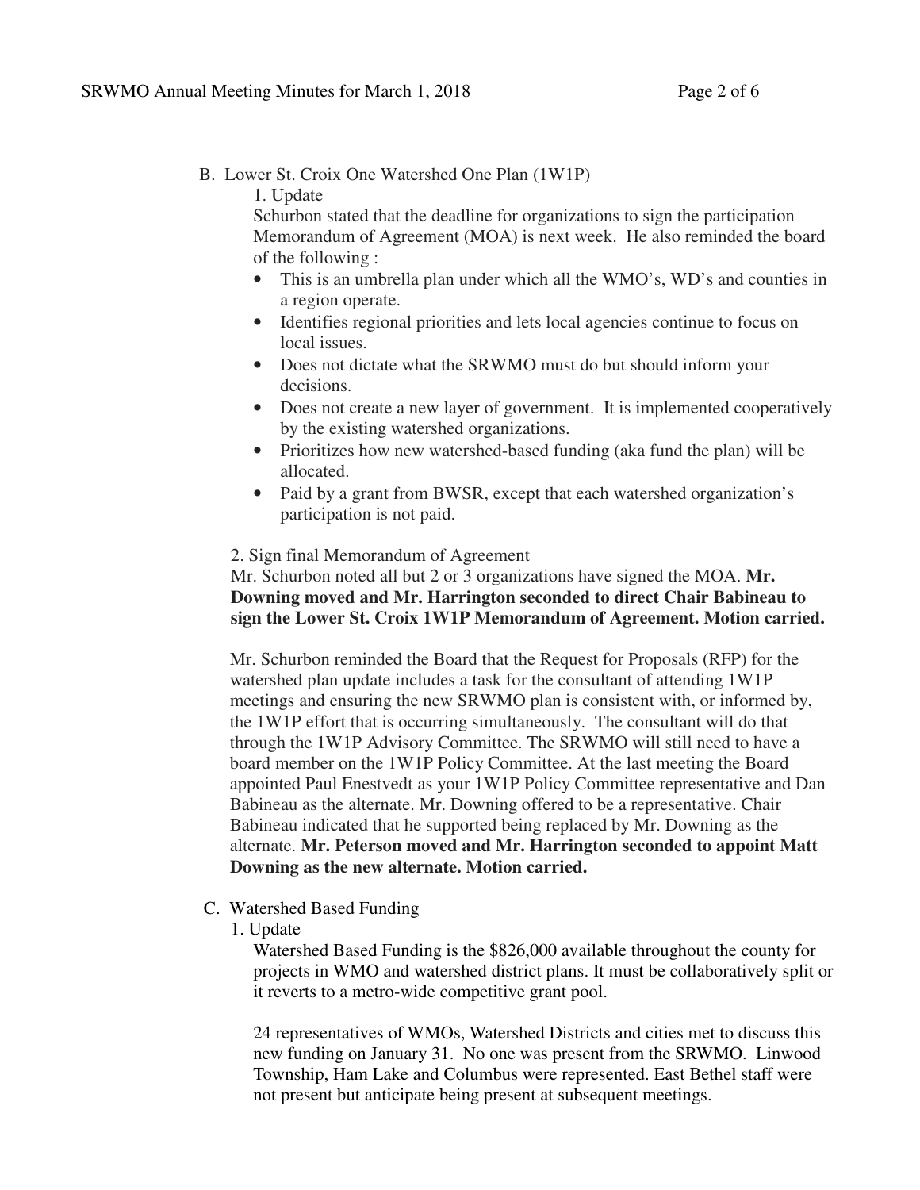B. Lower St. Croix One Watershed One Plan (1W1P)

1. Update

Schurbon stated that the deadline for organizations to sign the participation Memorandum of Agreement (MOA) is next week. He also reminded the board of the following :

- This is an umbrella plan under which all the WMO's, WD's and counties in a region operate.
- Identifies regional priorities and lets local agencies continue to focus on local issues.
- Does not dictate what the SRWMO must do but should inform your decisions.
- Does not create a new layer of government. It is implemented cooperatively by the existing watershed organizations.
- Prioritizes how new watershed-based funding (aka fund the plan) will be allocated.
- Paid by a grant from BWSR, except that each watershed organization's participation is not paid.

2. Sign final Memorandum of Agreement

Mr. Schurbon noted all but 2 or 3 organizations have signed the MOA. **Mr. Downing moved and Mr. Harrington seconded to direct Chair Babineau to sign the Lower St. Croix 1W1P Memorandum of Agreement. Motion carried.**

Mr. Schurbon reminded the Board that the Request for Proposals (RFP) for the watershed plan update includes a task for the consultant of attending 1W1P meetings and ensuring the new SRWMO plan is consistent with, or informed by, the 1W1P effort that is occurring simultaneously. The consultant will do that through the 1W1P Advisory Committee. The SRWMO will still need to have a board member on the 1W1P Policy Committee. At the last meeting the Board appointed Paul Enestvedt as your 1W1P Policy Committee representative and Dan Babineau as the alternate. Mr. Downing offered to be a representative. Chair Babineau indicated that he supported being replaced by Mr. Downing as the alternate. **Mr. Peterson moved and Mr. Harrington seconded to appoint Matt Downing as the new alternate. Motion carried.**

C. Watershed Based Funding

1. Update

Watershed Based Funding is the $826,000 available throughout the county for projects in WMO and watershed district plans. It must be collaboratively split or it reverts to a metro-wide competitive grant pool.

24 representatives of WMOs, Watershed Districts and cities met to discuss this new funding on January 31. No one was present from the SRWMO. Linwood Township, Ham Lake and Columbus were represented. East Bethel staff were not present but anticipate being present at subsequent meetings.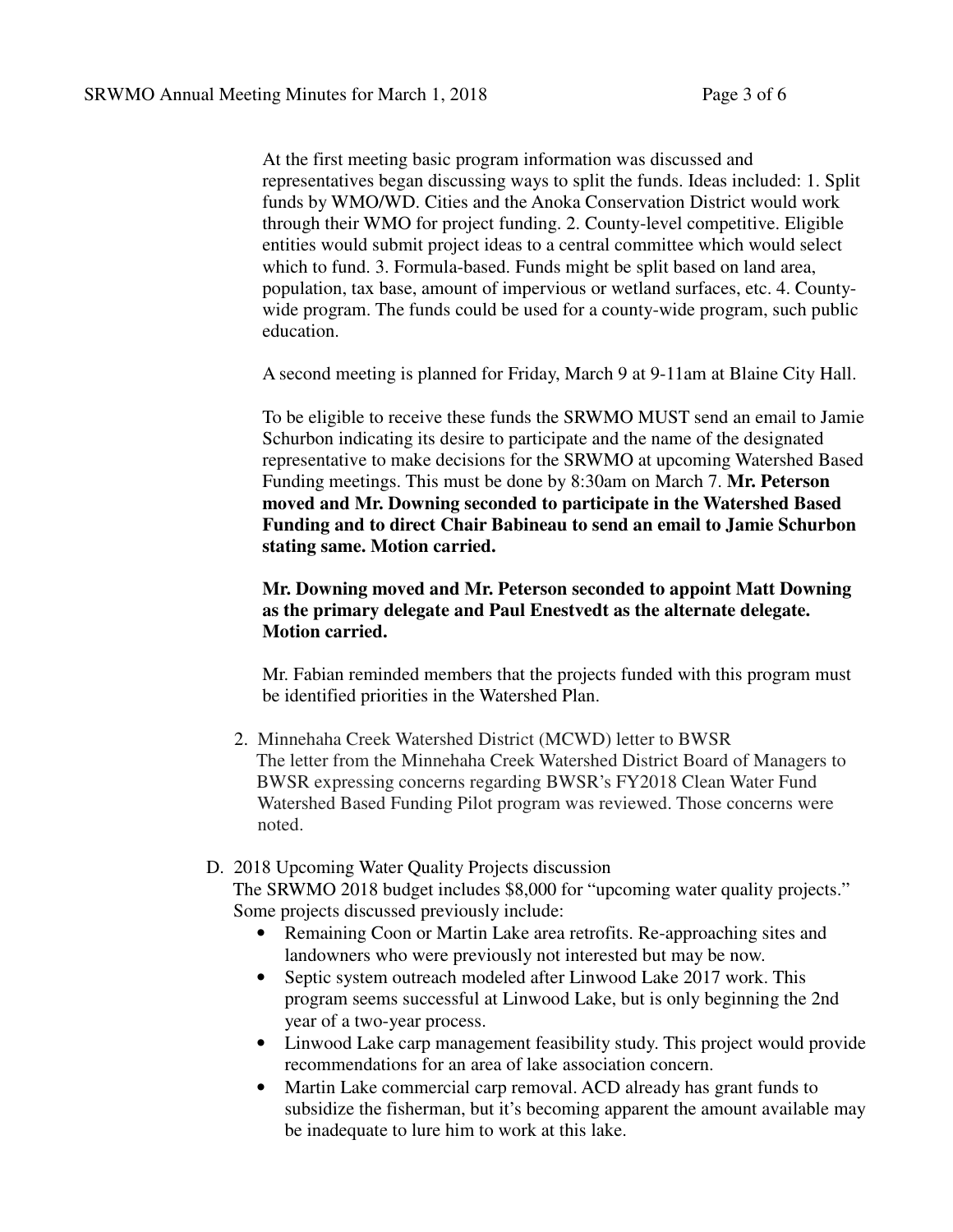At the first meeting basic program information was discussed and representatives began discussing ways to split the funds. Ideas included: 1. Split funds by WMO/WD. Cities and the Anoka Conservation District would work through their WMO for project funding. 2. County-level competitive. Eligible entities would submit project ideas to a central committee which would select which to fund. 3. Formula-based. Funds might be split based on land area, population, tax base, amount of impervious or wetland surfaces, etc. 4. County-wide program. The funds could be used for a county-wide program, such public education.

A second meeting is planned for Friday, March 9 at 9-11am at Blaine City Hall.

To be eligible to receive these funds the SRWMO MUST send an email to Jamie Schurbon indicating its desire to participate and the name of the designated representative to make decisions for the SRWMO at upcoming Watershed Based Funding meetings. This must be done by 8:30am on March 7. **Mr. Peterson moved and Mr. Downing seconded to participate in the Watershed Based Funding and to direct Chair Babineau to send an email to Jamie Schurbon stating same. Motion carried.**

**Mr. Downing moved and Mr. Peterson seconded to appoint Matt Downing as the primary delegate and Paul Enestvedt as the alternate delegate. Motion carried.**

Mr. Fabian reminded members that the projects funded with this program must be identified priorities in the Watershed Plan.

2. Minnehaha Creek Watershed District (MCWD) letter to BWSR
   The letter from the Minnehaha Creek Watershed District Board of Managers to BWSR expressing concerns regarding BWSR's FY2018 Clean Water Fund Watershed Based Funding Pilot program was reviewed. Those concerns were noted.

D. 2018 Upcoming Water Quality Projects discussion
   The SRWMO 2018 budget includes $8,000 for "upcoming water quality projects." Some projects discussed previously include:
   - Remaining Coon or Martin Lake area retrofits. Re-approaching sites and landowners who were previously not interested but may be now.
   - Septic system outreach modeled after Linwood Lake 2017 work. This program seems successful at Linwood Lake, but is only beginning the 2nd year of a two-year process.
   - Linwood Lake carp management feasibility study. This project would provide recommendations for an area of lake association concern.
   - Martin Lake commercial carp removal. ACD already has grant funds to subsidize the fisherman, but it's becoming apparent the amount available may be inadequate to lure him to work at this lake.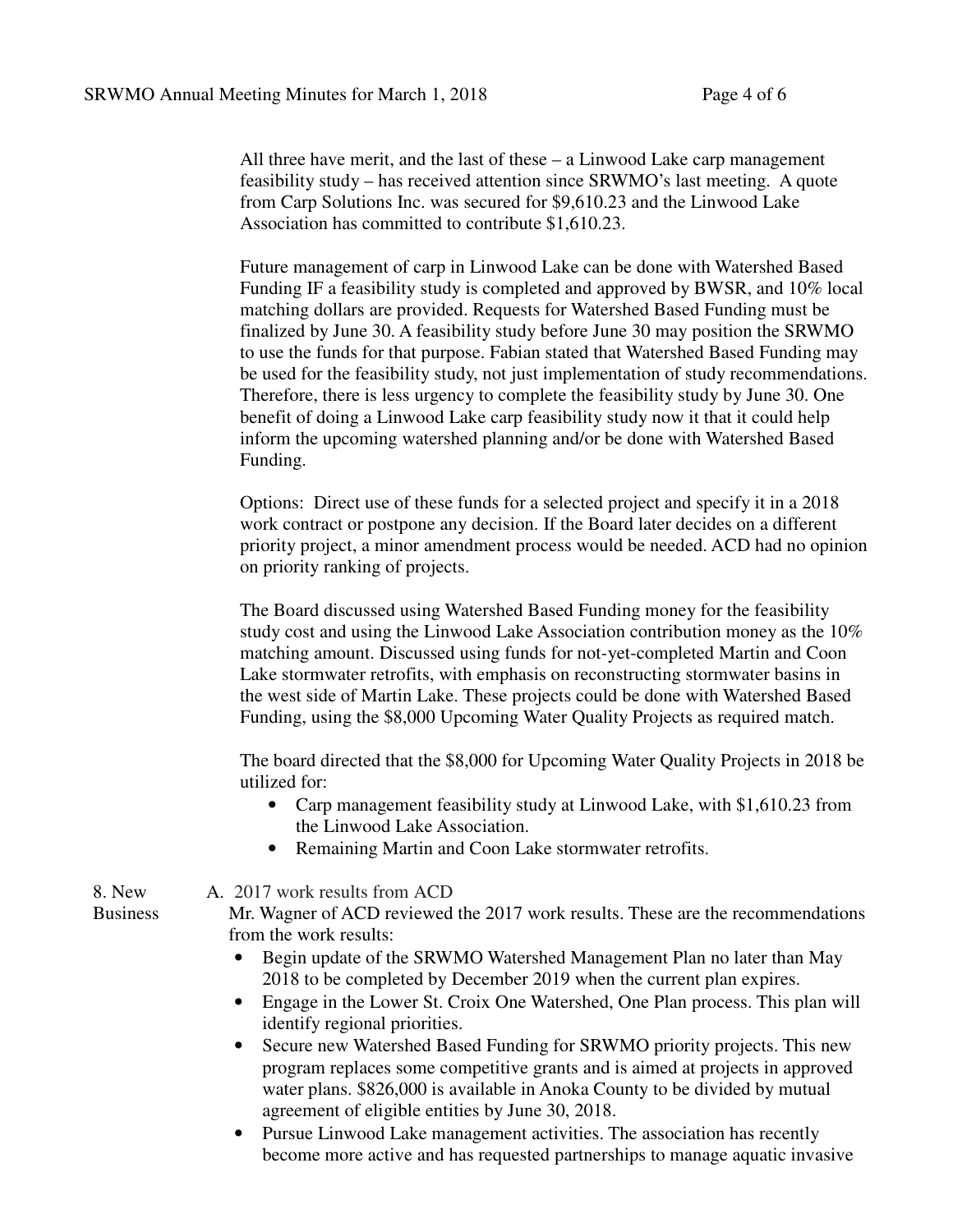All three have merit, and the last of these – a Linwood Lake carp management feasibility study – has received attention since SRWMO's last meeting. A quote from Carp Solutions Inc. was secured for $9,610.23 and the Linwood Lake Association has committed to contribute $1,610.23.

Future management of carp in Linwood Lake can be done with Watershed Based Funding IF a feasibility study is completed and approved by BWSR, and 10% local matching dollars are provided. Requests for Watershed Based Funding must be finalized by June 30. A feasibility study before June 30 may position the SRWMO to use the funds for that purpose. Fabian stated that Watershed Based Funding may be used for the feasibility study, not just implementation of study recommendations. Therefore, there is less urgency to complete the feasibility study by June 30. One benefit of doing a Linwood Lake carp feasibility study now it that it could help inform the upcoming watershed planning and/or be done with Watershed Based Funding.

Options: Direct use of these funds for a selected project and specify it in a 2018 work contract or postpone any decision. If the Board later decides on a different priority project, a minor amendment process would be needed. ACD had no opinion on priority ranking of projects.

The Board discussed using Watershed Based Funding money for the feasibility study cost and using the Linwood Lake Association contribution money as the 10% matching amount. Discussed using funds for not-yet-completed Martin and Coon Lake stormwater retrofits, with emphasis on reconstructing stormwater basins in the west side of Martin Lake. These projects could be done with Watershed Based Funding, using the $8,000 Upcoming Water Quality Projects as required match.

The board directed that the $8,000 for Upcoming Water Quality Projects in 2018 be utilized for:

- Carp management feasibility study at Linwood Lake, with $1,610.23 from the Linwood Lake Association.
- Remaining Martin and Coon Lake stormwater retrofits.

## 8. New Business

A. 2017 work results from ACD

Mr. Wagner of ACD reviewed the 2017 work results. These are the recommendations from the work results:

- Begin update of the SRWMO Watershed Management Plan no later than May 2018 to be completed by December 2019 when the current plan expires.
- Engage in the Lower St. Croix One Watershed, One Plan process. This plan will identify regional priorities.
- Secure new Watershed Based Funding for SRWMO priority projects. This new program replaces some competitive grants and is aimed at projects in approved water plans. $826,000 is available in Anoka County to be divided by mutual agreement of eligible entities by June 30, 2018.
- Pursue Linwood Lake management activities. The association has recently become more active and has requested partnerships to manage aquatic invasive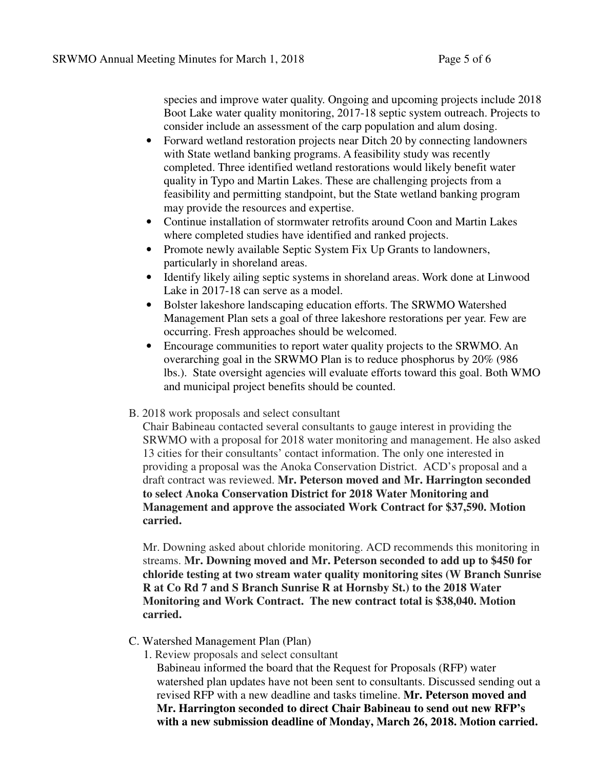species and improve water quality. Ongoing and upcoming projects include 2018 Boot Lake water quality monitoring, 2017-18 septic system outreach. Projects to consider include an assessment of the carp population and alum dosing.

- Forward wetland restoration projects near Ditch 20 by connecting landowners with State wetland banking programs. A feasibility study was recently completed. Three identified wetland restorations would likely benefit water quality in Typo and Martin Lakes. These are challenging projects from a feasibility and permitting standpoint, but the State wetland banking program may provide the resources and expertise.
- Continue installation of stormwater retrofits around Coon and Martin Lakes where completed studies have identified and ranked projects.
- Promote newly available Septic System Fix Up Grants to landowners, particularly in shoreland areas.
- Identify likely ailing septic systems in shoreland areas. Work done at Linwood Lake in 2017-18 can serve as a model.
- Bolster lakeshore landscaping education efforts. The SRWMO Watershed Management Plan sets a goal of three lakeshore restorations per year. Few are occurring. Fresh approaches should be welcomed.
- Encourage communities to report water quality projects to the SRWMO. An overarching goal in the SRWMO Plan is to reduce phosphorus by 20% (986 lbs.). State oversight agencies will evaluate efforts toward this goal. Both WMO and municipal project benefits should be counted.

B. 2018 work proposals and select consultant

Chair Babineau contacted several consultants to gauge interest in providing the SRWMO with a proposal for 2018 water monitoring and management. He also asked 13 cities for their consultants' contact information. The only one interested in providing a proposal was the Anoka Conservation District. ACD's proposal and a draft contract was reviewed. **Mr. Peterson moved and Mr. Harrington seconded to select Anoka Conservation District for 2018 Water Monitoring and Management and approve the associated Work Contract for $37,590. Motion carried.**

Mr. Downing asked about chloride monitoring. ACD recommends this monitoring in streams. **Mr. Downing moved and Mr. Peterson seconded to add up to $450 for chloride testing at two stream water quality monitoring sites (W Branch Sunrise R at Co Rd 7 and S Branch Sunrise R at Hornsby St.) to the 2018 Water Monitoring and Work Contract. The new contract total is $38,040. Motion carried.**

C. Watershed Management Plan (Plan)

1. Review proposals and select consultant

Babineau informed the board that the Request for Proposals (RFP) water watershed plan updates have not been sent to consultants. Discussed sending out a revised RFP with a new deadline and tasks timeline. **Mr. Peterson moved and Mr. Harrington seconded to direct Chair Babineau to send out new RFP's with a new submission deadline of Monday, March 26, 2018. Motion carried.**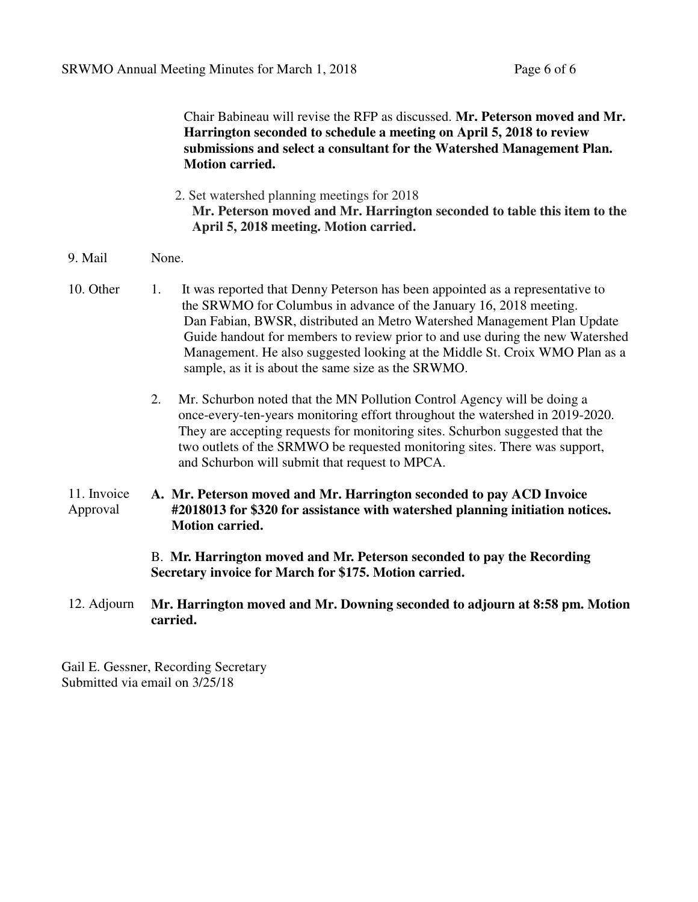Chair Babineau will revise the RFP as discussed. **Mr. Peterson moved and Mr. Harrington seconded to schedule a meeting on April 5, 2018 to review submissions and select a consultant for the Watershed Management Plan. Motion carried.**

2. Set watershed planning meetings for 2018
   **Mr. Peterson moved and Mr. Harrington seconded to table this item to the April 5, 2018 meeting. Motion carried.**

9. Mail None.

10. Other

1. It was reported that Denny Peterson has been appointed as a representative to the SRWMO for Columbus in advance of the January 16, 2018 meeting. Dan Fabian, BWSR, distributed an Metro Watershed Management Plan Update Guide handout for members to review prior to and use during the new Watershed Management. He also suggested looking at the Middle St. Croix WMO Plan as a sample, as it is about the same size as the SRWMO.

2. Mr. Schurbon noted that the MN Pollution Control Agency will be doing a once-every-ten-years monitoring effort throughout the watershed in 2019-2020. They are accepting requests for monitoring sites. Schurbon suggested that the two outlets of the SRMWO be requested monitoring sites. There was support, and Schurbon will submit that request to MPCA.

11. Invoice Approval

**A. Mr. Peterson moved and Mr. Harrington seconded to pay ACD Invoice #2018013 for $320 for assistance with watershed planning initiation notices. Motion carried.**

B. **Mr. Harrington moved and Mr. Peterson seconded to pay the Recording Secretary invoice for March for $175. Motion carried.**

12. Adjourn **Mr. Harrington moved and Mr. Downing seconded to adjourn at 8:58 pm. Motion carried.**

Gail E. Gessner, Recording Secretary
Submitted via email on 3/25/18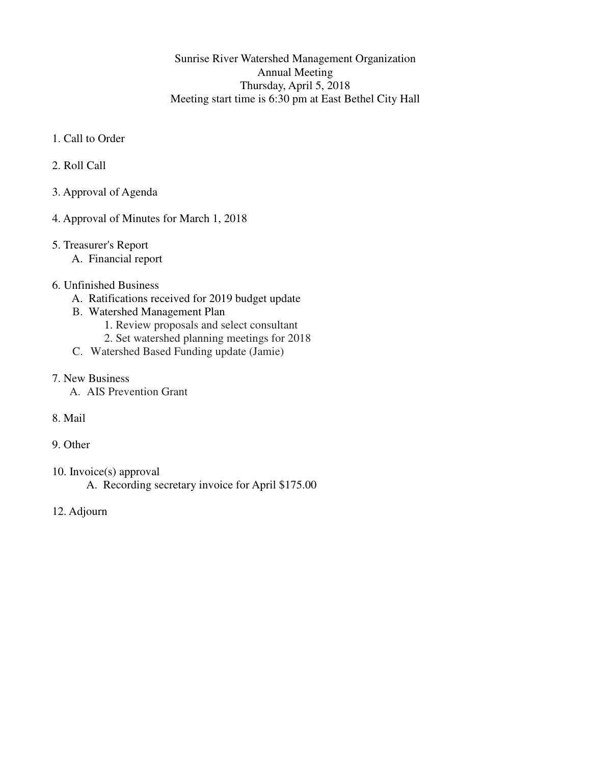Sunrise River Watershed Management Organization
Annual Meeting
Thursday, April 5, 2018
Meeting start time is 6:30 pm at East Bethel City Hall

1. Call to Order

2. Roll Call

3. Approval of Agenda

4. Approval of Minutes for March 1, 2018

5. Treasurer's Report
   - A. Financial report

6. Unfinished Business
   - A. Ratifications received for 2019 budget update
   - B. Watershed Management Plan
     1. Review proposals and select consultant
     2. Set watershed planning meetings for 2018
   - C. Watershed Based Funding update (Jamie)

7. New Business
   - A. AIS Prevention Grant

8. Mail

9. Other

10. Invoice(s) approval
    - A. Recording secretary invoice for April $175.00

12. Adjourn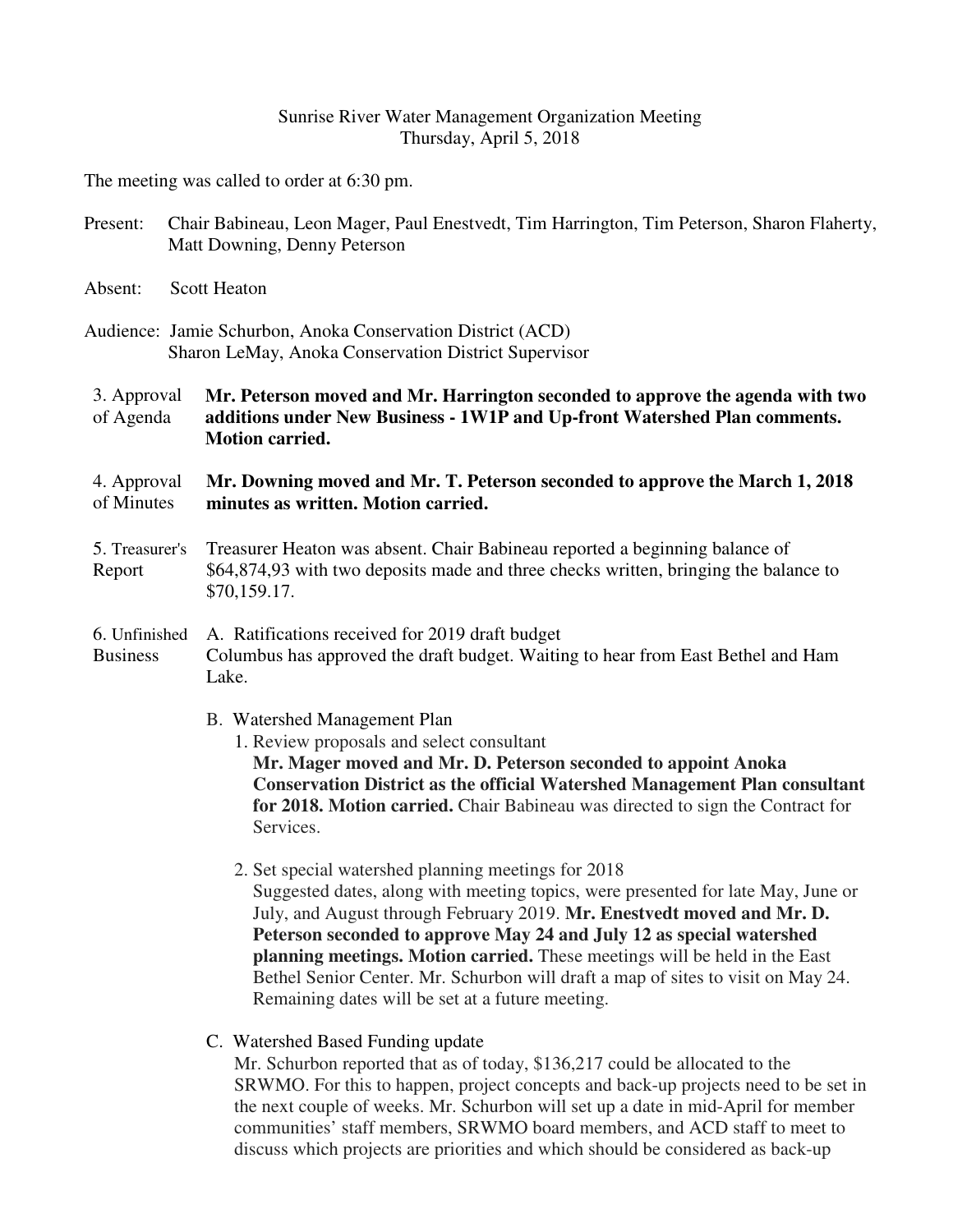Sunrise River Water Management Organization Meeting
Thursday, April 5, 2018

The meeting was called to order at 6:30 pm.

Present: Chair Babineau, Leon Mager, Paul Enestvedt, Tim Harrington, Tim Peterson, Sharon Flaherty, Matt Downing, Denny Peterson

Absent: Scott Heaton

Audience: Jamie Schurbon, Anoka Conservation District (ACD)
Sharon LeMay, Anoka Conservation District Supervisor

3. Approval of Agenda

**Mr. Peterson moved and Mr. Harrington seconded to approve the agenda with two additions under New Business - 1W1P and Up-front Watershed Plan comments. Motion carried.**

4. Approval of Minutes

**Mr. Downing moved and Mr. T. Peterson seconded to approve the March 1, 2018 minutes as written. Motion carried.**

5. Treasurer's Report

Treasurer Heaton was absent. Chair Babineau reported a beginning balance of $64,874,93 with two deposits made and three checks written, bringing the balance to $70,159.17.

6. Unfinished Business

A. Ratifications received for 2019 draft budget
Columbus has approved the draft budget. Waiting to hear from East Bethel and Ham Lake.

B. Watershed Management Plan

1. Review proposals and select consultant
**Mr. Mager moved and Mr. D. Peterson seconded to appoint Anoka Conservation District as the official Watershed Management Plan consultant for 2018. Motion carried.** Chair Babineau was directed to sign the Contract for Services.

2. Set special watershed planning meetings for 2018
Suggested dates, along with meeting topics, were presented for late May, June or July, and August through February 2019. **Mr. Enestvedt moved and Mr. D. Peterson seconded to approve May 24 and July 12 as special watershed planning meetings. Motion carried.** These meetings will be held in the East Bethel Senior Center. Mr. Schurbon will draft a map of sites to visit on May 24. Remaining dates will be set at a future meeting.

C. Watershed Based Funding update
Mr. Schurbon reported that as of today, $136,217 could be allocated to the SRWMO. For this to happen, project concepts and back-up projects need to be set in the next couple of weeks. Mr. Schurbon will set up a date in mid-April for member communities' staff members, SRWMO board members, and ACD staff to meet to discuss which projects are priorities and which should be considered as back-up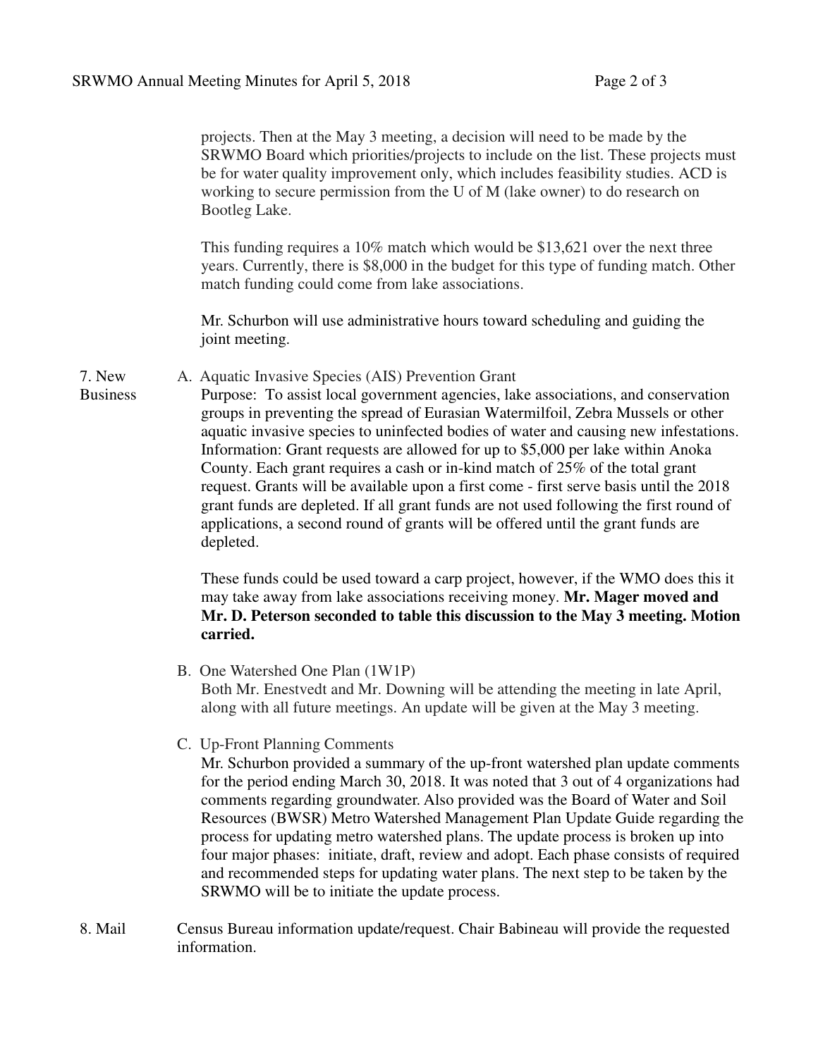projects. Then at the May 3 meeting, a decision will need to be made by the SRWMO Board which priorities/projects to include on the list. These projects must be for water quality improvement only, which includes feasibility studies. ACD is working to secure permission from the U of M (lake owner) to do research on Bootleg Lake.

This funding requires a 10% match which would be $13,621 over the next three years. Currently, there is $8,000 in the budget for this type of funding match. Other match funding could come from lake associations.

Mr. Schurbon will use administrative hours toward scheduling and guiding the joint meeting.

7. New Business

A. Aquatic Invasive Species (AIS) Prevention Grant
Purpose: To assist local government agencies, lake associations, and conservation groups in preventing the spread of Eurasian Watermilfoil, Zebra Mussels or other aquatic invasive species to uninfected bodies of water and causing new infestations. Information: Grant requests are allowed for up to $5,000 per lake within Anoka County. Each grant requires a cash or in-kind match of 25% of the total grant request. Grants will be available upon a first come - first serve basis until the 2018 grant funds are depleted. If all grant funds are not used following the first round of applications, a second round of grants will be offered until the grant funds are depleted.

These funds could be used toward a carp project, however, if the WMO does this it may take away from lake associations receiving money. **Mr. Mager moved and Mr. D. Peterson seconded to table this discussion to the May 3 meeting. Motion carried.**

B. One Watershed One Plan (1W1P)
Both Mr. Enestvedt and Mr. Downing will be attending the meeting in late April, along with all future meetings. An update will be given at the May 3 meeting.

C. Up-Front Planning Comments
Mr. Schurbon provided a summary of the up-front watershed plan update comments for the period ending March 30, 2018. It was noted that 3 out of 4 organizations had comments regarding groundwater. Also provided was the Board of Water and Soil Resources (BWSR) Metro Watershed Management Plan Update Guide regarding the process for updating metro watershed plans. The update process is broken up into four major phases: initiate, draft, review and adopt. Each phase consists of required and recommended steps for updating water plans. The next step to be taken by the SRWMO will be to initiate the update process.

8. Mail

Census Bureau information update/request. Chair Babineau will provide the requested information.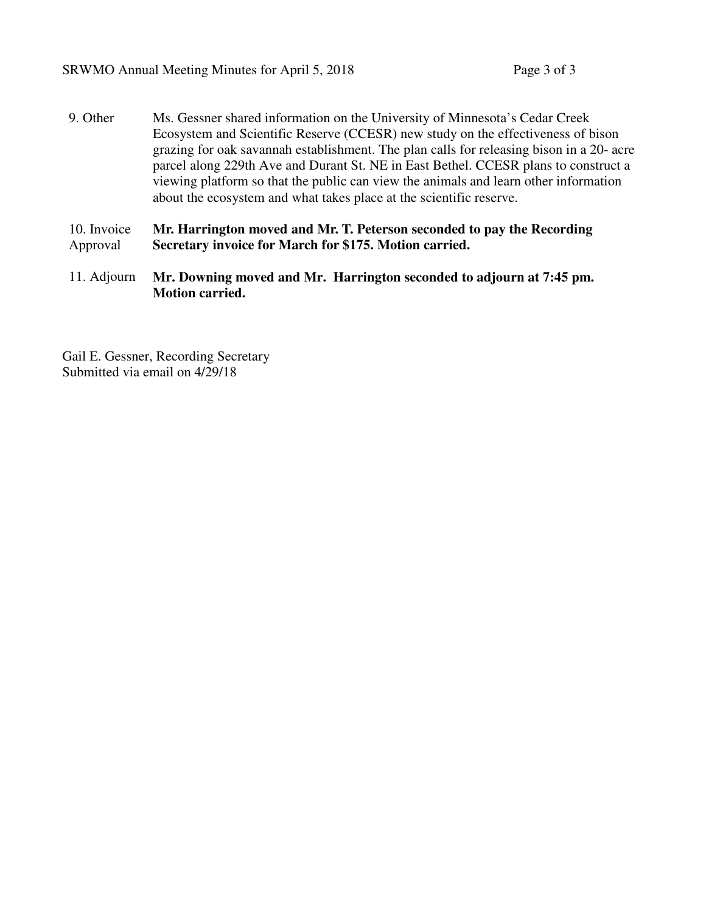9. Other — Ms. Gessner shared information on the University of Minnesota's Cedar Creek Ecosystem and Scientific Reserve (CCESR) new study on the effectiveness of bison grazing for oak savannah establishment. The plan calls for releasing bison in a 20- acre parcel along 229th Ave and Durant St. NE in East Bethel. CCESR plans to construct a viewing platform so that the public can view the animals and learn other information about the ecosystem and what takes place at the scientific reserve.

10. Invoice Approval — **Mr. Harrington moved and Mr. T. Peterson seconded to pay the Recording Secretary invoice for March for $175. Motion carried.**

11. Adjourn — **Mr. Downing moved and Mr. Harrington seconded to adjourn at 7:45 pm. Motion carried.**

Gail E. Gessner, Recording Secretary
Submitted via email on 4/29/18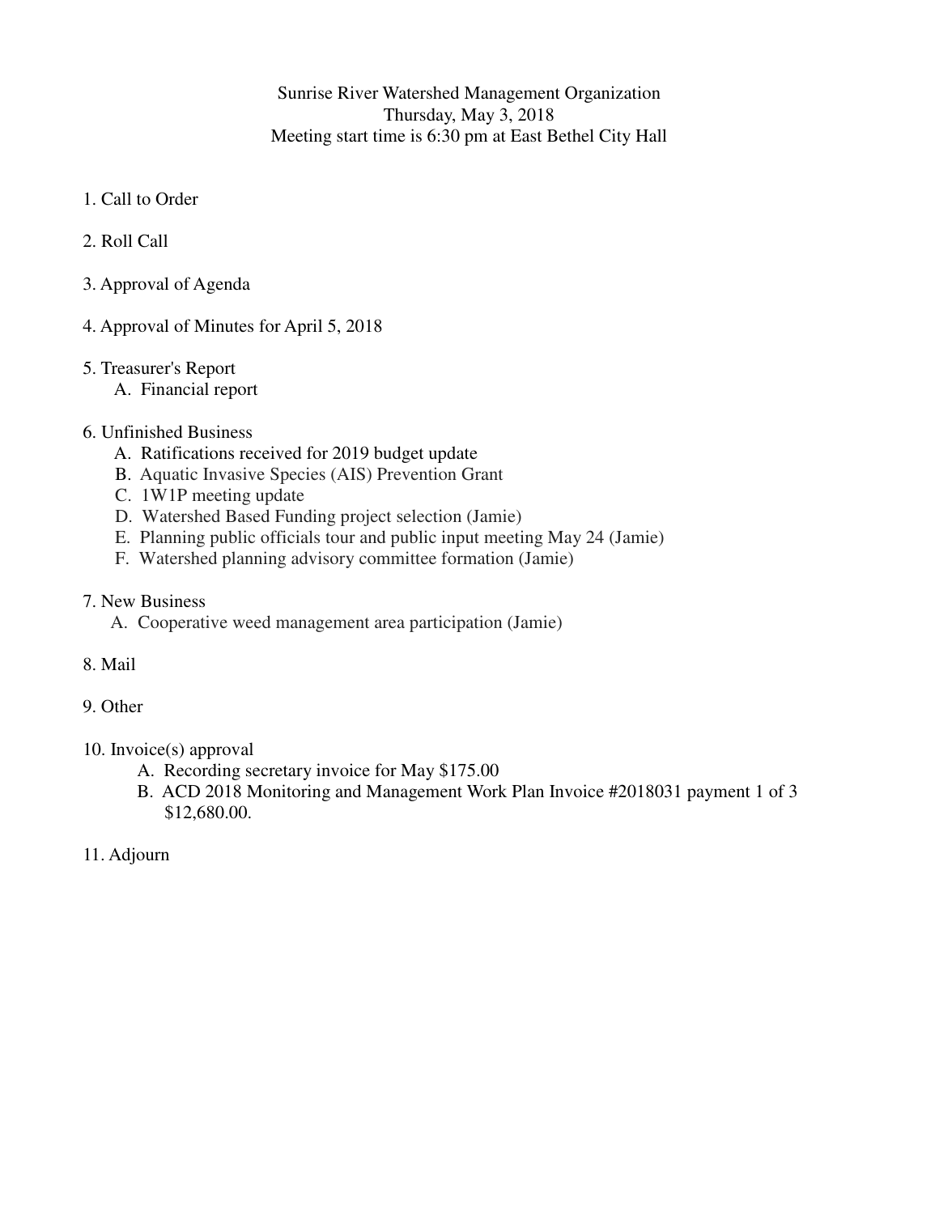Sunrise River Watershed Management Organization
Thursday, May 3, 2018
Meeting start time is 6:30 pm at East Bethel City Hall

1. Call to Order

2. Roll Call

3. Approval of Agenda

4. Approval of Minutes for April 5, 2018

5. Treasurer's Report
   - A. Financial report

6. Unfinished Business
   - A. Ratifications received for 2019 budget update
   - B. Aquatic Invasive Species (AIS) Prevention Grant
   - C. 1W1P meeting update
   - D. Watershed Based Funding project selection (Jamie)
   - E. Planning public officials tour and public input meeting May 24 (Jamie)
   - F. Watershed planning advisory committee formation (Jamie)

7. New Business
   - A. Cooperative weed management area participation (Jamie)

8. Mail

9. Other

10. Invoice(s) approval
    - A. Recording secretary invoice for May $175.00
    - B. ACD 2018 Monitoring and Management Work Plan Invoice #2018031 payment 1 of 3 $12,680.00.

11. Adjourn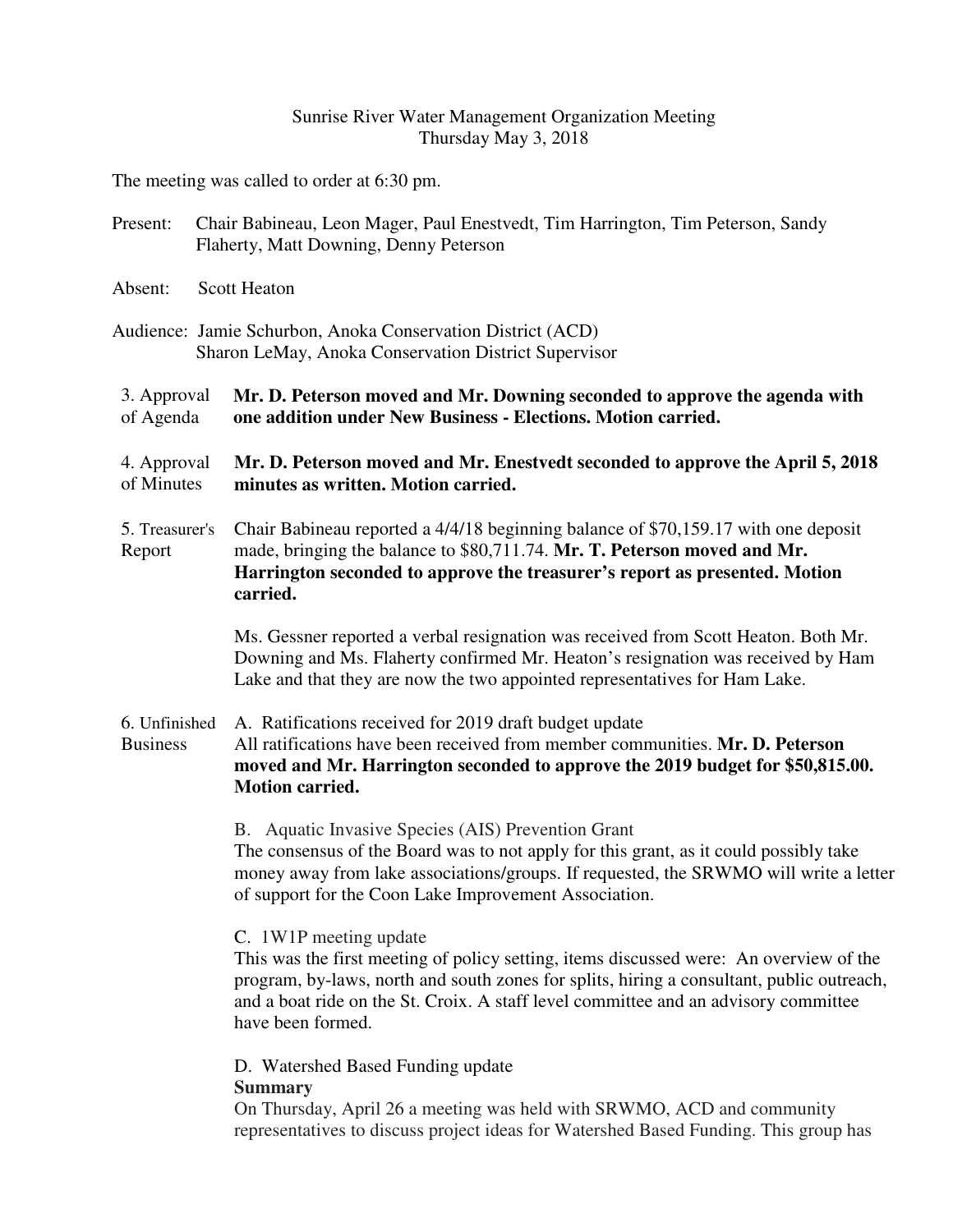Sunrise River Water Management Organization Meeting
Thursday May 3, 2018

The meeting was called to order at 6:30 pm.

Present: Chair Babineau, Leon Mager, Paul Enestvedt, Tim Harrington, Tim Peterson, Sandy Flaherty, Matt Downing, Denny Peterson

Absent: Scott Heaton

Audience: Jamie Schurbon, Anoka Conservation District (ACD)
Sharon LeMay, Anoka Conservation District Supervisor

3. Approval of Agenda

**Mr. D. Peterson moved and Mr. Downing seconded to approve the agenda with one addition under New Business - Elections. Motion carried.**

4. Approval of Minutes

**Mr. D. Peterson moved and Mr. Enestvedt seconded to approve the April 5, 2018 minutes as written. Motion carried.**

5. Treasurer's Report

Chair Babineau reported a 4/4/18 beginning balance of $70,159.17 with one deposit made, bringing the balance to $80,711.74. **Mr. T. Peterson moved and Mr. Harrington seconded to approve the treasurer's report as presented. Motion carried.**

Ms. Gessner reported a verbal resignation was received from Scott Heaton. Both Mr. Downing and Ms. Flaherty confirmed Mr. Heaton's resignation was received by Ham Lake and that they are now the two appointed representatives for Ham Lake.

6. Unfinished Business

A. Ratifications received for 2019 draft budget update
All ratifications have been received from member communities. **Mr. D. Peterson moved and Mr. Harrington seconded to approve the 2019 budget for $50,815.00. Motion carried.**

B. Aquatic Invasive Species (AIS) Prevention Grant
The consensus of the Board was to not apply for this grant, as it could possibly take money away from lake associations/groups. If requested, the SRWMO will write a letter of support for the Coon Lake Improvement Association.

C. 1W1P meeting update
This was the first meeting of policy setting, items discussed were: An overview of the program, by-laws, north and south zones for splits, hiring a consultant, public outreach, and a boat ride on the St. Croix. A staff level committee and an advisory committee have been formed.

D. Watershed Based Funding update
**Summary**
On Thursday, April 26 a meeting was held with SRWMO, ACD and community representatives to discuss project ideas for Watershed Based Funding. This group has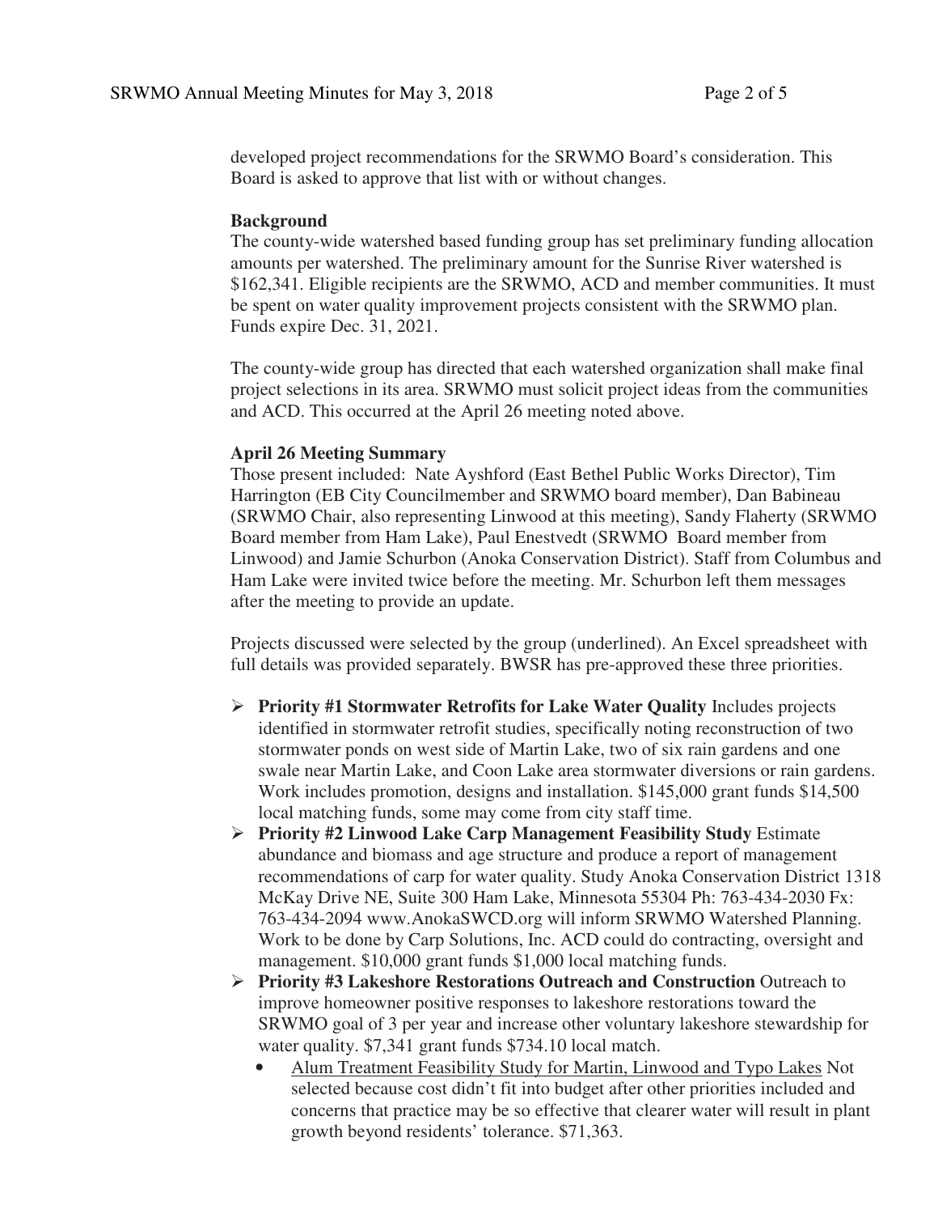developed project recommendations for the SRWMO Board's consideration. This Board is asked to approve that list with or without changes.

**Background**

The county-wide watershed based funding group has set preliminary funding allocation amounts per watershed. The preliminary amount for the Sunrise River watershed is $162,341. Eligible recipients are the SRWMO, ACD and member communities. It must be spent on water quality improvement projects consistent with the SRWMO plan. Funds expire Dec. 31, 2021.

The county-wide group has directed that each watershed organization shall make final project selections in its area. SRWMO must solicit project ideas from the communities and ACD. This occurred at the April 26 meeting noted above.

**April 26 Meeting Summary**

Those present included: Nate Ayshford (East Bethel Public Works Director), Tim Harrington (EB City Councilmember and SRWMO board member), Dan Babineau (SRWMO Chair, also representing Linwood at this meeting), Sandy Flaherty (SRWMO Board member from Ham Lake), Paul Enestvedt (SRWMO Board member from Linwood) and Jamie Schurbon (Anoka Conservation District). Staff from Columbus and Ham Lake were invited twice before the meeting. Mr. Schurbon left them messages after the meeting to provide an update.

Projects discussed were selected by the group (underlined). An Excel spreadsheet with full details was provided separately. BWSR has pre-approved these three priorities.

- **Priority #1 Stormwater Retrofits for Lake Water Quality** Includes projects identified in stormwater retrofit studies, specifically noting reconstruction of two stormwater ponds on west side of Martin Lake, two of six rain gardens and one swale near Martin Lake, and Coon Lake area stormwater diversions or rain gardens. Work includes promotion, designs and installation. $145,000 grant funds $14,500 local matching funds, some may come from city staff time.
- **Priority #2 Linwood Lake Carp Management Feasibility Study** Estimate abundance and biomass and age structure and produce a report of management recommendations of carp for water quality. Study Anoka Conservation District 1318 McKay Drive NE, Suite 300 Ham Lake, Minnesota 55304 Ph: 763-434-2030 Fx: 763-434-2094 www.AnokaSWCD.org will inform SRWMO Watershed Planning. Work to be done by Carp Solutions, Inc. ACD could do contracting, oversight and management. $10,000 grant funds $1,000 local matching funds.
- **Priority #3 Lakeshore Restorations Outreach and Construction** Outreach to improve homeowner positive responses to lakeshore restorations toward the SRWMO goal of 3 per year and increase other voluntary lakeshore stewardship for water quality. $7,341 grant funds $734.10 local match.
  - <u>Alum Treatment Feasibility Study for Martin, Linwood and Typo Lakes</u> Not selected because cost didn't fit into budget after other priorities included and concerns that practice may be so effective that clearer water will result in plant growth beyond residents' tolerance. $71,363.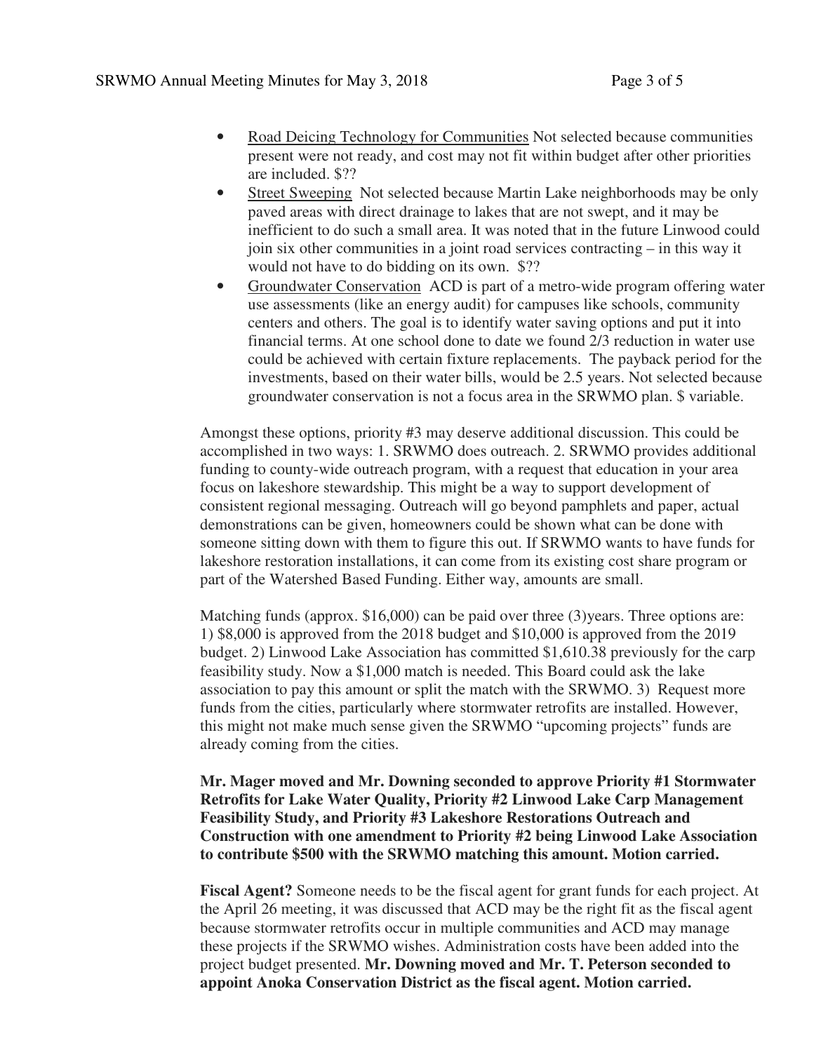- Road Deicing Technology for Communities Not selected because communities present were not ready, and cost may not fit within budget after other priorities are included. $??
- Street Sweeping Not selected because Martin Lake neighborhoods may be only paved areas with direct drainage to lakes that are not swept, and it may be inefficient to do such a small area. It was noted that in the future Linwood could join six other communities in a joint road services contracting – in this way it would not have to do bidding on its own. $??
- Groundwater Conservation ACD is part of a metro-wide program offering water use assessments (like an energy audit) for campuses like schools, community centers and others. The goal is to identify water saving options and put it into financial terms. At one school done to date we found 2/3 reduction in water use could be achieved with certain fixture replacements. The payback period for the investments, based on their water bills, would be 2.5 years. Not selected because groundwater conservation is not a focus area in the SRWMO plan. $ variable.

Amongst these options, priority #3 may deserve additional discussion. This could be accomplished in two ways: 1. SRWMO does outreach. 2. SRWMO provides additional funding to county-wide outreach program, with a request that education in your area focus on lakeshore stewardship. This might be a way to support development of consistent regional messaging. Outreach will go beyond pamphlets and paper, actual demonstrations can be given, homeowners could be shown what can be done with someone sitting down with them to figure this out. If SRWMO wants to have funds for lakeshore restoration installations, it can come from its existing cost share program or part of the Watershed Based Funding. Either way, amounts are small.

Matching funds (approx. $16,000) can be paid over three (3)years. Three options are: 1) $8,000 is approved from the 2018 budget and $10,000 is approved from the 2019 budget. 2) Linwood Lake Association has committed $1,610.38 previously for the carp feasibility study. Now a $1,000 match is needed. This Board could ask the lake association to pay this amount or split the match with the SRWMO. 3) Request more funds from the cities, particularly where stormwater retrofits are installed. However, this might not make much sense given the SRWMO "upcoming projects" funds are already coming from the cities.

**Mr. Mager moved and Mr. Downing seconded to approve Priority #1 Stormwater Retrofits for Lake Water Quality, Priority #2 Linwood Lake Carp Management Feasibility Study, and Priority #3 Lakeshore Restorations Outreach and Construction with one amendment to Priority #2 being Linwood Lake Association to contribute $500 with the SRWMO matching this amount. Motion carried.**

**Fiscal Agent?** Someone needs to be the fiscal agent for grant funds for each project. At the April 26 meeting, it was discussed that ACD may be the right fit as the fiscal agent because stormwater retrofits occur in multiple communities and ACD may manage these projects if the SRWMO wishes. Administration costs have been added into the project budget presented. **Mr. Downing moved and Mr. T. Peterson seconded to appoint Anoka Conservation District as the fiscal agent. Motion carried.**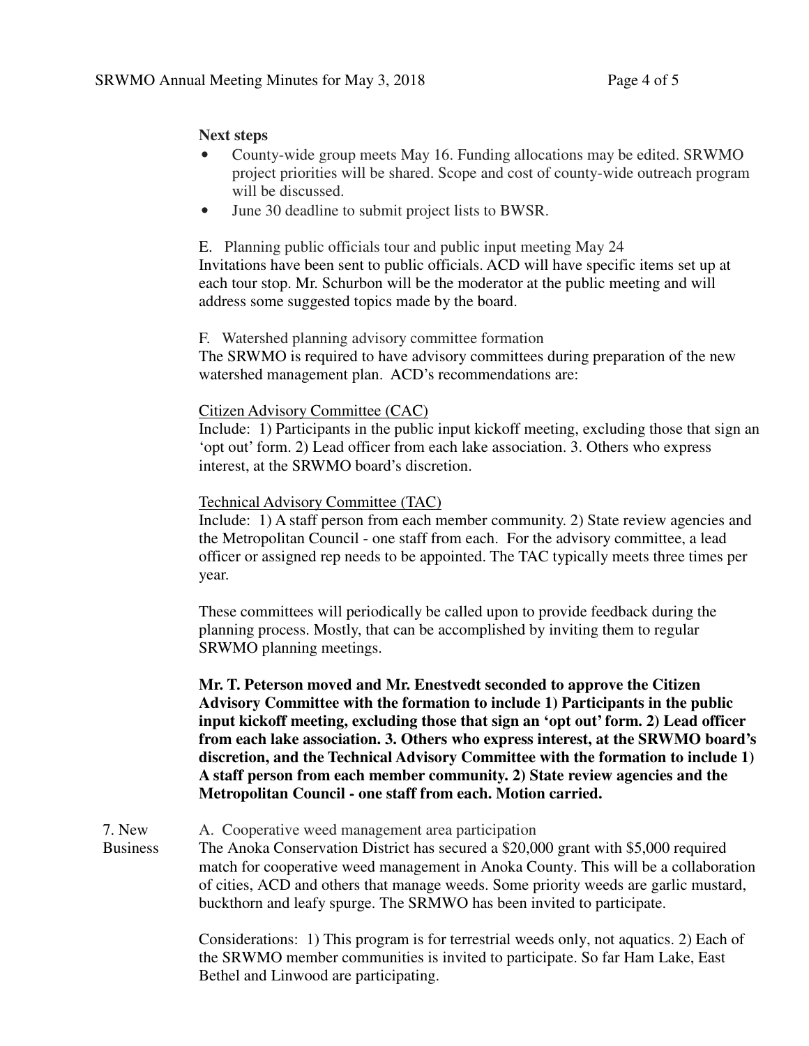**Next steps**

- County-wide group meets May 16. Funding allocations may be edited. SRWMO project priorities will be shared. Scope and cost of county-wide outreach program will be discussed.
- June 30 deadline to submit project lists to BWSR.

E. Planning public officials tour and public input meeting May 24
Invitations have been sent to public officials. ACD will have specific items set up at each tour stop. Mr. Schurbon will be the moderator at the public meeting and will address some suggested topics made by the board.

F. Watershed planning advisory committee formation
The SRWMO is required to have advisory committees during preparation of the new watershed management plan. ACD's recommendations are:

<u>Citizen Advisory Committee (CAC)</u>
Include: 1) Participants in the public input kickoff meeting, excluding those that sign an 'opt out' form. 2) Lead officer from each lake association. 3. Others who express interest, at the SRWMO board's discretion.

<u>Technical Advisory Committee (TAC)</u>
Include: 1) A staff person from each member community. 2) State review agencies and the Metropolitan Council - one staff from each. For the advisory committee, a lead officer or assigned rep needs to be appointed. The TAC typically meets three times per year.

These committees will periodically be called upon to provide feedback during the planning process. Mostly, that can be accomplished by inviting them to regular SRWMO planning meetings.

**Mr. T. Peterson moved and Mr. Enestvedt seconded to approve the Citizen Advisory Committee with the formation to include 1) Participants in the public input kickoff meeting, excluding those that sign an 'opt out' form. 2) Lead officer from each lake association. 3. Others who express interest, at the SRWMO board's discretion, and the Technical Advisory Committee with the formation to include 1) A staff person from each member community. 2) State review agencies and the Metropolitan Council - one staff from each. Motion carried.**

7. New Business

A. Cooperative weed management area participation
The Anoka Conservation District has secured a $20,000 grant with $5,000 required match for cooperative weed management in Anoka County. This will be a collaboration of cities, ACD and others that manage weeds. Some priority weeds are garlic mustard, buckthorn and leafy spurge. The SRMWO has been invited to participate.

Considerations: 1) This program is for terrestrial weeds only, not aquatics. 2) Each of the SRWMO member communities is invited to participate. So far Ham Lake, East Bethel and Linwood are participating.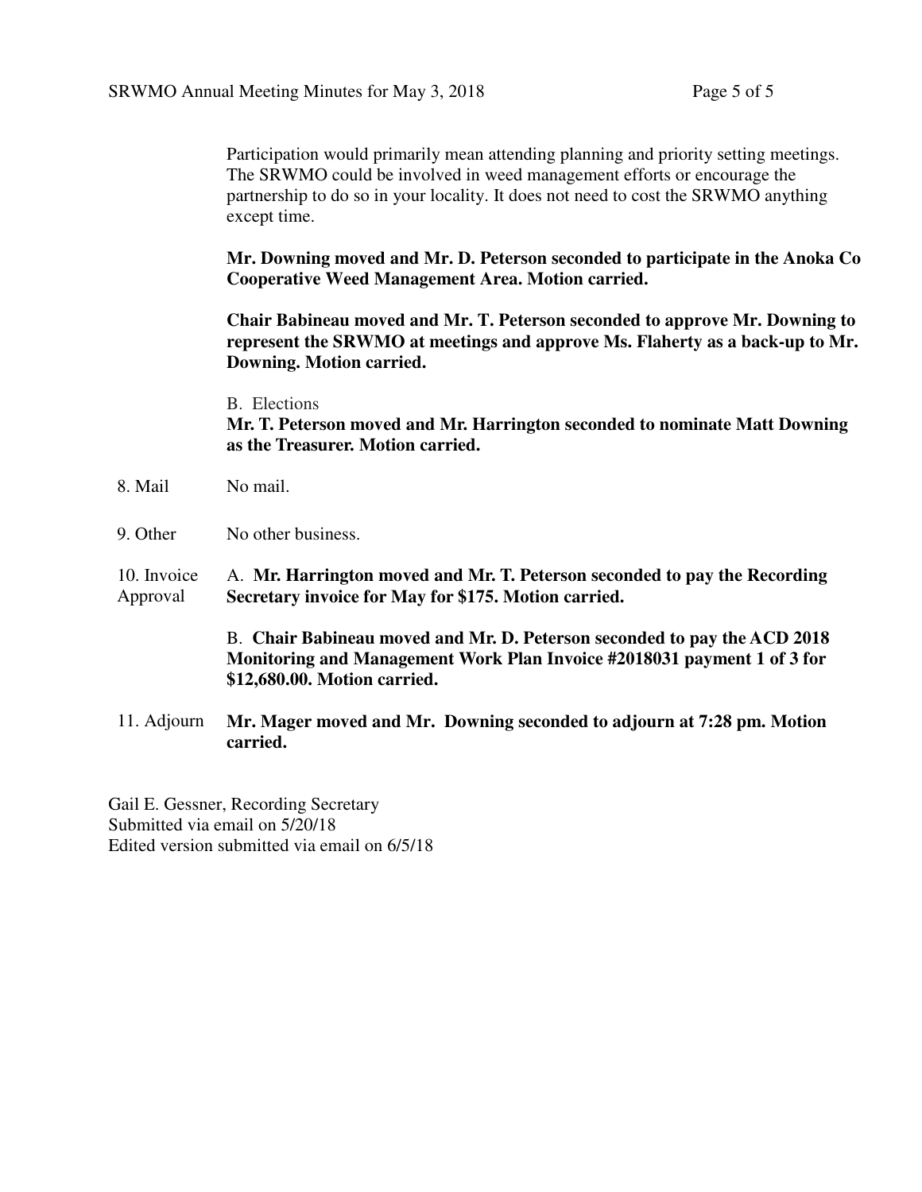Participation would primarily mean attending planning and priority setting meetings. The SRWMO could be involved in weed management efforts or encourage the partnership to do so in your locality. It does not need to cost the SRWMO anything except time.

**Mr. Downing moved and Mr. D. Peterson seconded to participate in the Anoka Co Cooperative Weed Management Area. Motion carried.**

**Chair Babineau moved and Mr. T. Peterson seconded to approve Mr. Downing to represent the SRWMO at meetings and approve Ms. Flaherty as a back-up to Mr. Downing. Motion carried.**

B. Elections

**Mr. T. Peterson moved and Mr. Harrington seconded to nominate Matt Downing as the Treasurer. Motion carried.**

8. Mail — No mail.

9. Other — No other business.

10. Invoice Approval — A. **Mr. Harrington moved and Mr. T. Peterson seconded to pay the Recording Secretary invoice for May for $175. Motion carried.**

B. **Chair Babineau moved and Mr. D. Peterson seconded to pay the ACD 2018 Monitoring and Management Work Plan Invoice #2018031 payment 1 of 3 for $12,680.00. Motion carried.**

11. Adjourn — **Mr. Mager moved and Mr. Downing seconded to adjourn at 7:28 pm. Motion carried.**

Gail E. Gessner, Recording Secretary
Submitted via email on 5/20/18
Edited version submitted via email on 6/5/18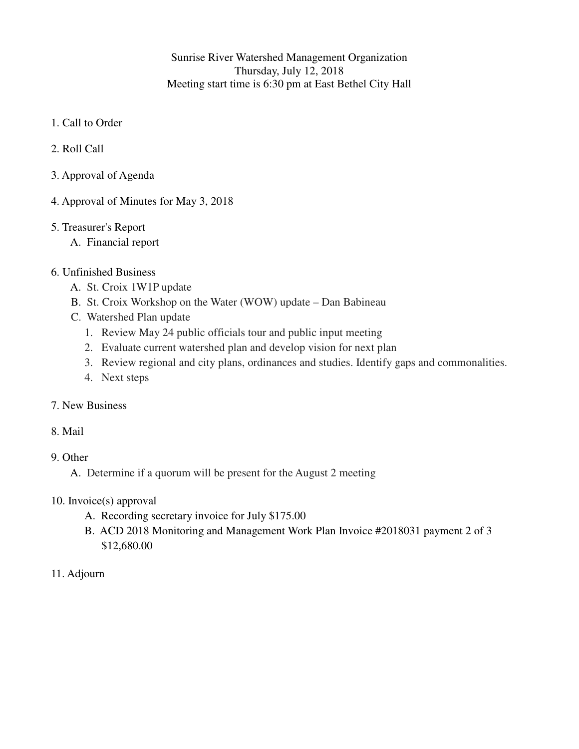Sunrise River Watershed Management Organization
Thursday, July 12, 2018
Meeting start time is 6:30 pm at East Bethel City Hall

1. Call to Order
2. Roll Call
3. Approval of Agenda
4. Approval of Minutes for May 3, 2018
5. Treasurer's Report
   A. Financial report
6. Unfinished Business
   A. St. Croix 1W1P update
   B. St. Croix Workshop on the Water (WOW) update – Dan Babineau
   C. Watershed Plan update
      1. Review May 24 public officials tour and public input meeting
      2. Evaluate current watershed plan and develop vision for next plan
      3. Review regional and city plans, ordinances and studies. Identify gaps and commonalities.
      4. Next steps
7. New Business
8. Mail
9. Other
   A. Determine if a quorum will be present for the August 2 meeting
10. Invoice(s) approval
    A. Recording secretary invoice for July $175.00
    B. ACD 2018 Monitoring and Management Work Plan Invoice #2018031 payment 2 of 3 $12,680.00
11. Adjourn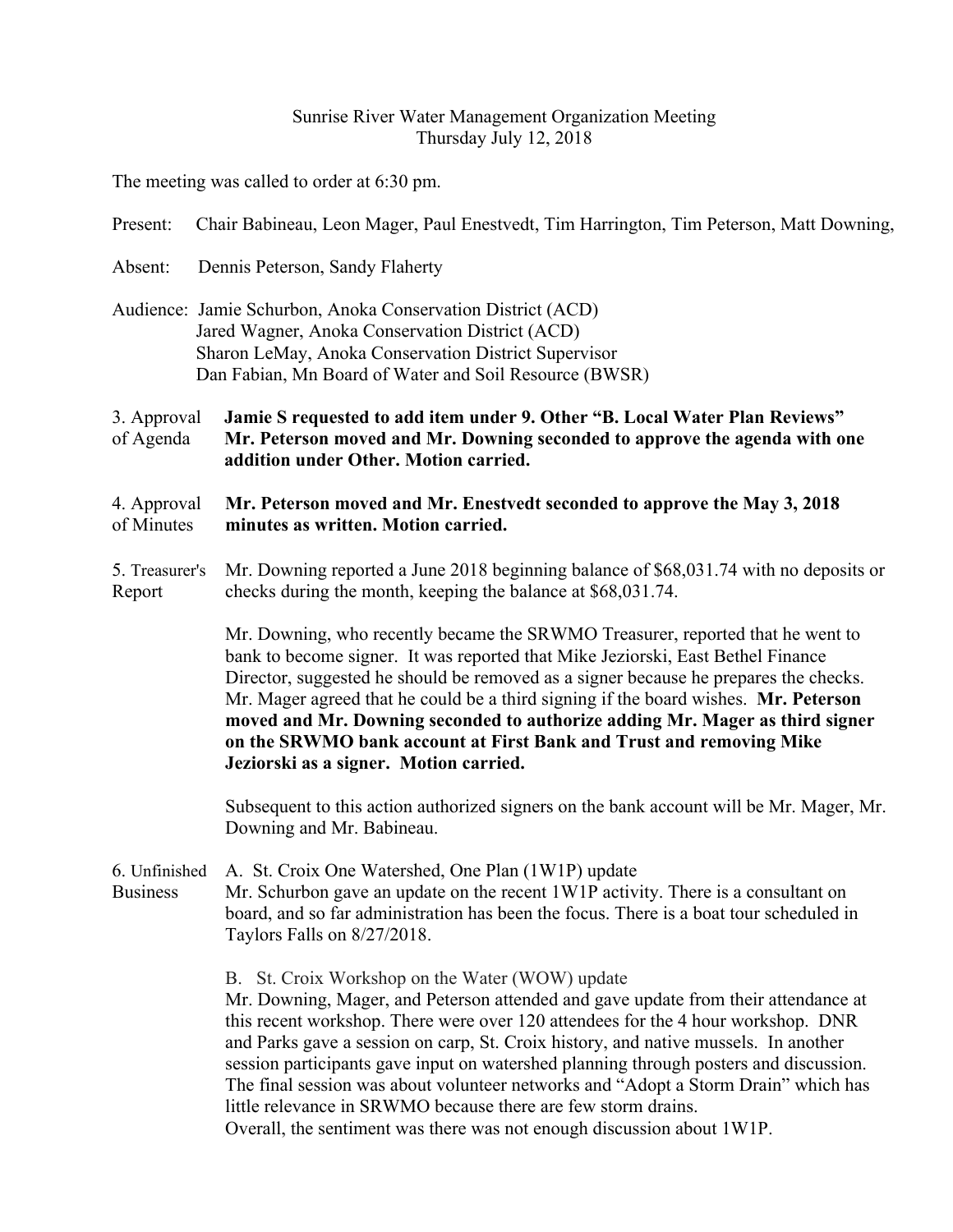Sunrise River Water Management Organization Meeting
Thursday July 12, 2018

The meeting was called to order at 6:30 pm.

Present: Chair Babineau, Leon Mager, Paul Enestvedt, Tim Harrington, Tim Peterson, Matt Downing,

Absent: Dennis Peterson, Sandy Flaherty

Audience: Jamie Schurbon, Anoka Conservation District (ACD)
Jared Wagner, Anoka Conservation District (ACD)
Sharon LeMay, Anoka Conservation District Supervisor
Dan Fabian, Mn Board of Water and Soil Resource (BWSR)

3. Approval of Agenda — **Jamie S requested to add item under 9. Other "B. Local Water Plan Reviews" Mr. Peterson moved and Mr. Downing seconded to approve the agenda with one addition under Other. Motion carried.**

4. Approval of Minutes — **Mr. Peterson moved and Mr. Enestvedt seconded to approve the May 3, 2018 minutes as written. Motion carried.**

5. Treasurer's Report — Mr. Downing reported a June 2018 beginning balance of $68,031.74 with no deposits or checks during the month, keeping the balance at $68,031.74.

Mr. Downing, who recently became the SRWMO Treasurer, reported that he went to bank to become signer. It was reported that Mike Jeziorski, East Bethel Finance Director, suggested he should be removed as a signer because he prepares the checks. Mr. Mager agreed that he could be a third signing if the board wishes. **Mr. Peterson moved and Mr. Downing seconded to authorize adding Mr. Mager as third signer on the SRWMO bank account at First Bank and Trust and removing Mike Jeziorski as a signer. Motion carried.**

Subsequent to this action authorized signers on the bank account will be Mr. Mager, Mr. Downing and Mr. Babineau.

6. Unfinished Business — A. St. Croix One Watershed, One Plan (1W1P) update
Mr. Schurbon gave an update on the recent 1W1P activity. There is a consultant on board, and so far administration has been the focus. There is a boat tour scheduled in Taylors Falls on 8/27/2018.

B. St. Croix Workshop on the Water (WOW) update
Mr. Downing, Mager, and Peterson attended and gave update from their attendance at this recent workshop. There were over 120 attendees for the 4 hour workshop. DNR and Parks gave a session on carp, St. Croix history, and native mussels. In another session participants gave input on watershed planning through posters and discussion. The final session was about volunteer networks and "Adopt a Storm Drain" which has little relevance in SRWMO because there are few storm drains.
Overall, the sentiment was there was not enough discussion about 1W1P.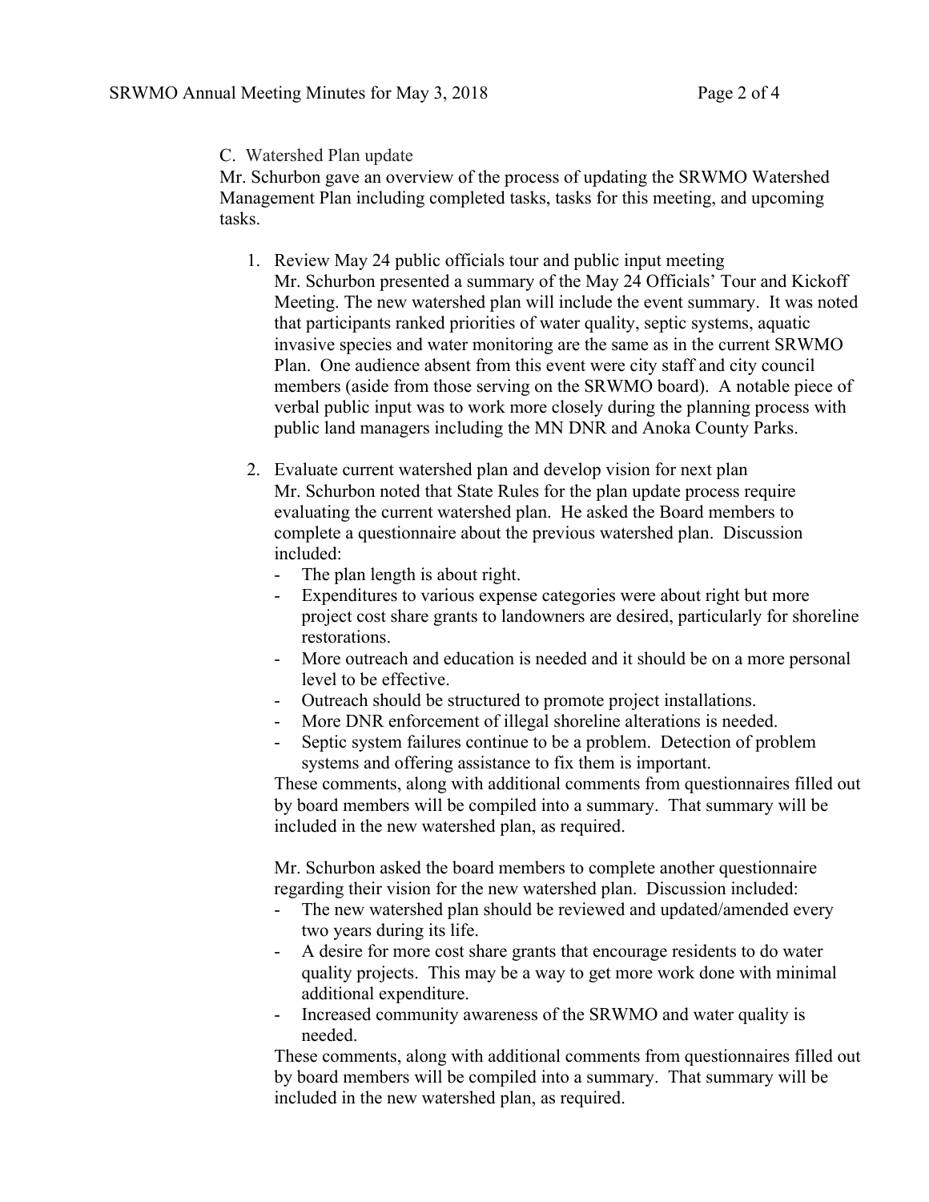C. Watershed Plan update

Mr. Schurbon gave an overview of the process of updating the SRWMO Watershed Management Plan including completed tasks, tasks for this meeting, and upcoming tasks.

1. Review May 24 public officials tour and public input meeting
   Mr. Schurbon presented a summary of the May 24 Officials' Tour and Kickoff Meeting. The new watershed plan will include the event summary. It was noted that participants ranked priorities of water quality, septic systems, aquatic invasive species and water monitoring are the same as in the current SRWMO Plan. One audience absent from this event were city staff and city council members (aside from those serving on the SRWMO board). A notable piece of verbal public input was to work more closely during the planning process with public land managers including the MN DNR and Anoka County Parks.

2. Evaluate current watershed plan and develop vision for next plan
   Mr. Schurbon noted that State Rules for the plan update process require evaluating the current watershed plan. He asked the Board members to complete a questionnaire about the previous watershed plan. Discussion included:
   - The plan length is about right.
   - Expenditures to various expense categories were about right but more project cost share grants to landowners are desired, particularly for shoreline restorations.
   - More outreach and education is needed and it should be on a more personal level to be effective.
   - Outreach should be structured to promote project installations.
   - More DNR enforcement of illegal shoreline alterations is needed.
   - Septic system failures continue to be a problem. Detection of problem systems and offering assistance to fix them is important.

   These comments, along with additional comments from questionnaires filled out by board members will be compiled into a summary. That summary will be included in the new watershed plan, as required.

   Mr. Schurbon asked the board members to complete another questionnaire regarding their vision for the new watershed plan. Discussion included:
   - The new watershed plan should be reviewed and updated/amended every two years during its life.
   - A desire for more cost share grants that encourage residents to do water quality projects. This may be a way to get more work done with minimal additional expenditure.
   - Increased community awareness of the SRWMO and water quality is needed.

   These comments, along with additional comments from questionnaires filled out by board members will be compiled into a summary. That summary will be included in the new watershed plan, as required.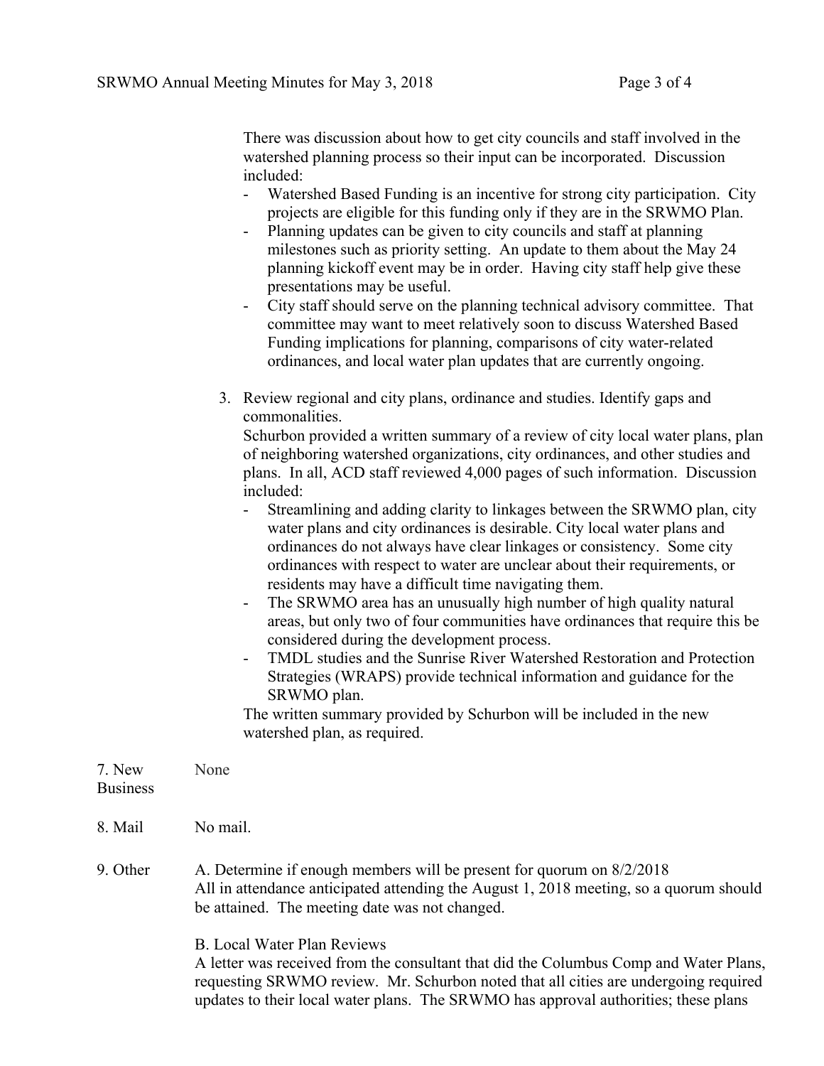There was discussion about how to get city councils and staff involved in the watershed planning process so their input can be incorporated. Discussion included:

- Watershed Based Funding is an incentive for strong city participation. City projects are eligible for this funding only if they are in the SRWMO Plan.
- Planning updates can be given to city councils and staff at planning milestones such as priority setting. An update to them about the May 24 planning kickoff event may be in order. Having city staff help give these presentations may be useful.
- City staff should serve on the planning technical advisory committee. That committee may want to meet relatively soon to discuss Watershed Based Funding implications for planning, comparisons of city water-related ordinances, and local water plan updates that are currently ongoing.

3. Review regional and city plans, ordinance and studies. Identify gaps and commonalities.
   Schurbon provided a written summary of a review of city local water plans, plan of neighboring watershed organizations, city ordinances, and other studies and plans. In all, ACD staff reviewed 4,000 pages of such information. Discussion included:
   - Streamlining and adding clarity to linkages between the SRWMO plan, city water plans and city ordinances is desirable. City local water plans and ordinances do not always have clear linkages or consistency. Some city ordinances with respect to water are unclear about their requirements, or residents may have a difficult time navigating them.
   - The SRWMO area has an unusually high number of high quality natural areas, but only two of four communities have ordinances that require this be considered during the development process.
   - TMDL studies and the Sunrise River Watershed Restoration and Protection Strategies (WRAPS) provide technical information and guidance for the SRWMO plan.

   The written summary provided by Schurbon will be included in the new watershed plan, as required.

**7. New Business** None

**8. Mail** No mail.

**9. Other**

A. Determine if enough members will be present for quorum on 8/2/2018
All in attendance anticipated attending the August 1, 2018 meeting, so a quorum should be attained. The meeting date was not changed.

B. Local Water Plan Reviews
A letter was received from the consultant that did the Columbus Comp and Water Plans, requesting SRWMO review. Mr. Schurbon noted that all cities are undergoing required updates to their local water plans. The SRWMO has approval authorities; these plans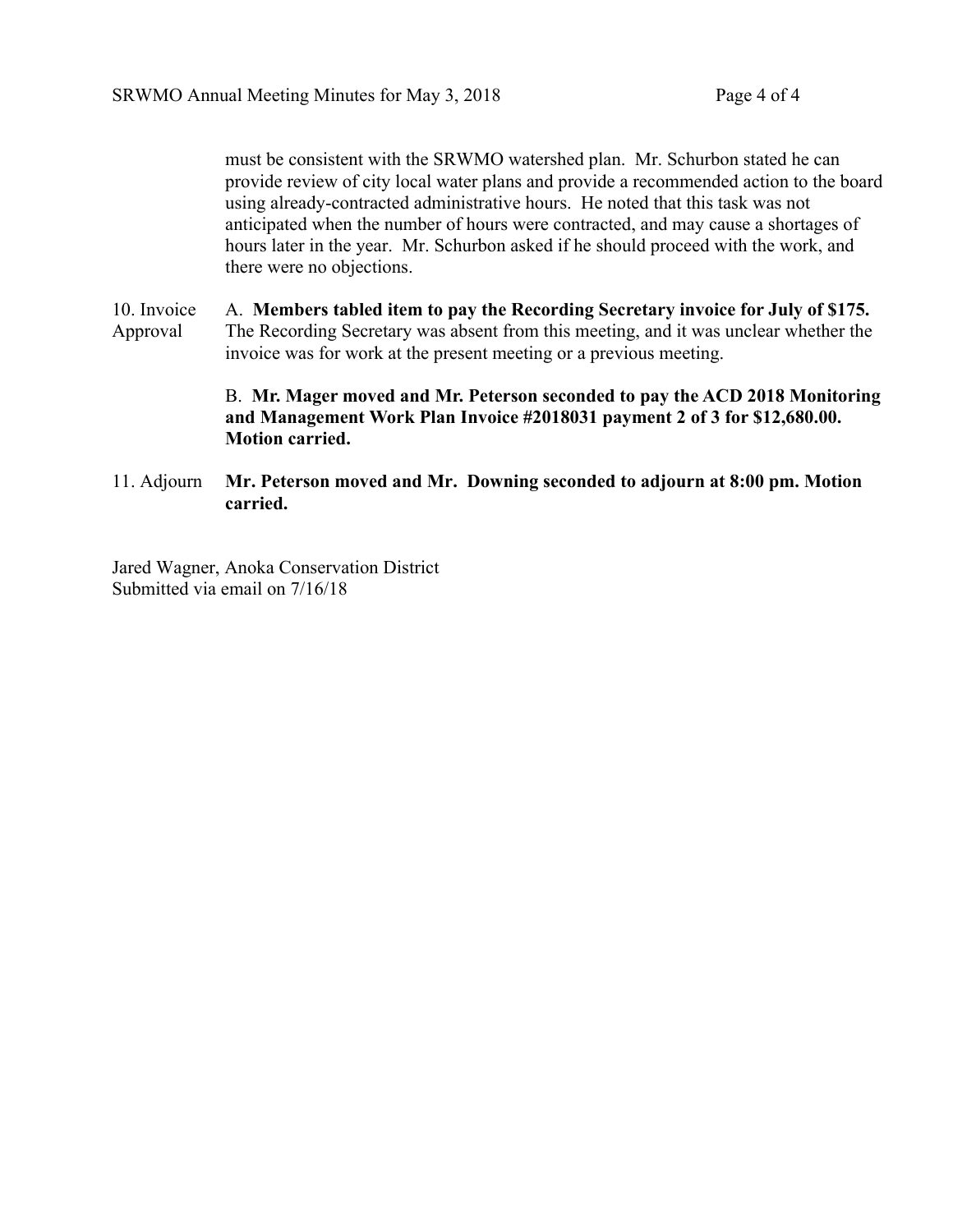must be consistent with the SRWMO watershed plan. Mr. Schurbon stated he can provide review of city local water plans and provide a recommended action to the board using already-contracted administrative hours. He noted that this task was not anticipated when the number of hours were contracted, and may cause a shortages of hours later in the year. Mr. Schurbon asked if he should proceed with the work, and there were no objections.

10. Invoice Approval

A. **Members tabled item to pay the Recording Secretary invoice for July of $175.** The Recording Secretary was absent from this meeting, and it was unclear whether the invoice was for work at the present meeting or a previous meeting.

B. **Mr. Mager moved and Mr. Peterson seconded to pay the ACD 2018 Monitoring and Management Work Plan Invoice #2018031 payment 2 of 3 for $12,680.00. Motion carried.**

11. Adjourn

**Mr. Peterson moved and Mr. Downing seconded to adjourn at 8:00 pm. Motion carried.**

Jared Wagner, Anoka Conservation District
Submitted via email on 7/16/18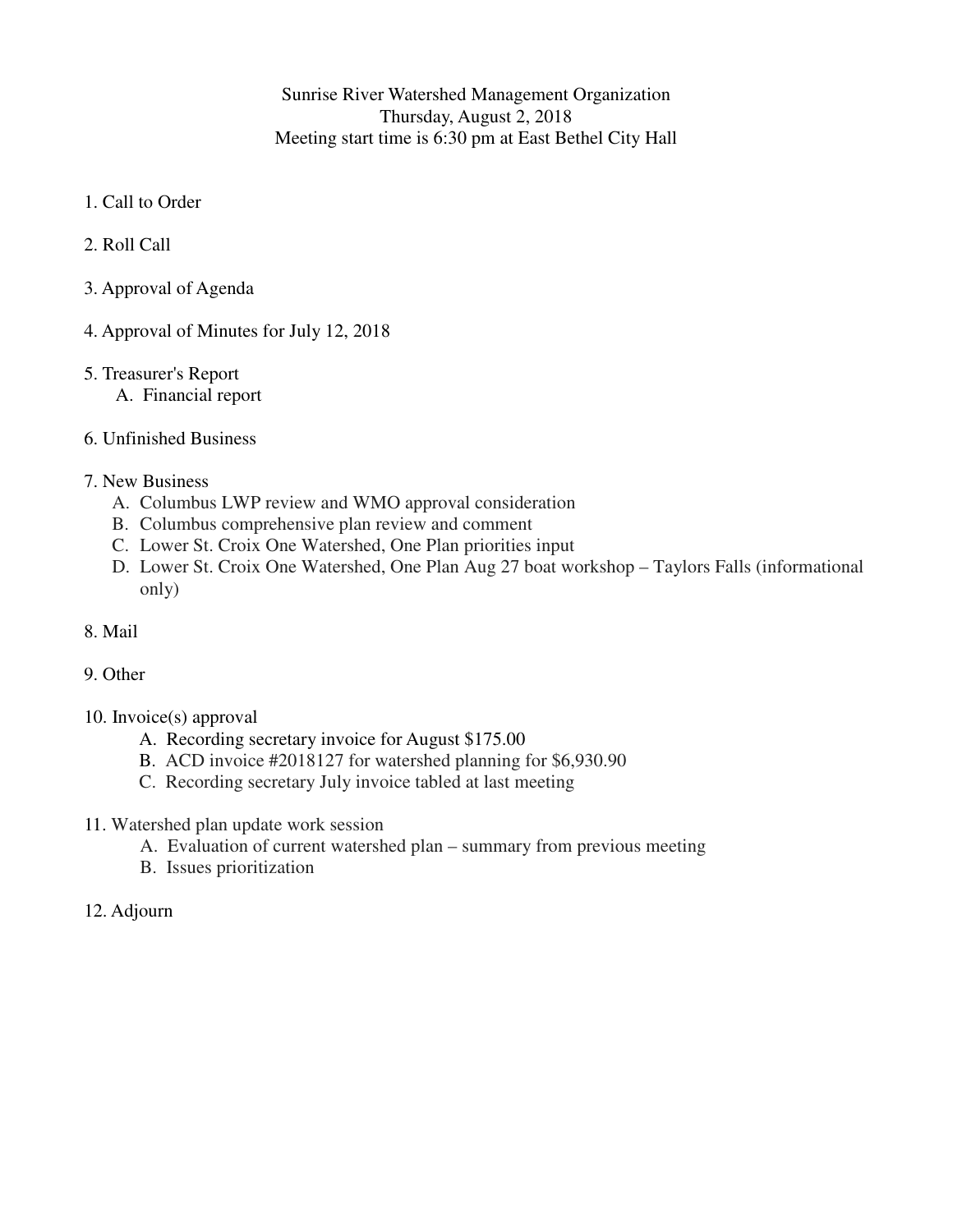Sunrise River Watershed Management Organization
Thursday, August 2, 2018
Meeting start time is 6:30 pm at East Bethel City Hall

1. Call to Order

2. Roll Call

3. Approval of Agenda

4. Approval of Minutes for July 12, 2018

5. Treasurer's Report
   A. Financial report

6. Unfinished Business

7. New Business
   A. Columbus LWP review and WMO approval consideration
   B. Columbus comprehensive plan review and comment
   C. Lower St. Croix One Watershed, One Plan priorities input
   D. Lower St. Croix One Watershed, One Plan Aug 27 boat workshop – Taylors Falls (informational only)

8. Mail

9. Other

10. Invoice(s) approval
    A. Recording secretary invoice for August $175.00
    B. ACD invoice #2018127 for watershed planning for $6,930.90
    C. Recording secretary July invoice tabled at last meeting

11. Watershed plan update work session
    A. Evaluation of current watershed plan – summary from previous meeting
    B. Issues prioritization

12. Adjourn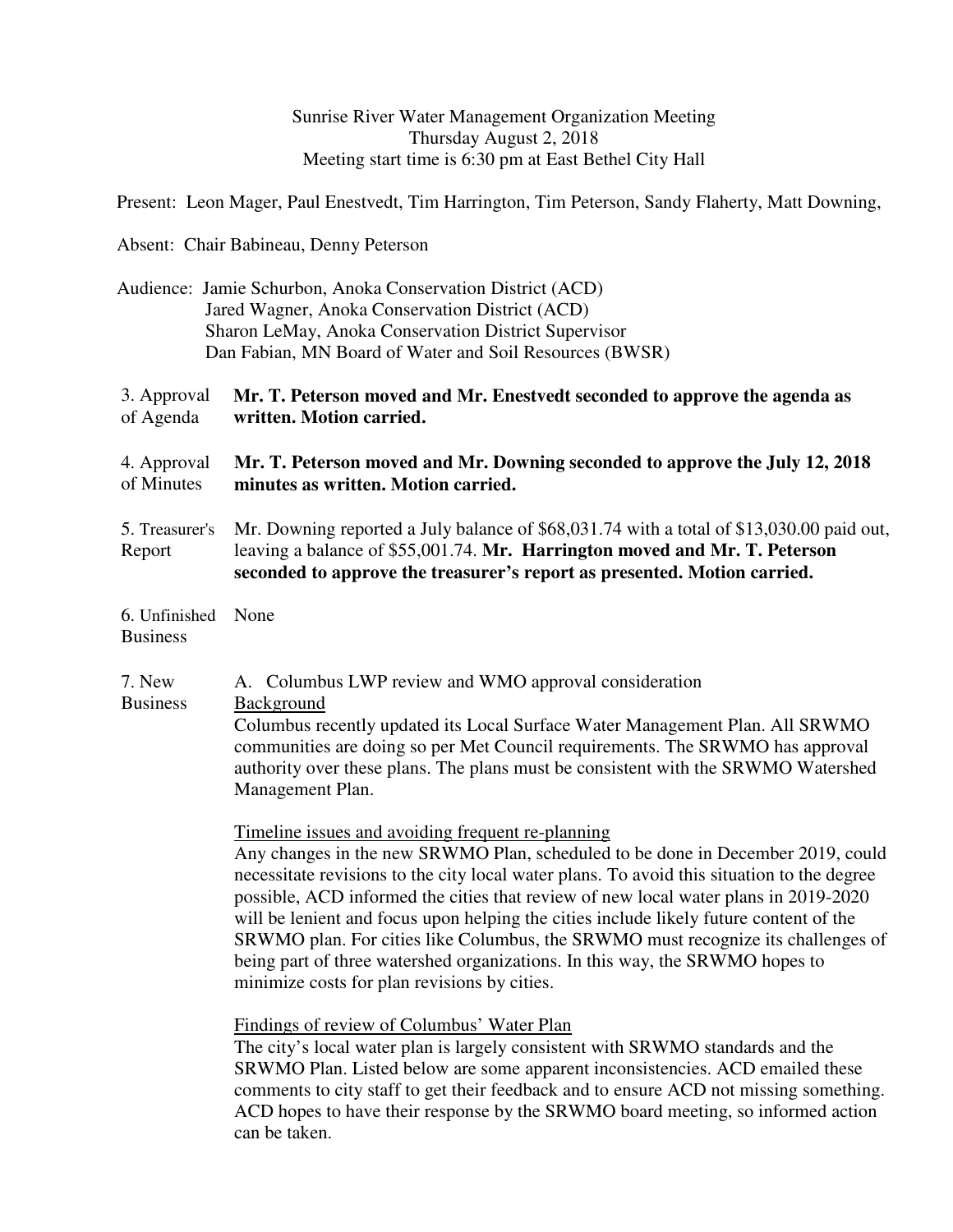Sunrise River Water Management Organization Meeting
Thursday August 2, 2018
Meeting start time is 6:30 pm at East Bethel City Hall

Present: Leon Mager, Paul Enestvedt, Tim Harrington, Tim Peterson, Sandy Flaherty, Matt Downing,

Absent: Chair Babineau, Denny Peterson

Audience: Jamie Schurbon, Anoka Conservation District (ACD)
Jared Wagner, Anoka Conservation District (ACD)
Sharon LeMay, Anoka Conservation District Supervisor
Dan Fabian, MN Board of Water and Soil Resources (BWSR)

3. Approval of Agenda

**Mr. T. Peterson moved and Mr. Enestvedt seconded to approve the agenda as written. Motion carried.**

4. Approval of Minutes

**Mr. T. Peterson moved and Mr. Downing seconded to approve the July 12, 2018 minutes as written. Motion carried.**

5. Treasurer's Report

Mr. Downing reported a July balance of $68,031.74 with a total of $13,030.00 paid out, leaving a balance of $55,001.74. **Mr. Harrington moved and Mr. T. Peterson seconded to approve the treasurer's report as presented. Motion carried.**

6. Unfinished Business

None

7. New Business

A. Columbus LWP review and WMO approval consideration

Background

Columbus recently updated its Local Surface Water Management Plan. All SRWMO communities are doing so per Met Council requirements. The SRWMO has approval authority over these plans. The plans must be consistent with the SRWMO Watershed Management Plan.

Timeline issues and avoiding frequent re-planning

Any changes in the new SRWMO Plan, scheduled to be done in December 2019, could necessitate revisions to the city local water plans. To avoid this situation to the degree possible, ACD informed the cities that review of new local water plans in 2019-2020 will be lenient and focus upon helping the cities include likely future content of the SRWMO plan. For cities like Columbus, the SRWMO must recognize its challenges of being part of three watershed organizations. In this way, the SRWMO hopes to minimize costs for plan revisions by cities.

Findings of review of Columbus' Water Plan

The city's local water plan is largely consistent with SRWMO standards and the SRWMO Plan. Listed below are some apparent inconsistencies. ACD emailed these comments to city staff to get their feedback and to ensure ACD not missing something. ACD hopes to have their response by the SRWMO board meeting, so informed action can be taken.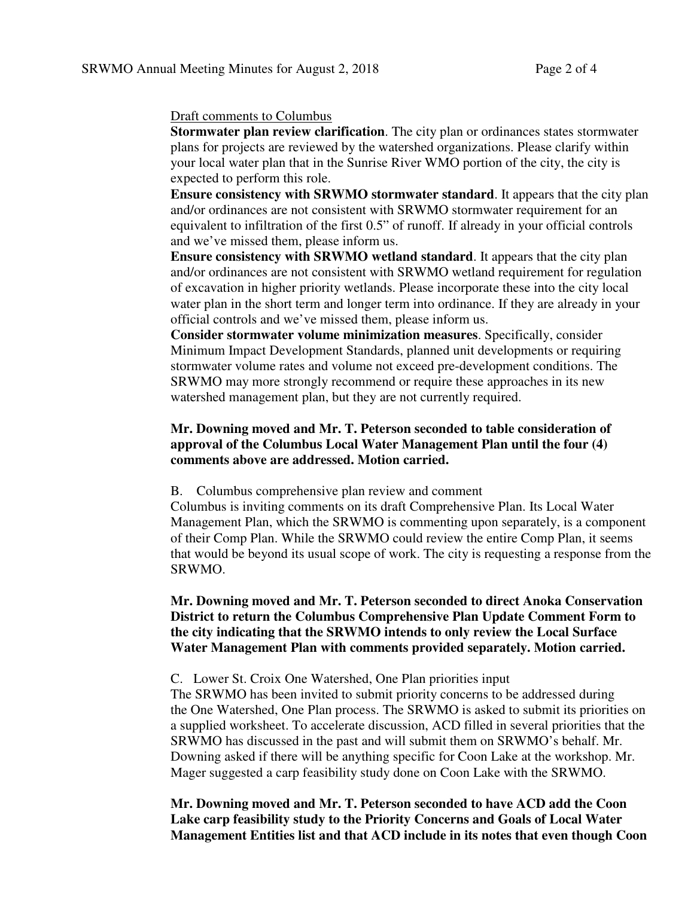Draft comments to Columbus

**Stormwater plan review clarification**. The city plan or ordinances states stormwater plans for projects are reviewed by the watershed organizations. Please clarify within your local water plan that in the Sunrise River WMO portion of the city, the city is expected to perform this role.

**Ensure consistency with SRWMO stormwater standard**. It appears that the city plan and/or ordinances are not consistent with SRWMO stormwater requirement for an equivalent to infiltration of the first 0.5" of runoff. If already in your official controls and we've missed them, please inform us.

**Ensure consistency with SRWMO wetland standard**. It appears that the city plan and/or ordinances are not consistent with SRWMO wetland requirement for regulation of excavation in higher priority wetlands. Please incorporate these into the city local water plan in the short term and longer term into ordinance. If they are already in your official controls and we've missed them, please inform us.

**Consider stormwater volume minimization measures**. Specifically, consider Minimum Impact Development Standards, planned unit developments or requiring stormwater volume rates and volume not exceed pre-development conditions. The SRWMO may more strongly recommend or require these approaches in its new watershed management plan, but they are not currently required.

**Mr. Downing moved and Mr. T. Peterson seconded to table consideration of approval of the Columbus Local Water Management Plan until the four (4) comments above are addressed. Motion carried.**

B. Columbus comprehensive plan review and comment

Columbus is inviting comments on its draft Comprehensive Plan. Its Local Water Management Plan, which the SRWMO is commenting upon separately, is a component of their Comp Plan. While the SRWMO could review the entire Comp Plan, it seems that would be beyond its usual scope of work. The city is requesting a response from the SRWMO.

**Mr. Downing moved and Mr. T. Peterson seconded to direct Anoka Conservation District to return the Columbus Comprehensive Plan Update Comment Form to the city indicating that the SRWMO intends to only review the Local Surface Water Management Plan with comments provided separately. Motion carried.**

C. Lower St. Croix One Watershed, One Plan priorities input

The SRWMO has been invited to submit priority concerns to be addressed during the One Watershed, One Plan process. The SRWMO is asked to submit its priorities on a supplied worksheet. To accelerate discussion, ACD filled in several priorities that the SRWMO has discussed in the past and will submit them on SRWMO's behalf. Mr. Downing asked if there will be anything specific for Coon Lake at the workshop. Mr. Mager suggested a carp feasibility study done on Coon Lake with the SRWMO.

**Mr. Downing moved and Mr. T. Peterson seconded to have ACD add the Coon Lake carp feasibility study to the Priority Concerns and Goals of Local Water Management Entities list and that ACD include in its notes that even though Coon**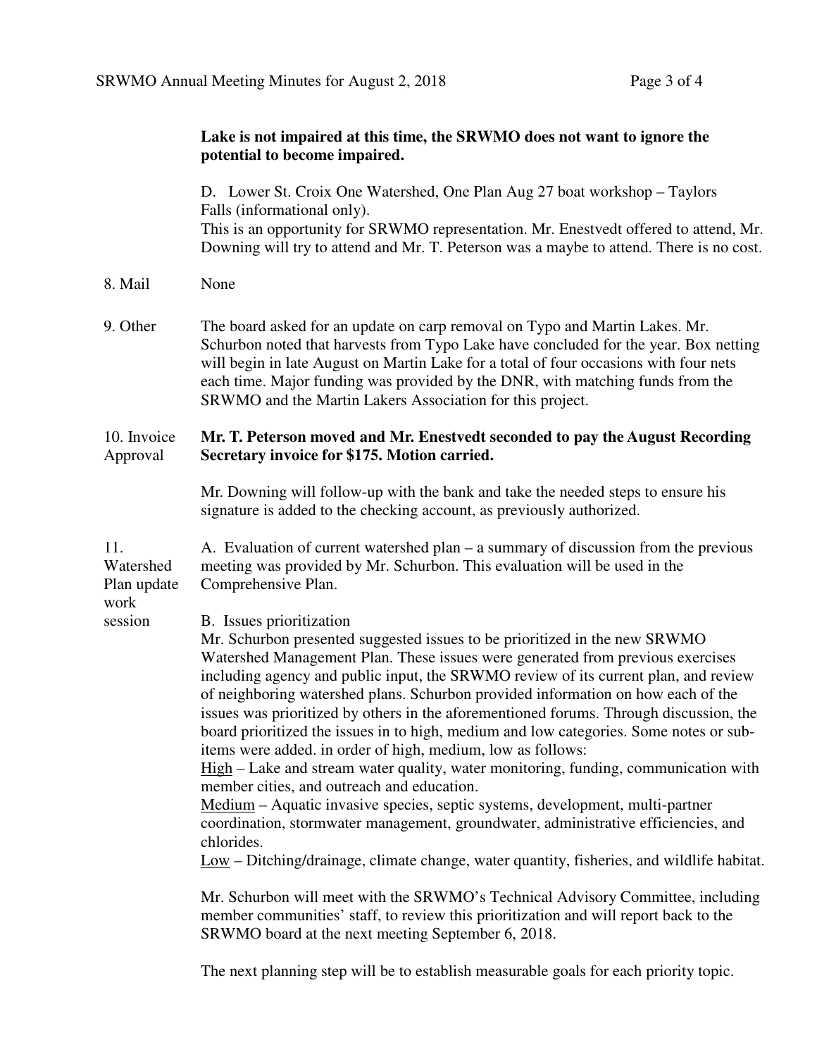**Lake is not impaired at this time, the SRWMO does not want to ignore the potential to become impaired.**

D. Lower St. Croix One Watershed, One Plan Aug 27 boat workshop – Taylors Falls (informational only).
This is an opportunity for SRWMO representation. Mr. Enestvedt offered to attend, Mr. Downing will try to attend and Mr. T. Peterson was a maybe to attend. There is no cost.

8. Mail

None

9. Other

The board asked for an update on carp removal on Typo and Martin Lakes. Mr. Schurbon noted that harvests from Typo Lake have concluded for the year. Box netting will begin in late August on Martin Lake for a total of four occasions with four nets each time. Major funding was provided by the DNR, with matching funds from the SRWMO and the Martin Lakers Association for this project.

10. Invoice Approval

**Mr. T. Peterson moved and Mr. Enestvedt seconded to pay the August Recording Secretary invoice for $175. Motion carried.**

Mr. Downing will follow-up with the bank and take the needed steps to ensure his signature is added to the checking account, as previously authorized.

11. Watershed Plan update work session

A. Evaluation of current watershed plan – a summary of discussion from the previous meeting was provided by Mr. Schurbon. This evaluation will be used in the Comprehensive Plan.

B. Issues prioritization
Mr. Schurbon presented suggested issues to be prioritized in the new SRWMO Watershed Management Plan. These issues were generated from previous exercises including agency and public input, the SRWMO review of its current plan, and review of neighboring watershed plans. Schurbon provided information on how each of the issues was prioritized by others in the aforementioned forums. Through discussion, the board prioritized the issues in to high, medium and low categories. Some notes or sub-items were added. in order of high, medium, low as follows:
<u>High</u> – Lake and stream water quality, water monitoring, funding, communication with member cities, and outreach and education.
<u>Medium</u> – Aquatic invasive species, septic systems, development, multi-partner coordination, stormwater management, groundwater, administrative efficiencies, and chlorides.
<u>Low</u> – Ditching/drainage, climate change, water quantity, fisheries, and wildlife habitat.

Mr. Schurbon will meet with the SRWMO's Technical Advisory Committee, including member communities' staff, to review this prioritization and will report back to the SRWMO board at the next meeting September 6, 2018.

The next planning step will be to establish measurable goals for each priority topic.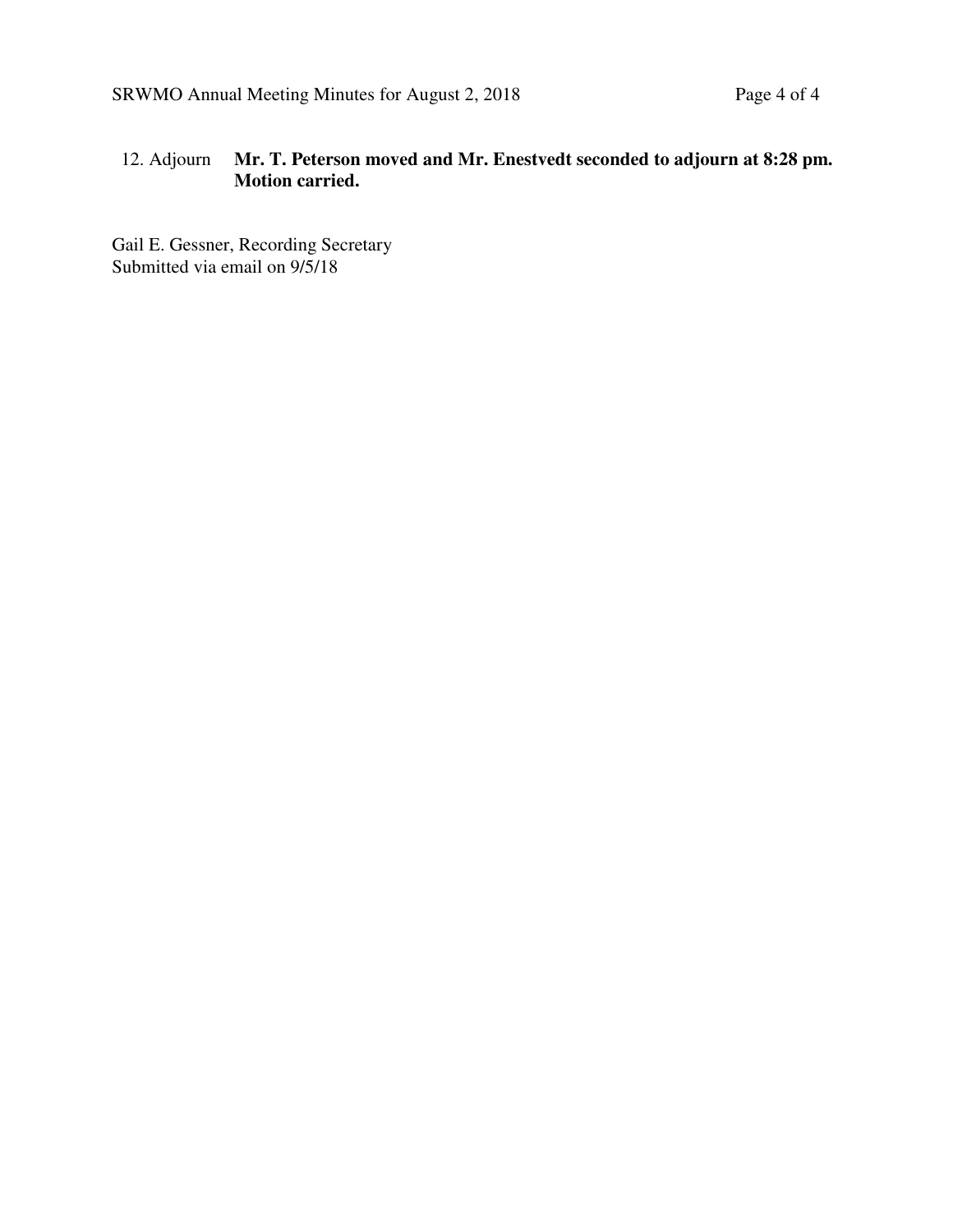12. Adjourn **Mr. T. Peterson moved and Mr. Enestvedt seconded to adjourn at 8:28 pm. Motion carried.**

Gail E. Gessner, Recording Secretary
Submitted via email on 9/5/18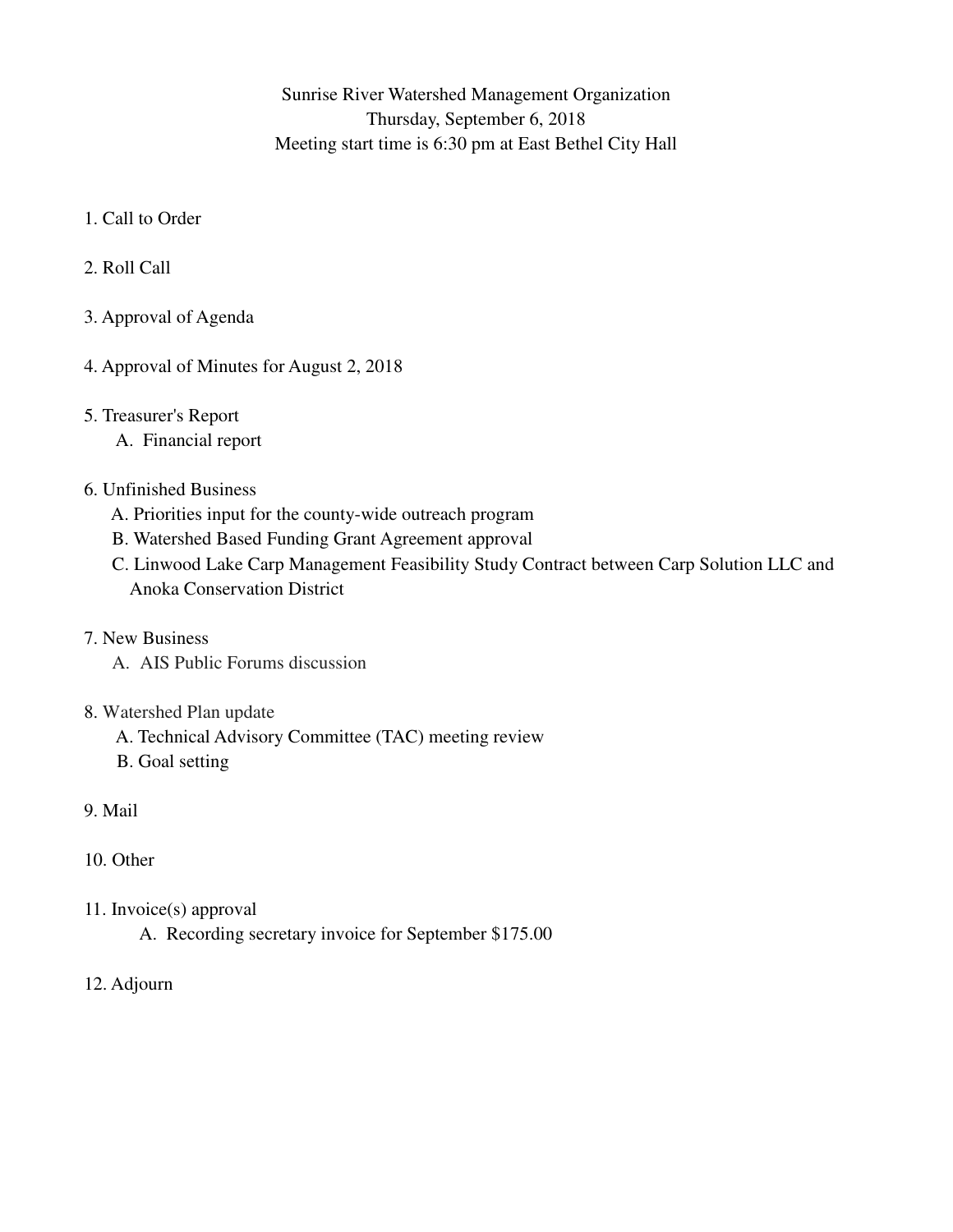Sunrise River Watershed Management Organization
Thursday, September 6, 2018
Meeting start time is 6:30 pm at East Bethel City Hall

1. Call to Order

2. Roll Call

3. Approval of Agenda

4. Approval of Minutes for August 2, 2018

5. Treasurer's Report
   - A. Financial report

6. Unfinished Business
   - A. Priorities input for the county-wide outreach program
   - B. Watershed Based Funding Grant Agreement approval
   - C. Linwood Lake Carp Management Feasibility Study Contract between Carp Solution LLC and Anoka Conservation District

7. New Business
   - A. AIS Public Forums discussion

8. Watershed Plan update
   - A. Technical Advisory Committee (TAC) meeting review
   - B. Goal setting

9. Mail

10. Other

11. Invoice(s) approval
    - A. Recording secretary invoice for September $175.00

12. Adjourn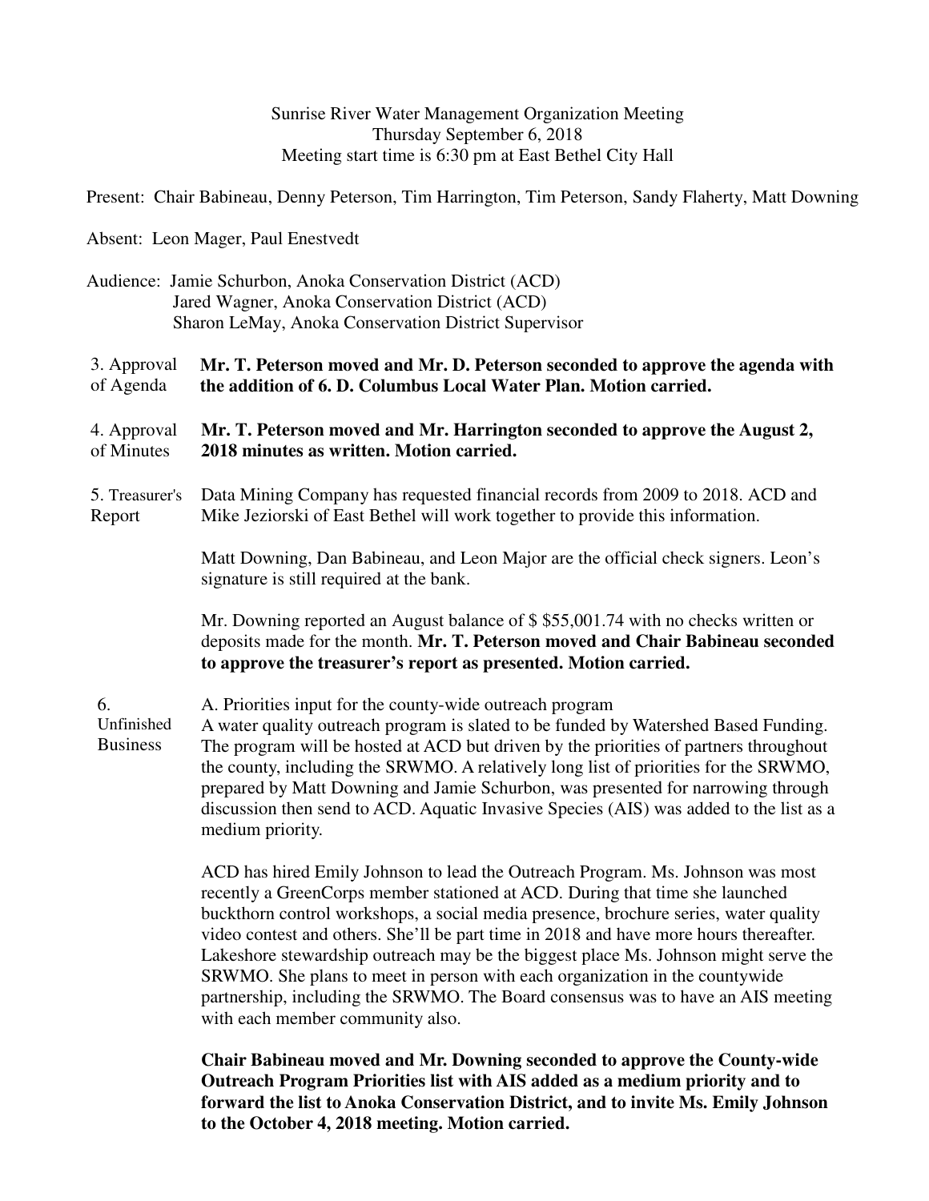Sunrise River Water Management Organization Meeting
Thursday September 6, 2018
Meeting start time is 6:30 pm at East Bethel City Hall

Present: Chair Babineau, Denny Peterson, Tim Harrington, Tim Peterson, Sandy Flaherty, Matt Downing

Absent: Leon Mager, Paul Enestvedt

Audience: Jamie Schurbon, Anoka Conservation District (ACD)
Jared Wagner, Anoka Conservation District (ACD)
Sharon LeMay, Anoka Conservation District Supervisor

**3. Approval of Agenda**

**Mr. T. Peterson moved and Mr. D. Peterson seconded to approve the agenda with the addition of 6. D. Columbus Local Water Plan. Motion carried.**

**4. Approval of Minutes**

**Mr. T. Peterson moved and Mr. Harrington seconded to approve the August 2, 2018 minutes as written. Motion carried.**

**5. Treasurer's Report**

Data Mining Company has requested financial records from 2009 to 2018. ACD and Mike Jeziorski of East Bethel will work together to provide this information.

Matt Downing, Dan Babineau, and Leon Major are the official check signers. Leon's signature is still required at the bank.

Mr. Downing reported an August balance of $ $55,001.74 with no checks written or deposits made for the month. **Mr. T. Peterson moved and Chair Babineau seconded to approve the treasurer's report as presented. Motion carried.**

**6. Unfinished Business**

A. Priorities input for the county-wide outreach program
A water quality outreach program is slated to be funded by Watershed Based Funding. The program will be hosted at ACD but driven by the priorities of partners throughout the county, including the SRWMO. A relatively long list of priorities for the SRWMO, prepared by Matt Downing and Jamie Schurbon, was presented for narrowing through discussion then send to ACD. Aquatic Invasive Species (AIS) was added to the list as a medium priority.

ACD has hired Emily Johnson to lead the Outreach Program. Ms. Johnson was most recently a GreenCorps member stationed at ACD. During that time she launched buckthorn control workshops, a social media presence, brochure series, water quality video contest and others. She'll be part time in 2018 and have more hours thereafter. Lakeshore stewardship outreach may be the biggest place Ms. Johnson might serve the SRWMO. She plans to meet in person with each organization in the countywide partnership, including the SRWMO. The Board consensus was to have an AIS meeting with each member community also.

**Chair Babineau moved and Mr. Downing seconded to approve the County-wide Outreach Program Priorities list with AIS added as a medium priority and to forward the list to Anoka Conservation District, and to invite Ms. Emily Johnson to the October 4, 2018 meeting. Motion carried.**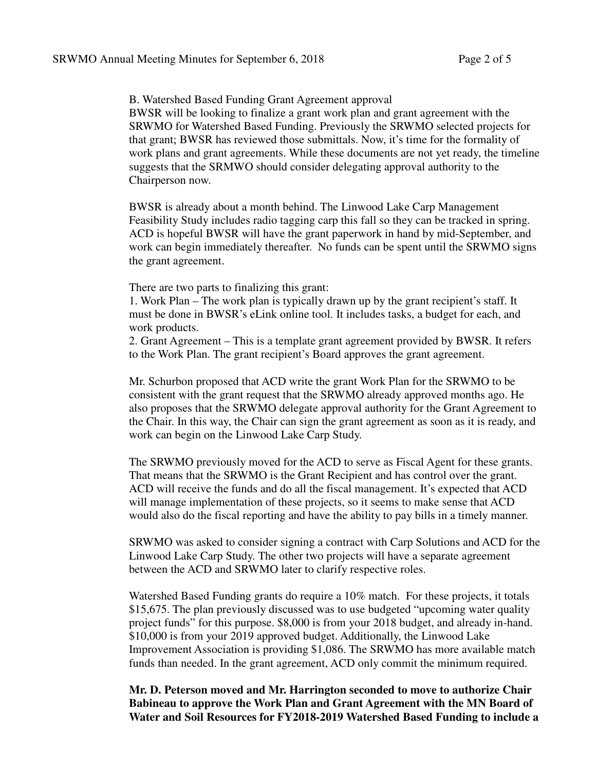B. Watershed Based Funding Grant Agreement approval

BWSR will be looking to finalize a grant work plan and grant agreement with the SRWMO for Watershed Based Funding. Previously the SRWMO selected projects for that grant; BWSR has reviewed those submittals. Now, it's time for the formality of work plans and grant agreements. While these documents are not yet ready, the timeline suggests that the SRMWO should consider delegating approval authority to the Chairperson now.

BWSR is already about a month behind. The Linwood Lake Carp Management Feasibility Study includes radio tagging carp this fall so they can be tracked in spring. ACD is hopeful BWSR will have the grant paperwork in hand by mid-September, and work can begin immediately thereafter. No funds can be spent until the SRWMO signs the grant agreement.

There are two parts to finalizing this grant:

1. Work Plan – The work plan is typically drawn up by the grant recipient's staff. It must be done in BWSR's eLink online tool. It includes tasks, a budget for each, and work products.
2. Grant Agreement – This is a template grant agreement provided by BWSR. It refers to the Work Plan. The grant recipient's Board approves the grant agreement.

Mr. Schurbon proposed that ACD write the grant Work Plan for the SRWMO to be consistent with the grant request that the SRWMO already approved months ago. He also proposes that the SRWMO delegate approval authority for the Grant Agreement to the Chair. In this way, the Chair can sign the grant agreement as soon as it is ready, and work can begin on the Linwood Lake Carp Study.

The SRWMO previously moved for the ACD to serve as Fiscal Agent for these grants. That means that the SRWMO is the Grant Recipient and has control over the grant. ACD will receive the funds and do all the fiscal management. It's expected that ACD will manage implementation of these projects, so it seems to make sense that ACD would also do the fiscal reporting and have the ability to pay bills in a timely manner.

SRWMO was asked to consider signing a contract with Carp Solutions and ACD for the Linwood Lake Carp Study. The other two projects will have a separate agreement between the ACD and SRWMO later to clarify respective roles.

Watershed Based Funding grants do require a 10% match. For these projects, it totals $15,675. The plan previously discussed was to use budgeted "upcoming water quality project funds" for this purpose. $8,000 is from your 2018 budget, and already in-hand. $10,000 is from your 2019 approved budget. Additionally, the Linwood Lake Improvement Association is providing $1,086. The SRWMO has more available match funds than needed. In the grant agreement, ACD only commit the minimum required.

**Mr. D. Peterson moved and Mr. Harrington seconded to move to authorize Chair Babineau to approve the Work Plan and Grant Agreement with the MN Board of Water and Soil Resources for FY2018-2019 Watershed Based Funding to include a**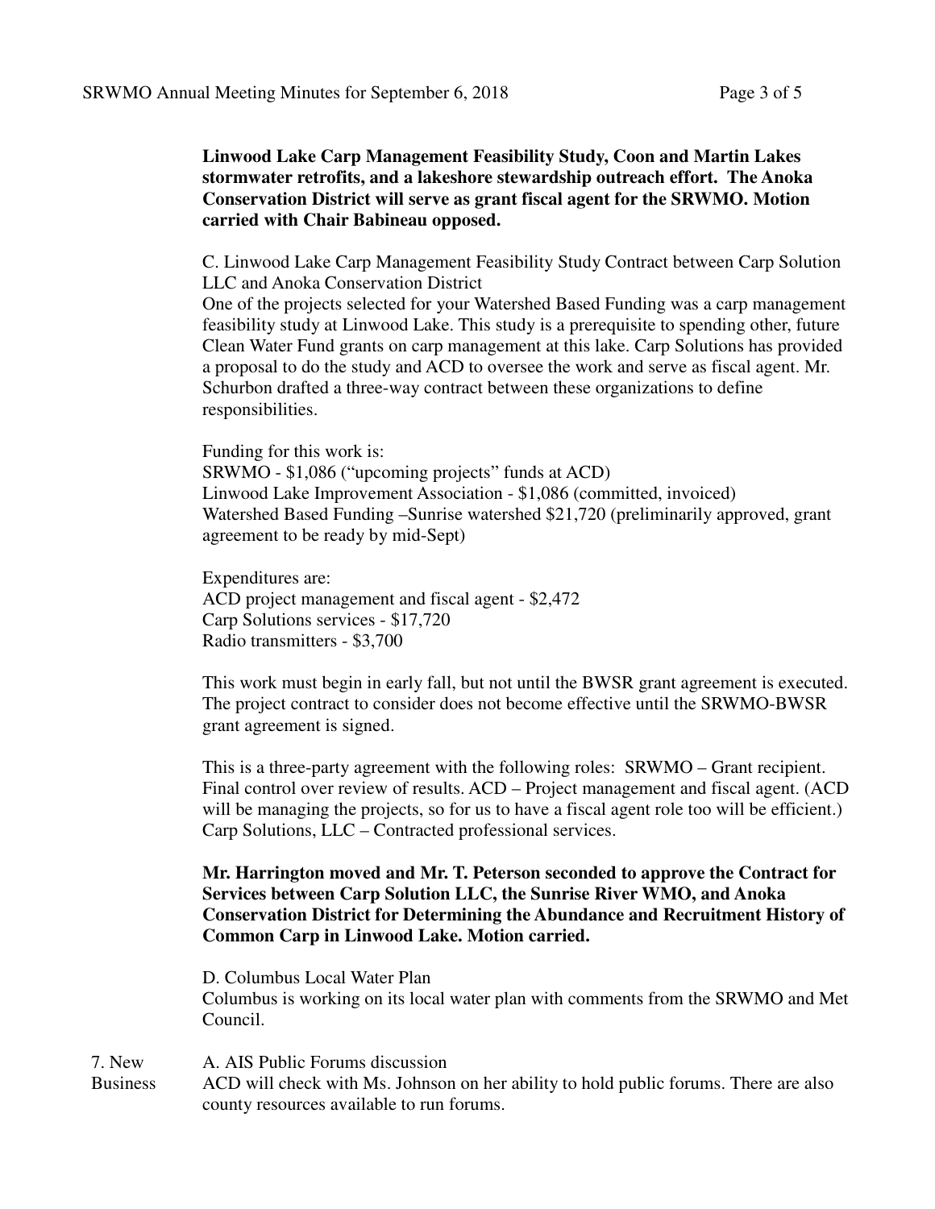**Linwood Lake Carp Management Feasibility Study, Coon and Martin Lakes stormwater retrofits, and a lakeshore stewardship outreach effort. The Anoka Conservation District will serve as grant fiscal agent for the SRWMO. Motion carried with Chair Babineau opposed.**

C. Linwood Lake Carp Management Feasibility Study Contract between Carp Solution LLC and Anoka Conservation District

One of the projects selected for your Watershed Based Funding was a carp management feasibility study at Linwood Lake. This study is a prerequisite to spending other, future Clean Water Fund grants on carp management at this lake. Carp Solutions has provided a proposal to do the study and ACD to oversee the work and serve as fiscal agent. Mr. Schurbon drafted a three-way contract between these organizations to define responsibilities.

Funding for this work is:
SRWMO - $1,086 ("upcoming projects" funds at ACD)
Linwood Lake Improvement Association - $1,086 (committed, invoiced)
Watershed Based Funding –Sunrise watershed $21,720 (preliminarily approved, grant agreement to be ready by mid-Sept)

Expenditures are:
ACD project management and fiscal agent - $2,472
Carp Solutions services - $17,720
Radio transmitters - $3,700

This work must begin in early fall, but not until the BWSR grant agreement is executed. The project contract to consider does not become effective until the SRWMO-BWSR grant agreement is signed.

This is a three-party agreement with the following roles: SRWMO – Grant recipient. Final control over review of results. ACD – Project management and fiscal agent. (ACD will be managing the projects, so for us to have a fiscal agent role too will be efficient.) Carp Solutions, LLC – Contracted professional services.

**Mr. Harrington moved and Mr. T. Peterson seconded to approve the Contract for Services between Carp Solution LLC, the Sunrise River WMO, and Anoka Conservation District for Determining the Abundance and Recruitment History of Common Carp in Linwood Lake. Motion carried.**

D. Columbus Local Water Plan

Columbus is working on its local water plan with comments from the SRWMO and Met Council.

## 7. New Business

A. AIS Public Forums discussion

ACD will check with Ms. Johnson on her ability to hold public forums. There are also county resources available to run forums.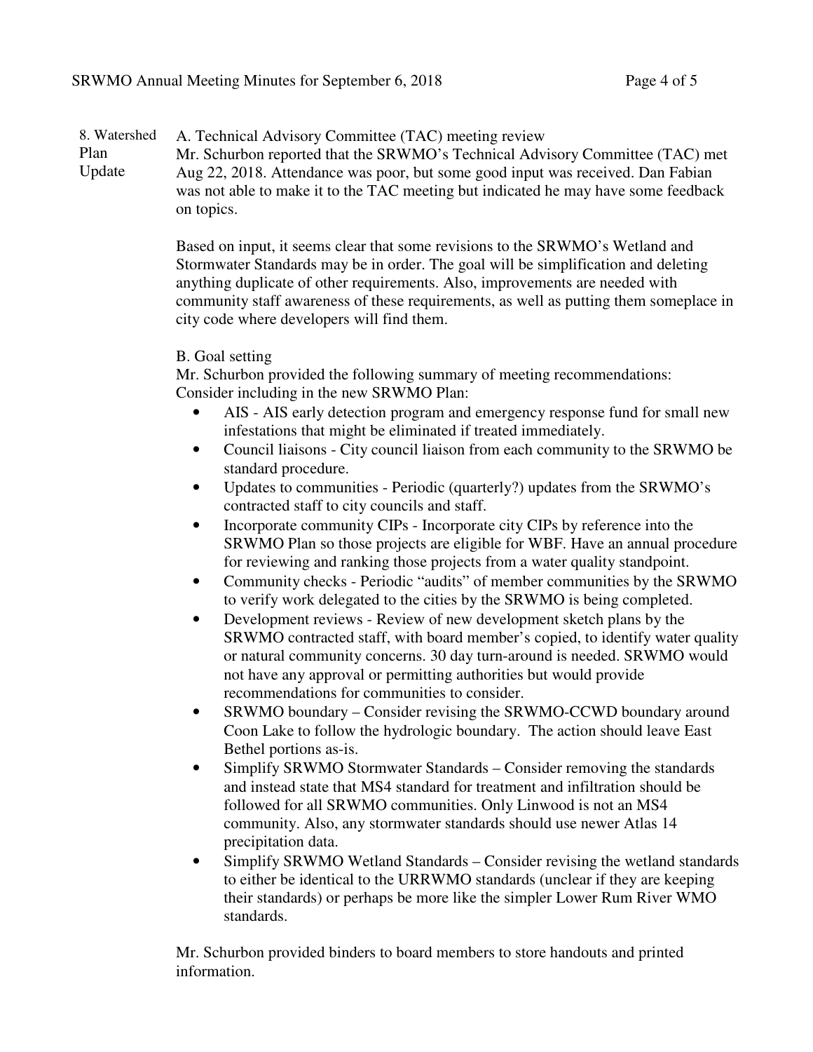**8. Watershed Plan Update**

A. Technical Advisory Committee (TAC) meeting review

Mr. Schurbon reported that the SRWMO's Technical Advisory Committee (TAC) met Aug 22, 2018. Attendance was poor, but some good input was received. Dan Fabian was not able to make it to the TAC meeting but indicated he may have some feedback on topics.

Based on input, it seems clear that some revisions to the SRWMO's Wetland and Stormwater Standards may be in order. The goal will be simplification and deleting anything duplicate of other requirements. Also, improvements are needed with community staff awareness of these requirements, as well as putting them someplace in city code where developers will find them.

B. Goal setting

Mr. Schurbon provided the following summary of meeting recommendations:
Consider including in the new SRWMO Plan:

- AIS - AIS early detection program and emergency response fund for small new infestations that might be eliminated if treated immediately.
- Council liaisons - City council liaison from each community to the SRWMO be standard procedure.
- Updates to communities - Periodic (quarterly?) updates from the SRWMO's contracted staff to city councils and staff.
- Incorporate community CIPs - Incorporate city CIPs by reference into the SRWMO Plan so those projects are eligible for WBF. Have an annual procedure for reviewing and ranking those projects from a water quality standpoint.
- Community checks - Periodic "audits" of member communities by the SRWMO to verify work delegated to the cities by the SRWMO is being completed.
- Development reviews - Review of new development sketch plans by the SRWMO contracted staff, with board member's copied, to identify water quality or natural community concerns. 30 day turn-around is needed. SRWMO would not have any approval or permitting authorities but would provide recommendations for communities to consider.
- SRWMO boundary – Consider revising the SRWMO-CCWD boundary around Coon Lake to follow the hydrologic boundary. The action should leave East Bethel portions as-is.
- Simplify SRWMO Stormwater Standards – Consider removing the standards and instead state that MS4 standard for treatment and infiltration should be followed for all SRWMO communities. Only Linwood is not an MS4 community. Also, any stormwater standards should use newer Atlas 14 precipitation data.
- Simplify SRWMO Wetland Standards – Consider revising the wetland standards to either be identical to the URRWMO standards (unclear if they are keeping their standards) or perhaps be more like the simpler Lower Rum River WMO standards.

Mr. Schurbon provided binders to board members to store handouts and printed information.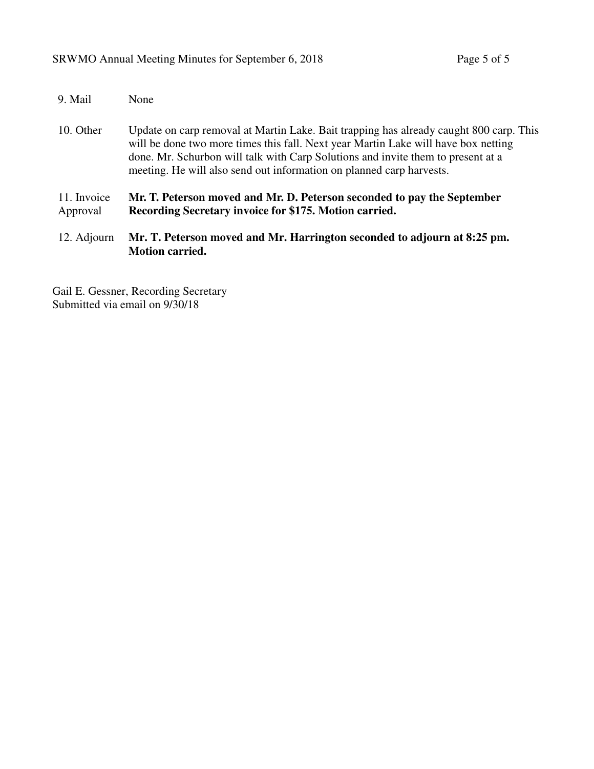| | |
|---|---|
| 9. Mail | None |
| 10. Other | Update on carp removal at Martin Lake. Bait trapping has already caught 800 carp. This will be done two more times this fall. Next year Martin Lake will have box netting done. Mr. Schurbon will talk with Carp Solutions and invite them to present at a meeting. He will also send out information on planned carp harvests. |
| 11. Invoice Approval | **Mr. T. Peterson moved and Mr. D. Peterson seconded to pay the September Recording Secretary invoice for $175. Motion carried.** |
| 12. Adjourn | **Mr. T. Peterson moved and Mr. Harrington seconded to adjourn at 8:25 pm. Motion carried.** |

Gail E. Gessner, Recording Secretary
Submitted via email on 9/30/18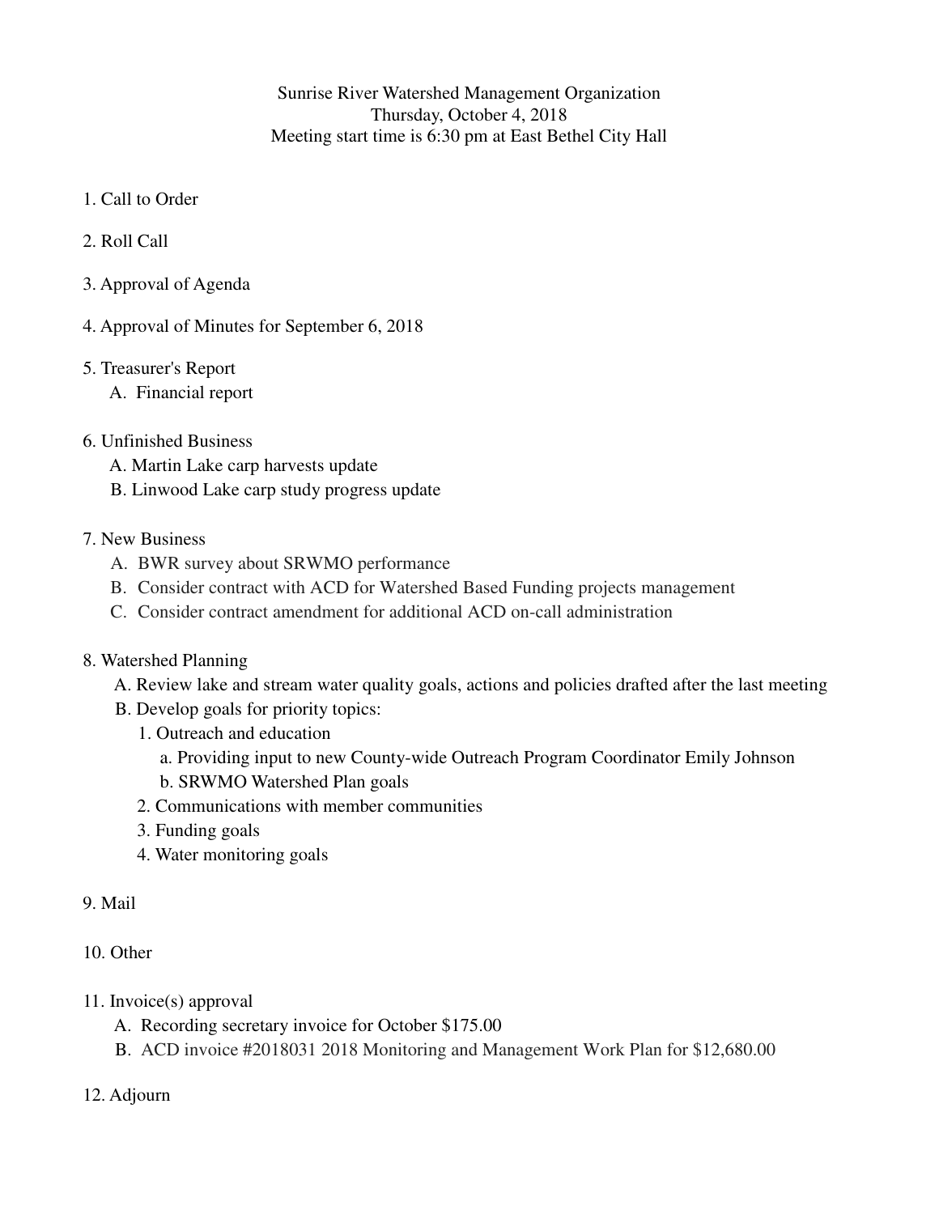Sunrise River Watershed Management Organization
Thursday, October 4, 2018
Meeting start time is 6:30 pm at East Bethel City Hall

1. Call to Order

2. Roll Call

3. Approval of Agenda

4. Approval of Minutes for September 6, 2018

5. Treasurer's Report
   - A. Financial report

6. Unfinished Business
   - A. Martin Lake carp harvests update
   - B. Linwood Lake carp study progress update

7. New Business
   - A. BWR survey about SRWMO performance
   - B. Consider contract with ACD for Watershed Based Funding projects management
   - C. Consider contract amendment for additional ACD on-call administration

8. Watershed Planning
   - A. Review lake and stream water quality goals, actions and policies drafted after the last meeting
   - B. Develop goals for priority topics:
     1. Outreach and education
        - a. Providing input to new County-wide Outreach Program Coordinator Emily Johnson
        - b. SRWMO Watershed Plan goals
     2. Communications with member communities
     3. Funding goals
     4. Water monitoring goals

9. Mail

10. Other

11. Invoice(s) approval
    - A. Recording secretary invoice for October $175.00
    - B. ACD invoice #2018031 2018 Monitoring and Management Work Plan for $12,680.00

12. Adjourn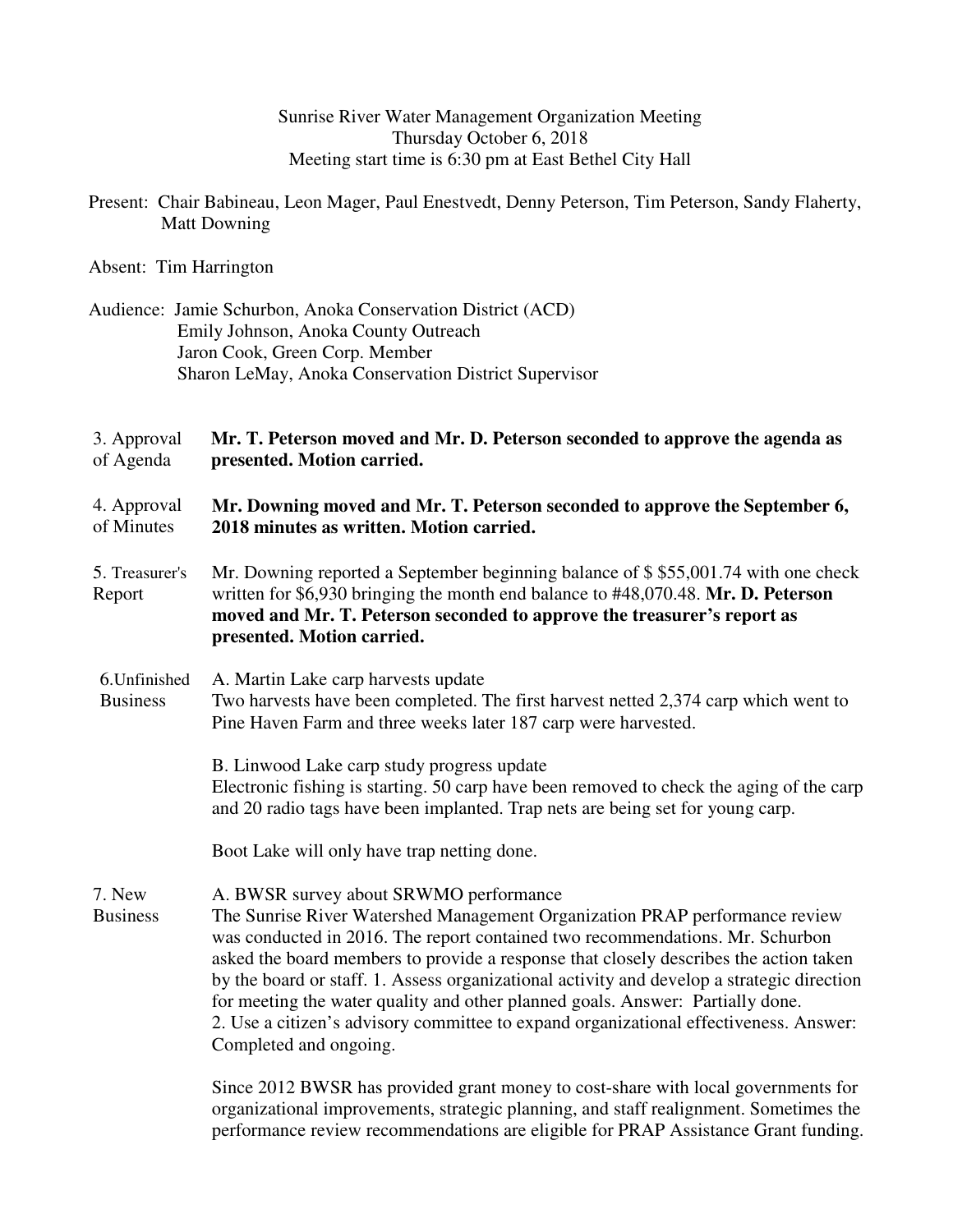Sunrise River Water Management Organization Meeting
Thursday October 6, 2018
Meeting start time is 6:30 pm at East Bethel City Hall

Present: Chair Babineau, Leon Mager, Paul Enestvedt, Denny Peterson, Tim Peterson, Sandy Flaherty, Matt Downing

Absent: Tim Harrington

Audience: Jamie Schurbon, Anoka Conservation District (ACD)
Emily Johnson, Anoka County Outreach
Jaron Cook, Green Corp. Member
Sharon LeMay, Anoka Conservation District Supervisor

3. Approval of Agenda — **Mr. T. Peterson moved and Mr. D. Peterson seconded to approve the agenda as presented. Motion carried.**

4. Approval of Minutes — **Mr. Downing moved and Mr. T. Peterson seconded to approve the September 6, 2018 minutes as written. Motion carried.**

5. Treasurer's Report — Mr. Downing reported a September beginning balance of $ $55,001.74 with one check written for $6,930 bringing the month end balance to #48,070.48. **Mr. D. Peterson moved and Mr. T. Peterson seconded to approve the treasurer's report as presented. Motion carried.**

6. Unfinished Business

A. Martin Lake carp harvests update
Two harvests have been completed. The first harvest netted 2,374 carp which went to Pine Haven Farm and three weeks later 187 carp were harvested.

B. Linwood Lake carp study progress update
Electronic fishing is starting. 50 carp have been removed to check the aging of the carp and 20 radio tags have been implanted. Trap nets are being set for young carp.

Boot Lake will only have trap netting done.

7. New Business

A. BWSR survey about SRWMO performance
The Sunrise River Watershed Management Organization PRAP performance review was conducted in 2016. The report contained two recommendations. Mr. Schurbon asked the board members to provide a response that closely describes the action taken by the board or staff. 1. Assess organizational activity and develop a strategic direction for meeting the water quality and other planned goals. Answer: Partially done. 2. Use a citizen's advisory committee to expand organizational effectiveness. Answer: Completed and ongoing.

Since 2012 BWSR has provided grant money to cost-share with local governments for organizational improvements, strategic planning, and staff realignment. Sometimes the performance review recommendations are eligible for PRAP Assistance Grant funding.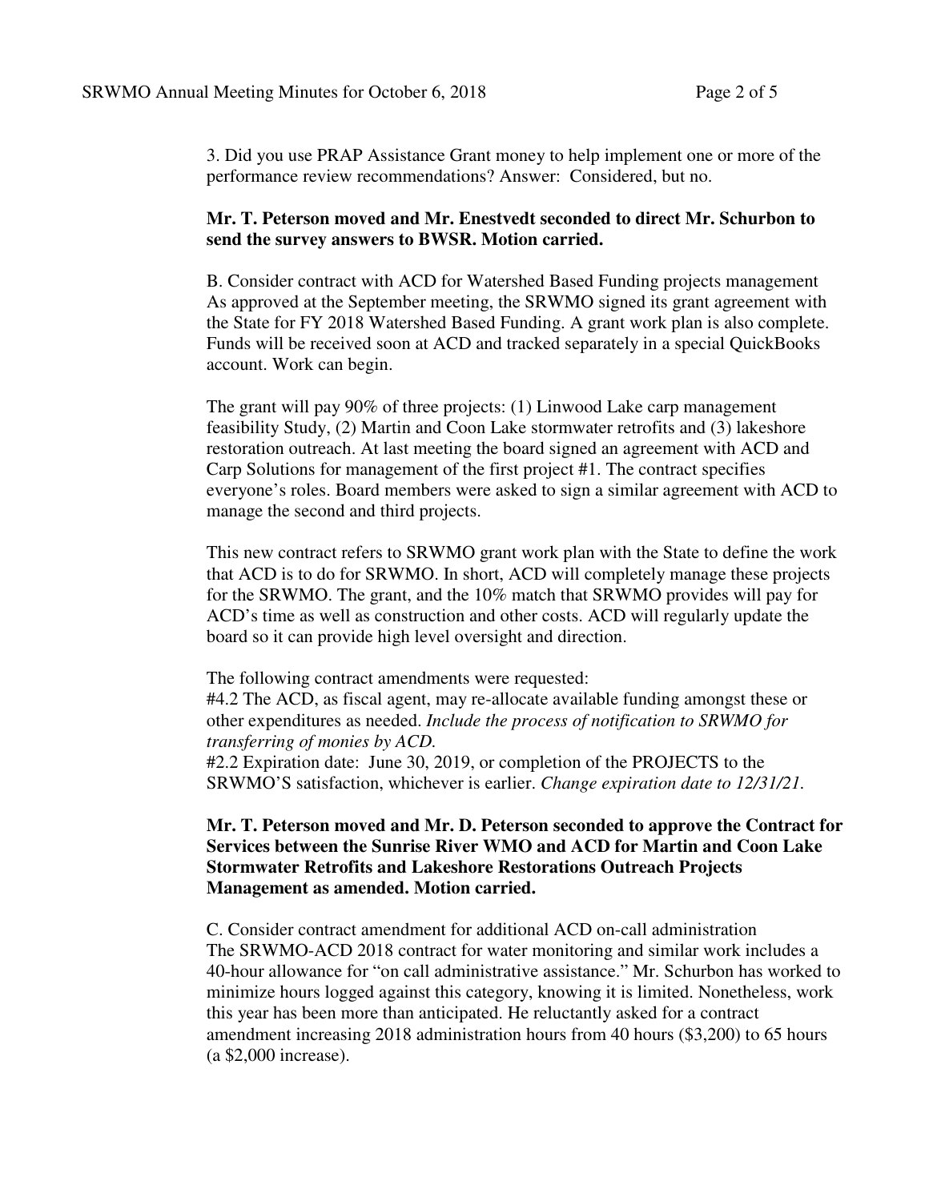3. Did you use PRAP Assistance Grant money to help implement one or more of the performance review recommendations? Answer: Considered, but no.

**Mr. T. Peterson moved and Mr. Enestvedt seconded to direct Mr. Schurbon to send the survey answers to BWSR. Motion carried.**

B. Consider contract with ACD for Watershed Based Funding projects management
As approved at the September meeting, the SRWMO signed its grant agreement with the State for FY 2018 Watershed Based Funding. A grant work plan is also complete. Funds will be received soon at ACD and tracked separately in a special QuickBooks account. Work can begin.

The grant will pay 90% of three projects: (1) Linwood Lake carp management feasibility Study, (2) Martin and Coon Lake stormwater retrofits and (3) lakeshore restoration outreach. At last meeting the board signed an agreement with ACD and Carp Solutions for management of the first project #1. The contract specifies everyone's roles. Board members were asked to sign a similar agreement with ACD to manage the second and third projects.

This new contract refers to SRWMO grant work plan with the State to define the work that ACD is to do for SRWMO. In short, ACD will completely manage these projects for the SRWMO. The grant, and the 10% match that SRWMO provides will pay for ACD's time as well as construction and other costs. ACD will regularly update the board so it can provide high level oversight and direction.

The following contract amendments were requested:
#4.2 The ACD, as fiscal agent, may re-allocate available funding amongst these or other expenditures as needed. *Include the process of notification to SRWMO for transferring of monies by ACD.*
#2.2 Expiration date: June 30, 2019, or completion of the PROJECTS to the SRWMO'S satisfaction, whichever is earlier. *Change expiration date to 12/31/21.*

**Mr. T. Peterson moved and Mr. D. Peterson seconded to approve the Contract for Services between the Sunrise River WMO and ACD for Martin and Coon Lake Stormwater Retrofits and Lakeshore Restorations Outreach Projects Management as amended. Motion carried.**

C. Consider contract amendment for additional ACD on-call administration
The SRWMO-ACD 2018 contract for water monitoring and similar work includes a 40-hour allowance for "on call administrative assistance." Mr. Schurbon has worked to minimize hours logged against this category, knowing it is limited. Nonetheless, work this year has been more than anticipated. He reluctantly asked for a contract amendment increasing 2018 administration hours from 40 hours ($3,200) to 65 hours (a $2,000 increase).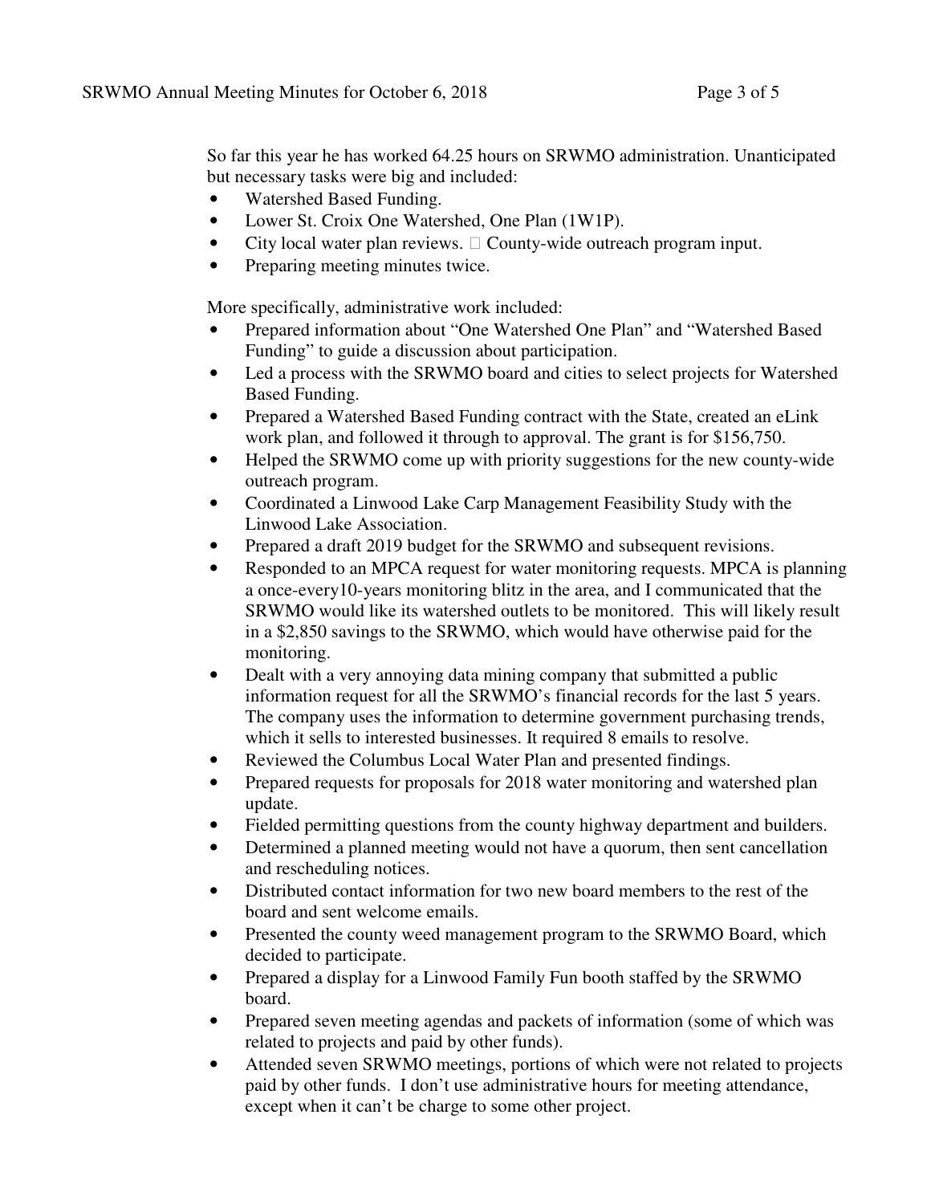So far this year he has worked 64.25 hours on SRWMO administration. Unanticipated but necessary tasks were big and included:

- Watershed Based Funding.
- Lower St. Croix One Watershed, One Plan (1W1P).
- City local water plan reviews.  County-wide outreach program input.
- Preparing meeting minutes twice.

More specifically, administrative work included:

- Prepared information about "One Watershed One Plan" and "Watershed Based Funding" to guide a discussion about participation.
- Led a process with the SRWMO board and cities to select projects for Watershed Based Funding.
- Prepared a Watershed Based Funding contract with the State, created an eLink work plan, and followed it through to approval. The grant is for $156,750.
- Helped the SRWMO come up with priority suggestions for the new county-wide outreach program.
- Coordinated a Linwood Lake Carp Management Feasibility Study with the Linwood Lake Association.
- Prepared a draft 2019 budget for the SRWMO and subsequent revisions.
- Responded to an MPCA request for water monitoring requests. MPCA is planning a once-every10-years monitoring blitz in the area, and I communicated that the SRWMO would like its watershed outlets to be monitored. This will likely result in a $2,850 savings to the SRWMO, which would have otherwise paid for the monitoring.
- Dealt with a very annoying data mining company that submitted a public information request for all the SRWMO's financial records for the last 5 years. The company uses the information to determine government purchasing trends, which it sells to interested businesses. It required 8 emails to resolve.
- Reviewed the Columbus Local Water Plan and presented findings.
- Prepared requests for proposals for 2018 water monitoring and watershed plan update.
- Fielded permitting questions from the county highway department and builders.
- Determined a planned meeting would not have a quorum, then sent cancellation and rescheduling notices.
- Distributed contact information for two new board members to the rest of the board and sent welcome emails.
- Presented the county weed management program to the SRWMO Board, which decided to participate.
- Prepared a display for a Linwood Family Fun booth staffed by the SRWMO board.
- Prepared seven meeting agendas and packets of information (some of which was related to projects and paid by other funds).
- Attended seven SRWMO meetings, portions of which were not related to projects paid by other funds. I don't use administrative hours for meeting attendance, except when it can't be charge to some other project.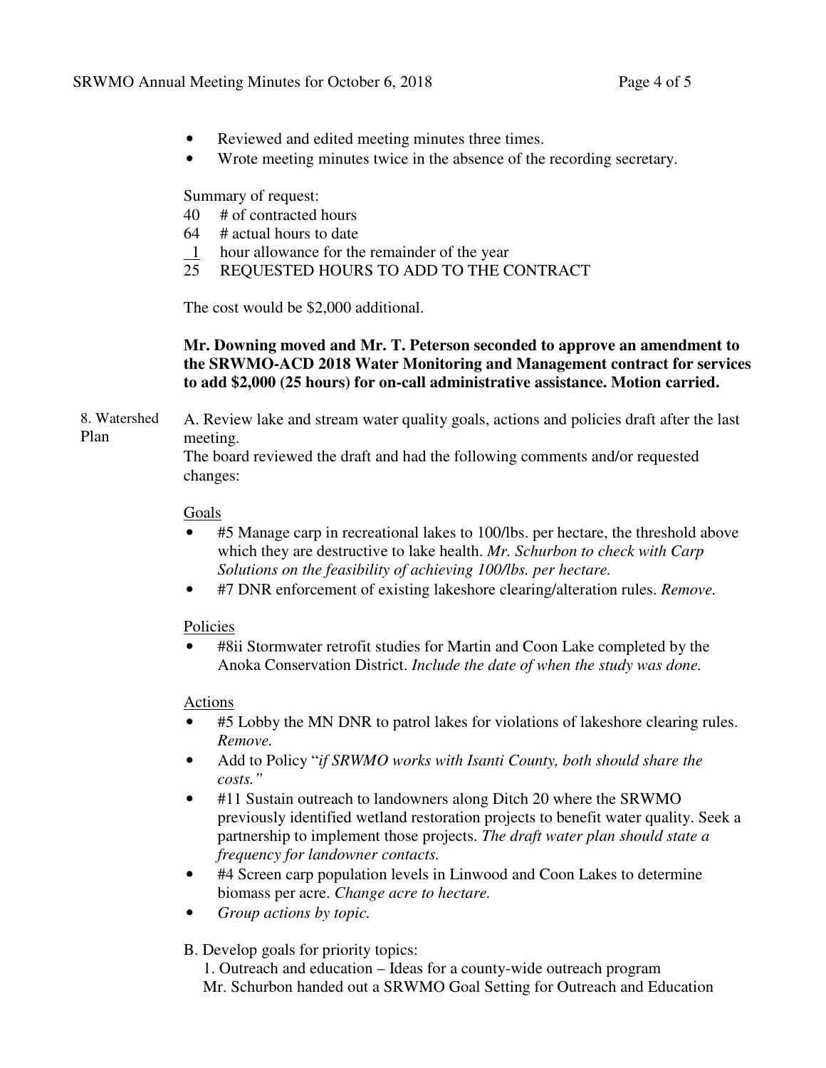- Reviewed and edited meeting minutes three times.
- Wrote meeting minutes twice in the absence of the recording secretary.

Summary of request:

40 # of contracted hours
64 # actual hours to date
1 hour allowance for the remainder of the year
25 REQUESTED HOURS TO ADD TO THE CONTRACT

The cost would be $2,000 additional.

**Mr. Downing moved and Mr. T. Peterson seconded to approve an amendment to the SRWMO-ACD 2018 Water Monitoring and Management contract for services to add $2,000 (25 hours) for on-call administrative assistance. Motion carried.**

8. Watershed Plan

A. Review lake and stream water quality goals, actions and policies draft after the last meeting.
The board reviewed the draft and had the following comments and/or requested changes:

Goals

- #5 Manage carp in recreational lakes to 100/lbs. per hectare, the threshold above which they are destructive to lake health. *Mr. Schurbon to check with Carp Solutions on the feasibility of achieving 100/lbs. per hectare.*
- #7 DNR enforcement of existing lakeshore clearing/alteration rules. *Remove.*

Policies

- #8ii Stormwater retrofit studies for Martin and Coon Lake completed by the Anoka Conservation District. *Include the date of when the study was done.*

Actions

- #5 Lobby the MN DNR to patrol lakes for violations of lakeshore clearing rules. *Remove.*
- Add to Policy "*if SRWMO works with Isanti County, both should share the costs.*"
- #11 Sustain outreach to landowners along Ditch 20 where the SRWMO previously identified wetland restoration projects to benefit water quality. Seek a partnership to implement those projects. *The draft water plan should state a frequency for landowner contacts.*
- #4 Screen carp population levels in Linwood and Coon Lakes to determine biomass per acre. *Change acre to hectare.*
- *Group actions by topic.*

B. Develop goals for priority topics:

1. Outreach and education – Ideas for a county-wide outreach program
Mr. Schurbon handed out a SRWMO Goal Setting for Outreach and Education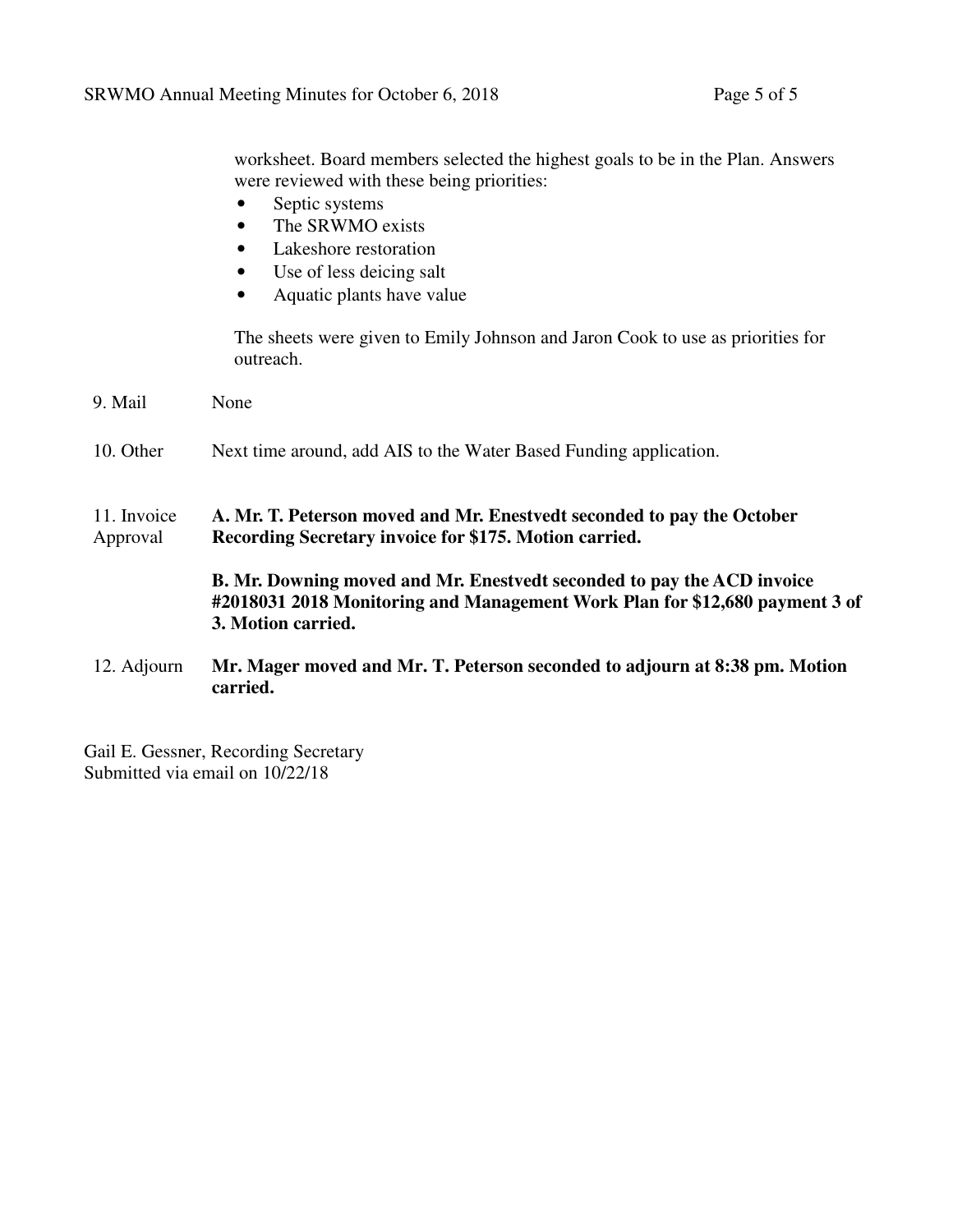worksheet. Board members selected the highest goals to be in the Plan. Answers were reviewed with these being priorities:

- Septic systems
- The SRWMO exists
- Lakeshore restoration
- Use of less deicing salt
- Aquatic plants have value

The sheets were given to Emily Johnson and Jaron Cook to use as priorities for outreach.

9. Mail — None

10. Other — Next time around, add AIS to the Water Based Funding application.

11. Invoice Approval — **A. Mr. T. Peterson moved and Mr. Enestvedt seconded to pay the October Recording Secretary invoice for $175. Motion carried.**

**B. Mr. Downing moved and Mr. Enestvedt seconded to pay the ACD invoice #2018031 2018 Monitoring and Management Work Plan for $12,680 payment 3 of 3. Motion carried.**

12. Adjourn — **Mr. Mager moved and Mr. T. Peterson seconded to adjourn at 8:38 pm. Motion carried.**

Gail E. Gessner, Recording Secretary
Submitted via email on 10/22/18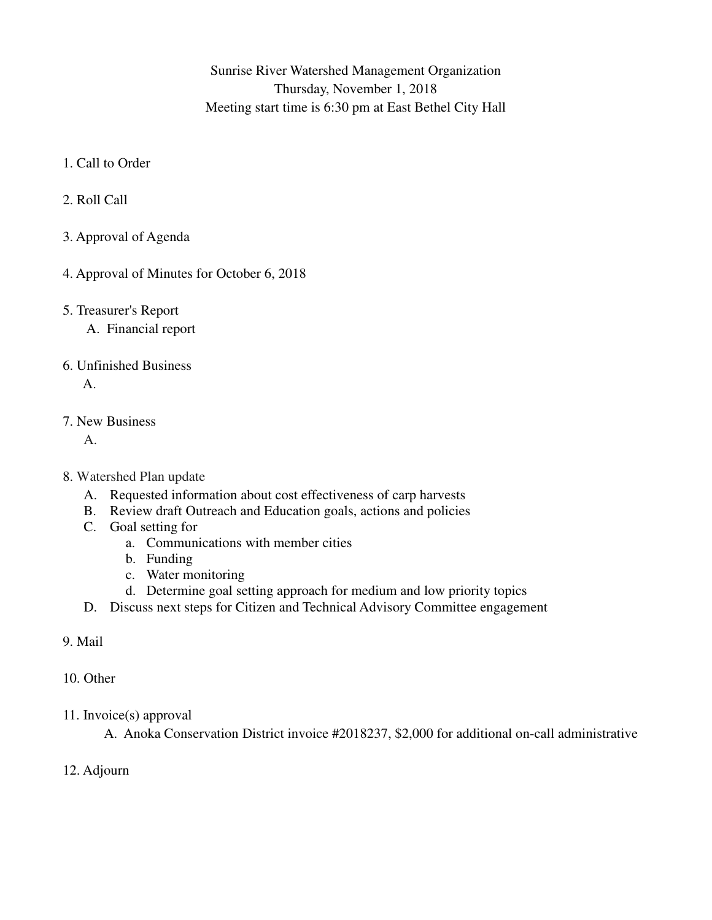Sunrise River Watershed Management Organization
Thursday, November 1, 2018
Meeting start time is 6:30 pm at East Bethel City Hall

1. Call to Order

2. Roll Call

3. Approval of Agenda

4. Approval of Minutes for October 6, 2018

5. Treasurer's Report
   A. Financial report

6. Unfinished Business
   A.

7. New Business
   A.

8. Watershed Plan update
   A. Requested information about cost effectiveness of carp harvests
   B. Review draft Outreach and Education goals, actions and policies
   C. Goal setting for
      a. Communications with member cities
      b. Funding
      c. Water monitoring
      d. Determine goal setting approach for medium and low priority topics
   D. Discuss next steps for Citizen and Technical Advisory Committee engagement

9. Mail

10. Other

11. Invoice(s) approval
    A. Anoka Conservation District invoice #2018237, $2,000 for additional on-call administrative

12. Adjourn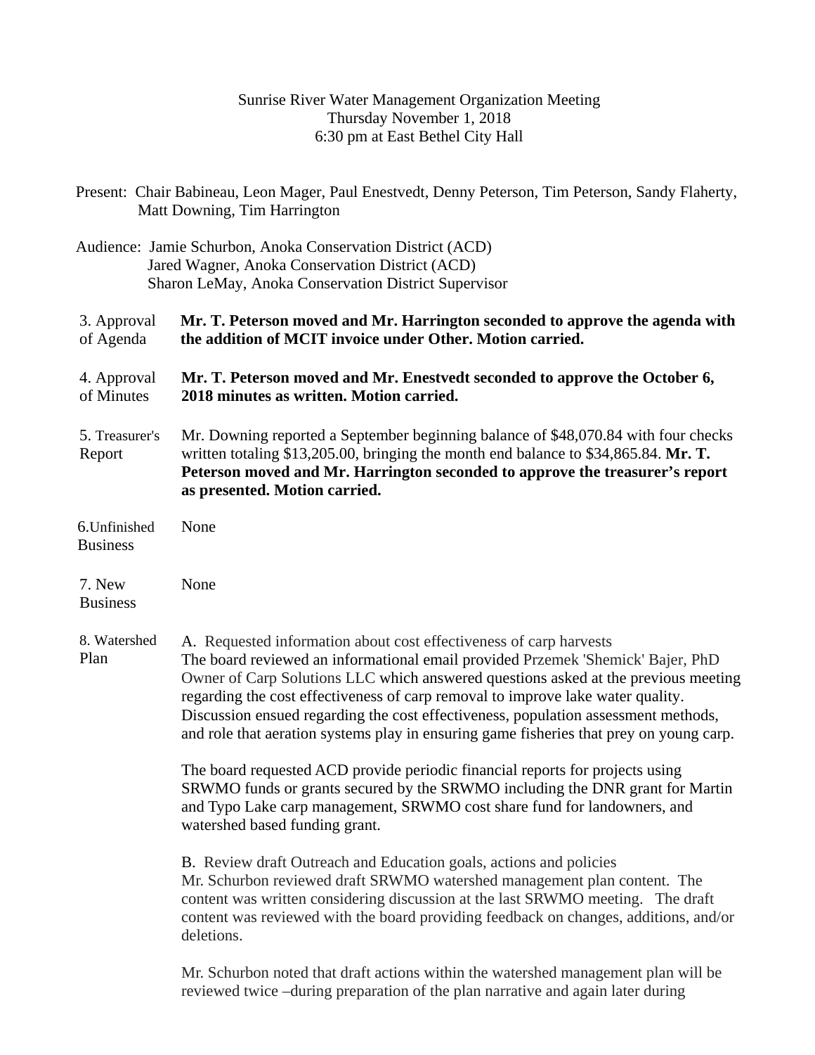Sunrise River Water Management Organization Meeting
Thursday November 1, 2018
6:30 pm at East Bethel City Hall

Present: Chair Babineau, Leon Mager, Paul Enestvedt, Denny Peterson, Tim Peterson, Sandy Flaherty, Matt Downing, Tim Harrington

Audience: Jamie Schurbon, Anoka Conservation District (ACD)
Jared Wagner, Anoka Conservation District (ACD)
Sharon LeMay, Anoka Conservation District Supervisor

| | |
|---|---|
| 3. Approval of Agenda | **Mr. T. Peterson moved and Mr. Harrington seconded to approve the agenda with the addition of MCIT invoice under Other. Motion carried.** |
| 4. Approval of Minutes | **Mr. T. Peterson moved and Mr. Enestvedt seconded to approve the October 6, 2018 minutes as written. Motion carried.** |
| 5. Treasurer's Report | Mr. Downing reported a September beginning balance of $48,070.84 with four checks written totaling $13,205.00, bringing the month end balance to $34,865.84. **Mr. T. Peterson moved and Mr. Harrington seconded to approve the treasurer's report as presented. Motion carried.** |
| 6.Unfinished Business | None |
| 7. New Business | None |
| 8. Watershed Plan | A. Requested information about cost effectiveness of carp harvests<br>The board reviewed an informational email provided Przemek 'Shemick' Bajer, PhD Owner of Carp Solutions LLC which answered questions asked at the previous meeting regarding the cost effectiveness of carp removal to improve lake water quality. Discussion ensued regarding the cost effectiveness, population assessment methods, and role that aeration systems play in ensuring game fisheries that prey on young carp.<br><br>The board requested ACD provide periodic financial reports for projects using SRWMO funds or grants secured by the SRWMO including the DNR grant for Martin and Typo Lake carp management, SRWMO cost share fund for landowners, and watershed based funding grant.<br><br>B. Review draft Outreach and Education goals, actions and policies<br>Mr. Schurbon reviewed draft SRWMO watershed management plan content. The content was written considering discussion at the last SRWMO meeting. The draft content was reviewed with the board providing feedback on changes, additions, and/or deletions.<br><br>Mr. Schurbon noted that draft actions within the watershed management plan will be reviewed twice –during preparation of the plan narrative and again later during |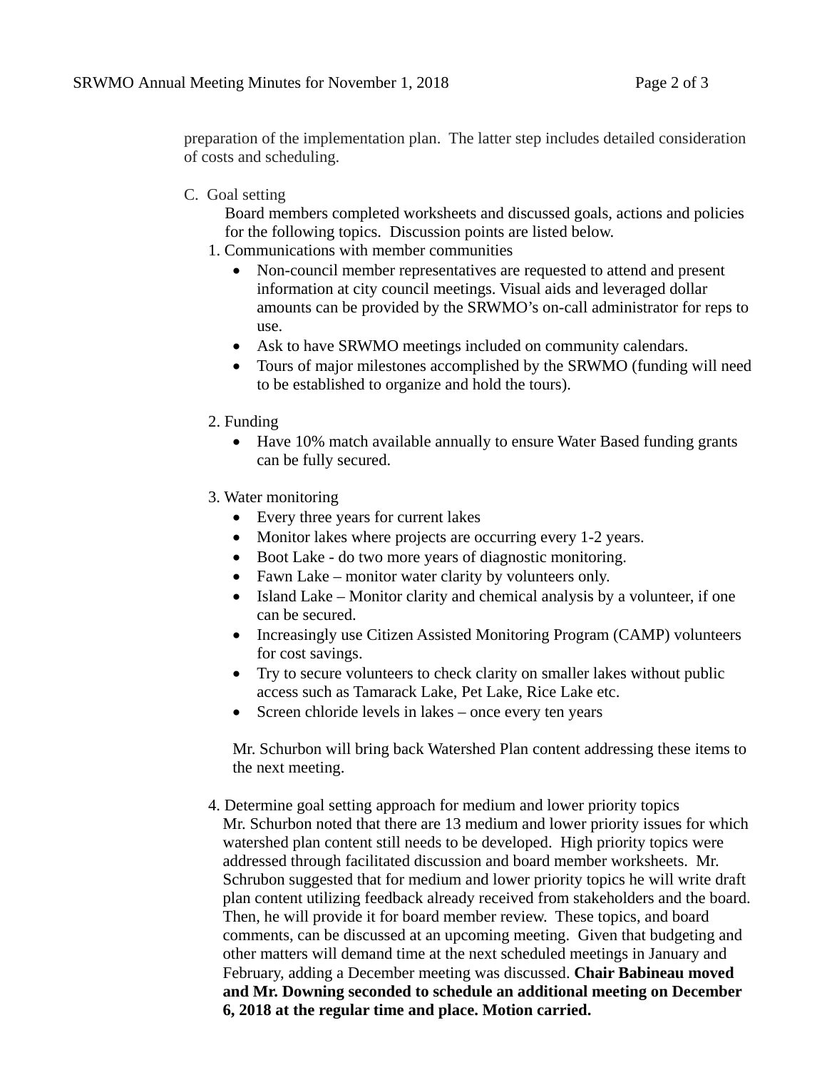preparation of the implementation plan. The latter step includes detailed consideration of costs and scheduling.

C. Goal setting

Board members completed worksheets and discussed goals, actions and policies for the following topics. Discussion points are listed below.

1. Communications with member communities
   - Non-council member representatives are requested to attend and present information at city council meetings. Visual aids and leveraged dollar amounts can be provided by the SRWMO's on-call administrator for reps to use.
   - Ask to have SRWMO meetings included on community calendars.
   - Tours of major milestones accomplished by the SRWMO (funding will need to be established to organize and hold the tours).

2. Funding
   - Have 10% match available annually to ensure Water Based funding grants can be fully secured.

3. Water monitoring
   - Every three years for current lakes
   - Monitor lakes where projects are occurring every 1-2 years.
   - Boot Lake - do two more years of diagnostic monitoring.
   - Fawn Lake – monitor water clarity by volunteers only.
   - Island Lake – Monitor clarity and chemical analysis by a volunteer, if one can be secured.
   - Increasingly use Citizen Assisted Monitoring Program (CAMP) volunteers for cost savings.
   - Try to secure volunteers to check clarity on smaller lakes without public access such as Tamarack Lake, Pet Lake, Rice Lake etc.
   - Screen chloride levels in lakes – once every ten years

   Mr. Schurbon will bring back Watershed Plan content addressing these items to the next meeting.

4. Determine goal setting approach for medium and lower priority topics

   Mr. Schurbon noted that there are 13 medium and lower priority issues for which watershed plan content still needs to be developed. High priority topics were addressed through facilitated discussion and board member worksheets. Mr. Schrubon suggested that for medium and lower priority topics he will write draft plan content utilizing feedback already received from stakeholders and the board. Then, he will provide it for board member review. These topics, and board comments, can be discussed at an upcoming meeting. Given that budgeting and other matters will demand time at the next scheduled meetings in January and February, adding a December meeting was discussed. **Chair Babineau moved and Mr. Downing seconded to schedule an additional meeting on December 6, 2018 at the regular time and place. Motion carried.**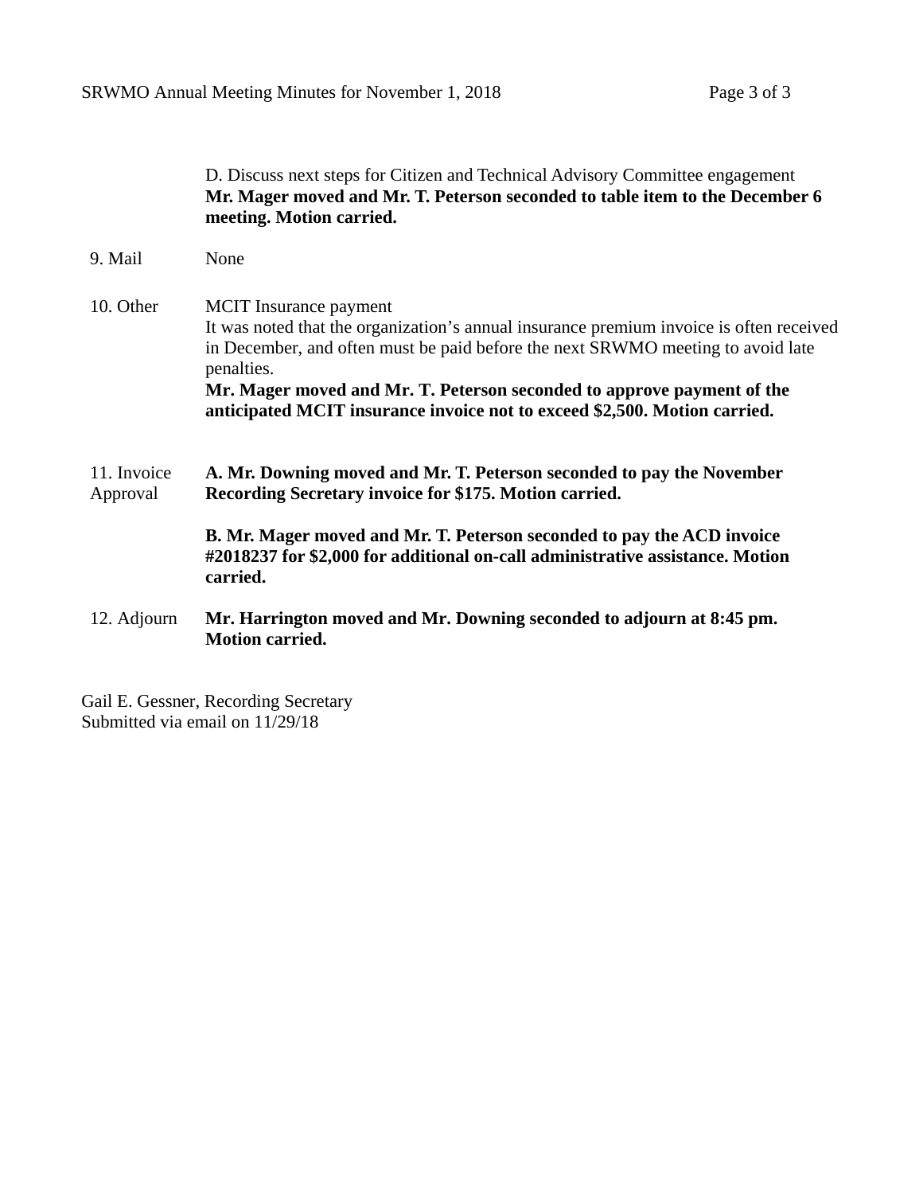D. Discuss next steps for Citizen and Technical Advisory Committee engagement
**Mr. Mager moved and Mr. T. Peterson seconded to table item to the December 6 meeting. Motion carried.**

9. Mail

None

10. Other

MCIT Insurance payment
It was noted that the organization's annual insurance premium invoice is often received in December, and often must be paid before the next SRWMO meeting to avoid late penalties.
**Mr. Mager moved and Mr. T. Peterson seconded to approve payment of the anticipated MCIT insurance invoice not to exceed $2,500. Motion carried.**

11. Invoice Approval

**A. Mr. Downing moved and Mr. T. Peterson seconded to pay the November Recording Secretary invoice for $175. Motion carried.**

**B. Mr. Mager moved and Mr. T. Peterson seconded to pay the ACD invoice #2018237 for $2,000 for additional on-call administrative assistance. Motion carried.**

12. Adjourn

**Mr. Harrington moved and Mr. Downing seconded to adjourn at 8:45 pm. Motion carried.**

Gail E. Gessner, Recording Secretary
Submitted via email on 11/29/18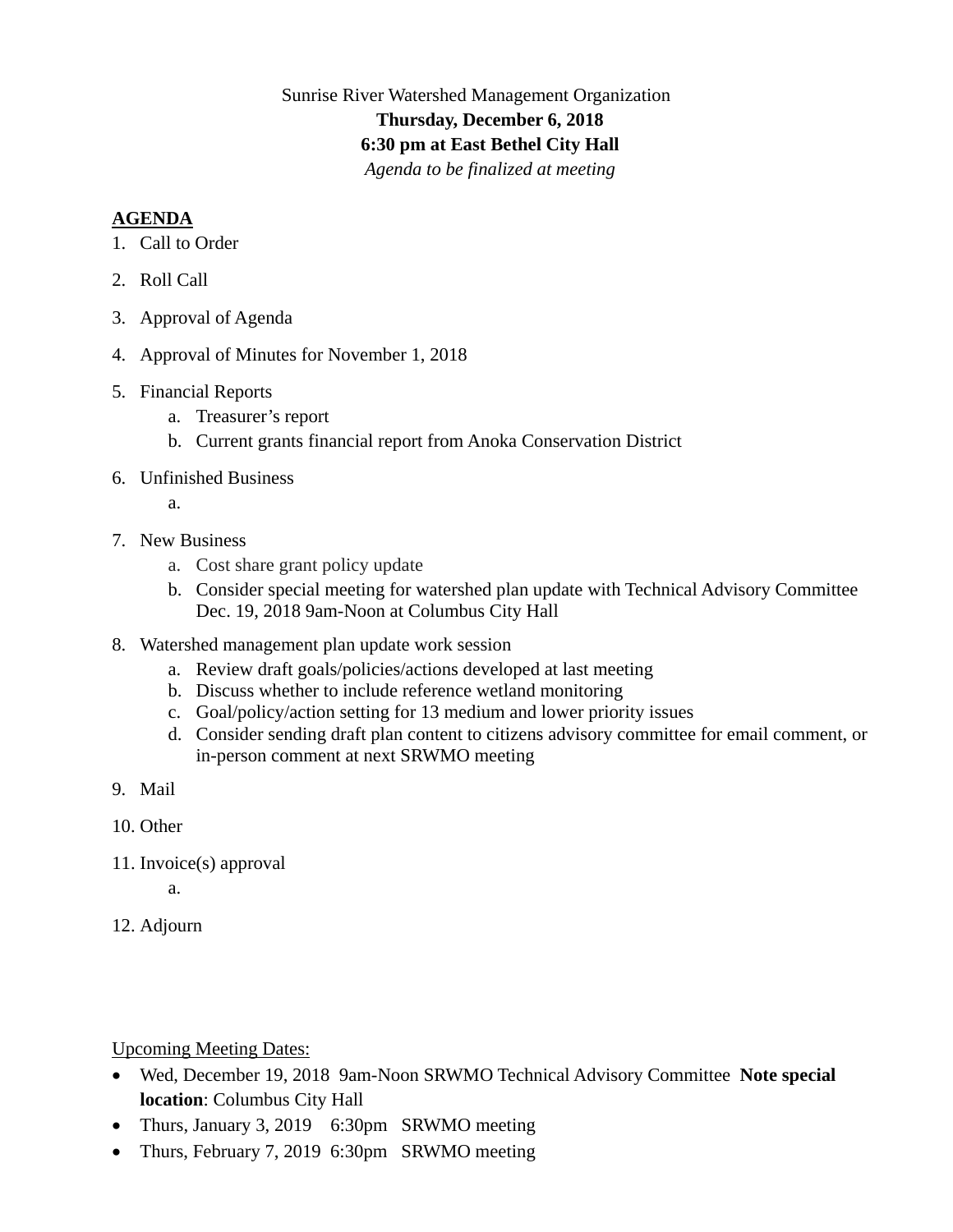Sunrise River Watershed Management Organization

**Thursday, December 6, 2018**

**6:30 pm at East Bethel City Hall**

*Agenda to be finalized at meeting*

**AGENDA**

1. Call to Order
2. Roll Call
3. Approval of Agenda
4. Approval of Minutes for November 1, 2018
5. Financial Reports
   a. Treasurer's report
   b. Current grants financial report from Anoka Conservation District
6. Unfinished Business
   a.
7. New Business
   a. Cost share grant policy update
   b. Consider special meeting for watershed plan update with Technical Advisory Committee Dec. 19, 2018 9am-Noon at Columbus City Hall
8. Watershed management plan update work session
   a. Review draft goals/policies/actions developed at last meeting
   b. Discuss whether to include reference wetland monitoring
   c. Goal/policy/action setting for 13 medium and lower priority issues
   d. Consider sending draft plan content to citizens advisory committee for email comment, or in-person comment at next SRWMO meeting
9. Mail
10. Other
11. Invoice(s) approval
    a.
12. Adjourn

Upcoming Meeting Dates:

- Wed, December 19, 2018 9am-Noon SRWMO Technical Advisory Committee **Note special location**: Columbus City Hall
- Thurs, January 3, 2019 6:30pm SRWMO meeting
- Thurs, February 7, 2019 6:30pm SRWMO meeting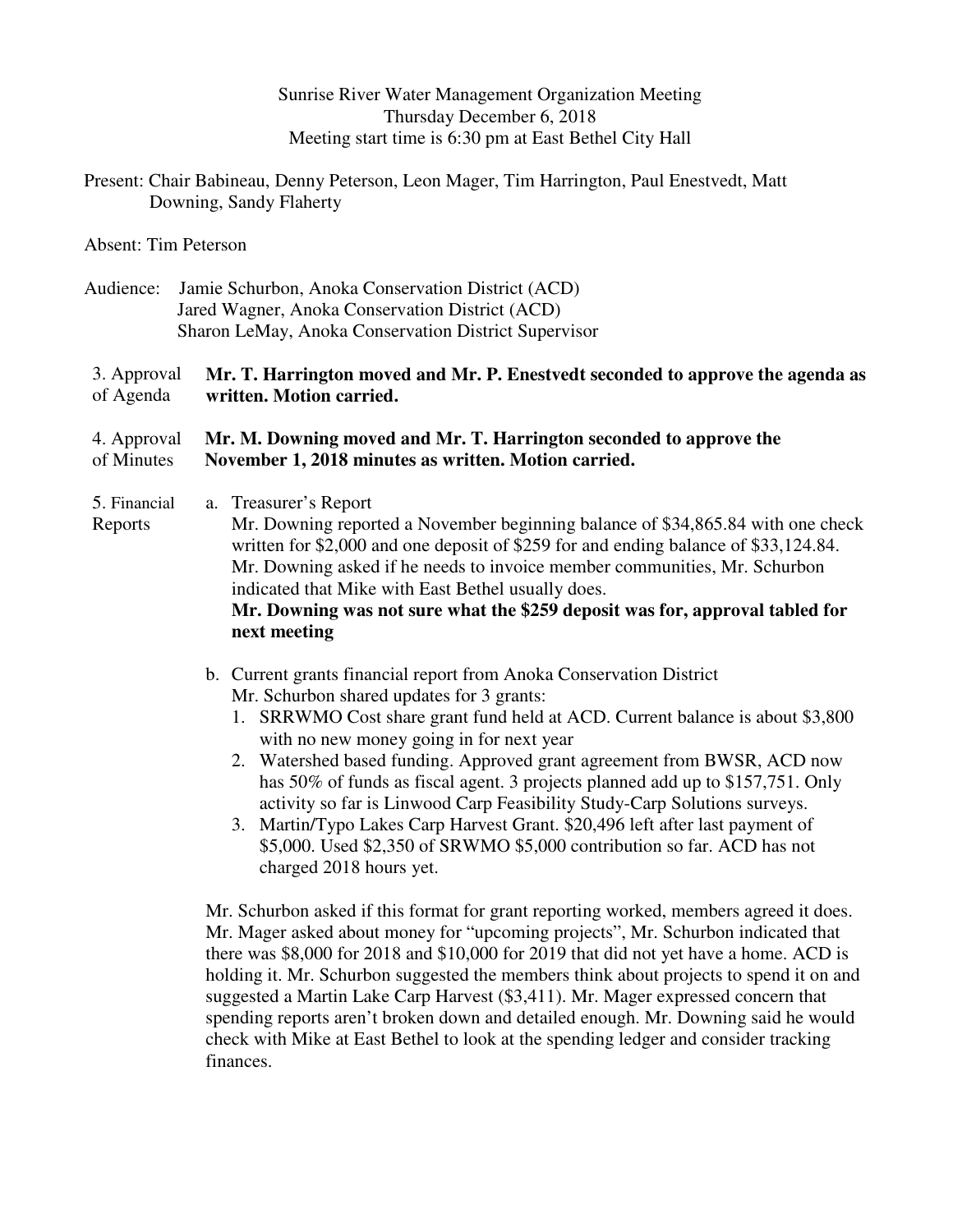Sunrise River Water Management Organization Meeting
Thursday December 6, 2018
Meeting start time is 6:30 pm at East Bethel City Hall

Present: Chair Babineau, Denny Peterson, Leon Mager, Tim Harrington, Paul Enestvedt, Matt Downing, Sandy Flaherty

Absent: Tim Peterson

Audience: Jamie Schurbon, Anoka Conservation District (ACD)
Jared Wagner, Anoka Conservation District (ACD)
Sharon LeMay, Anoka Conservation District Supervisor

3. Approval of Agenda

**Mr. T. Harrington moved and Mr. P. Enestvedt seconded to approve the agenda as written. Motion carried.**

4. Approval of Minutes

**Mr. M. Downing moved and Mr. T. Harrington seconded to approve the November 1, 2018 minutes as written. Motion carried.**

5. Financial Reports

a. Treasurer's Report
Mr. Downing reported a November beginning balance of $34,865.84 with one check written for $2,000 and one deposit of $259 for and ending balance of $33,124.84. Mr. Downing asked if he needs to invoice member communities, Mr. Schurbon indicated that Mike with East Bethel usually does.
**Mr. Downing was not sure what the $259 deposit was for, approval tabled for next meeting**

b. Current grants financial report from Anoka Conservation District
Mr. Schurbon shared updates for 3 grants:
1. SRRWMO Cost share grant fund held at ACD. Current balance is about $3,800 with no new money going in for next year
2. Watershed based funding. Approved grant agreement from BWSR, ACD now has 50% of funds as fiscal agent. 3 projects planned add up to $157,751. Only activity so far is Linwood Carp Feasibility Study-Carp Solutions surveys.
3. Martin/Typo Lakes Carp Harvest Grant. $20,496 left after last payment of $5,000. Used $2,350 of SRWMO $5,000 contribution so far. ACD has not charged 2018 hours yet.

Mr. Schurbon asked if this format for grant reporting worked, members agreed it does. Mr. Mager asked about money for "upcoming projects", Mr. Schurbon indicated that there was $8,000 for 2018 and $10,000 for 2019 that did not yet have a home. ACD is holding it. Mr. Schurbon suggested the members think about projects to spend it on and suggested a Martin Lake Carp Harvest ($3,411). Mr. Mager expressed concern that spending reports aren't broken down and detailed enough. Mr. Downing said he would check with Mike at East Bethel to look at the spending ledger and consider tracking finances.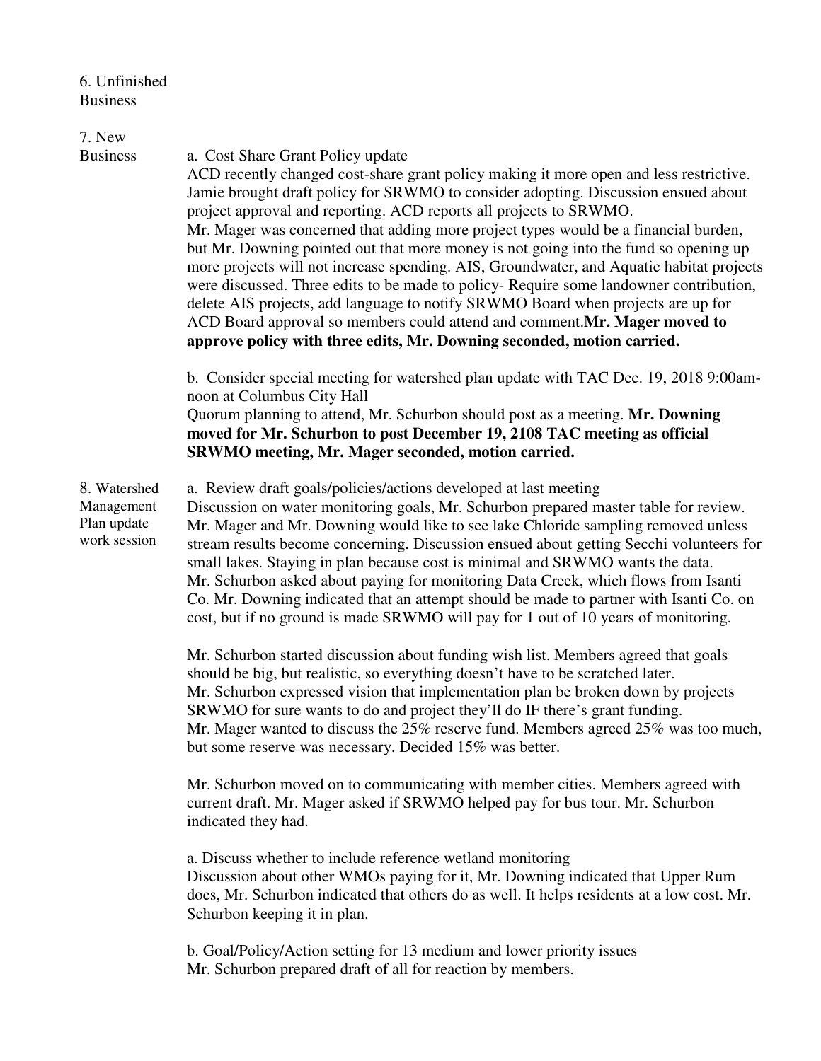6. Unfinished Business

7. New Business

a. Cost Share Grant Policy update

ACD recently changed cost-share grant policy making it more open and less restrictive. Jamie brought draft policy for SRWMO to consider adopting. Discussion ensued about project approval and reporting. ACD reports all projects to SRWMO.

Mr. Mager was concerned that adding more project types would be a financial burden, but Mr. Downing pointed out that more money is not going into the fund so opening up more projects will not increase spending. AIS, Groundwater, and Aquatic habitat projects were discussed. Three edits to be made to policy- Require some landowner contribution, delete AIS projects, add language to notify SRWMO Board when projects are up for ACD Board approval so members could attend and comment.**Mr. Mager moved to approve policy with three edits, Mr. Downing seconded, motion carried.**

b. Consider special meeting for watershed plan update with TAC Dec. 19, 2018 9:00am-noon at Columbus City Hall

Quorum planning to attend, Mr. Schurbon should post as a meeting. **Mr. Downing moved for Mr. Schurbon to post December 19, 2108 TAC meeting as official SRWMO meeting, Mr. Mager seconded, motion carried.**

8. Watershed Management Plan update work session

a. Review draft goals/policies/actions developed at last meeting

Discussion on water monitoring goals, Mr. Schurbon prepared master table for review. Mr. Mager and Mr. Downing would like to see lake Chloride sampling removed unless stream results become concerning. Discussion ensued about getting Secchi volunteers for small lakes. Staying in plan because cost is minimal and SRWMO wants the data.

Mr. Schurbon asked about paying for monitoring Data Creek, which flows from Isanti Co. Mr. Downing indicated that an attempt should be made to partner with Isanti Co. on cost, but if no ground is made SRWMO will pay for 1 out of 10 years of monitoring.

Mr. Schurbon started discussion about funding wish list. Members agreed that goals should be big, but realistic, so everything doesn't have to be scratched later.

Mr. Schurbon expressed vision that implementation plan be broken down by projects SRWMO for sure wants to do and project they'll do IF there's grant funding.

Mr. Mager wanted to discuss the 25% reserve fund. Members agreed 25% was too much, but some reserve was necessary. Decided 15% was better.

Mr. Schurbon moved on to communicating with member cities. Members agreed with current draft. Mr. Mager asked if SRWMO helped pay for bus tour. Mr. Schurbon indicated they had.

a. Discuss whether to include reference wetland monitoring

Discussion about other WMOs paying for it, Mr. Downing indicated that Upper Rum does, Mr. Schurbon indicated that others do as well. It helps residents at a low cost. Mr. Schurbon keeping it in plan.

b. Goal/Policy/Action setting for 13 medium and lower priority issues

Mr. Schurbon prepared draft of all for reaction by members.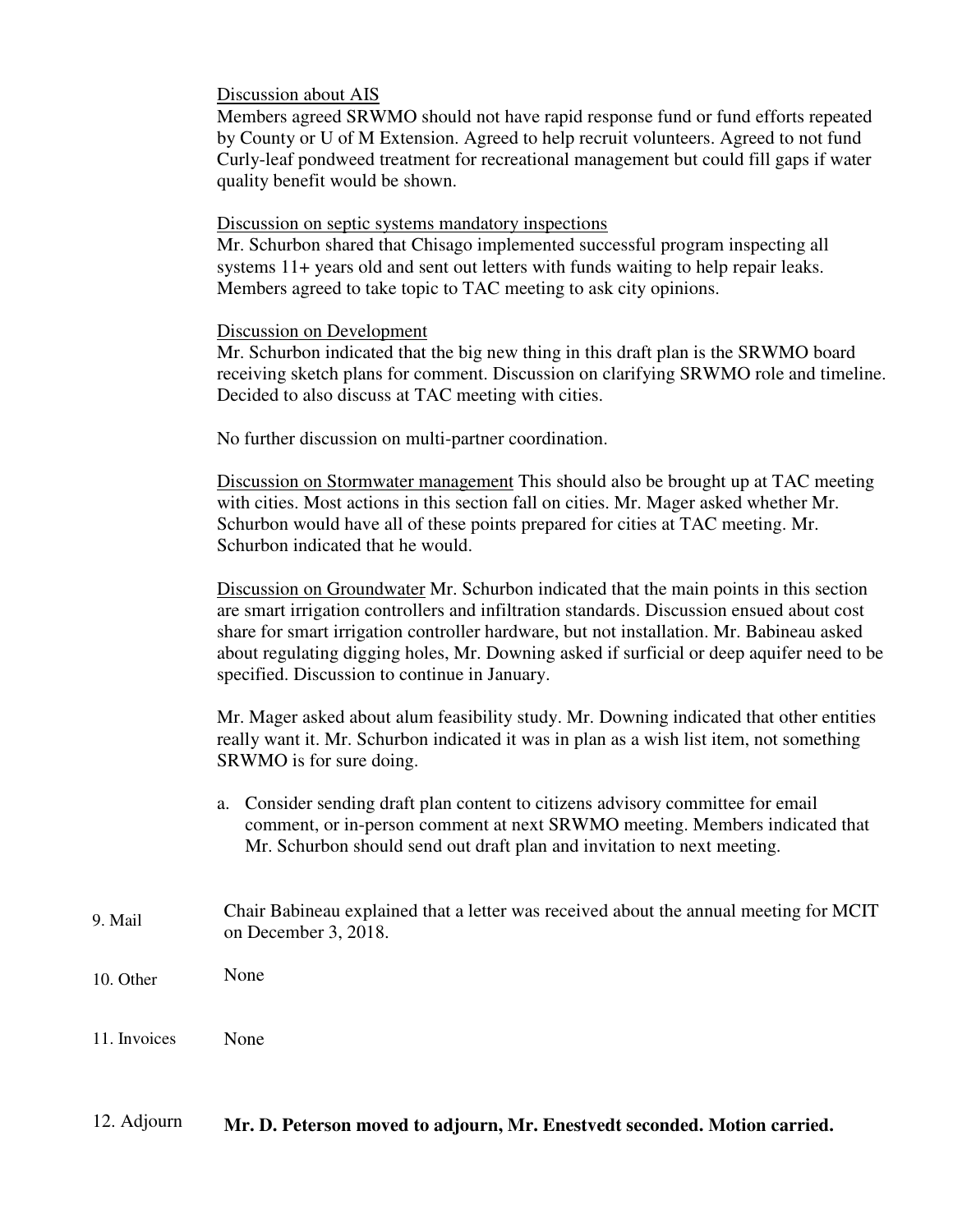Discussion about AIS

Members agreed SRWMO should not have rapid response fund or fund efforts repeated by County or U of M Extension. Agreed to help recruit volunteers. Agreed to not fund Curly-leaf pondweed treatment for recreational management but could fill gaps if water quality benefit would be shown.

Discussion on septic systems mandatory inspections

Mr. Schurbon shared that Chisago implemented successful program inspecting all systems 11+ years old and sent out letters with funds waiting to help repair leaks. Members agreed to take topic to TAC meeting to ask city opinions.

Discussion on Development

Mr. Schurbon indicated that the big new thing in this draft plan is the SRWMO board receiving sketch plans for comment. Discussion on clarifying SRWMO role and timeline. Decided to also discuss at TAC meeting with cities.

No further discussion on multi-partner coordination.

Discussion on Stormwater management This should also be brought up at TAC meeting with cities. Most actions in this section fall on cities. Mr. Mager asked whether Mr. Schurbon would have all of these points prepared for cities at TAC meeting. Mr. Schurbon indicated that he would.

Discussion on Groundwater Mr. Schurbon indicated that the main points in this section are smart irrigation controllers and infiltration standards. Discussion ensued about cost share for smart irrigation controller hardware, but not installation. Mr. Babineau asked about regulating digging holes, Mr. Downing asked if surficial or deep aquifer need to be specified. Discussion to continue in January.

Mr. Mager asked about alum feasibility study. Mr. Downing indicated that other entities really want it. Mr. Schurbon indicated it was in plan as a wish list item, not something SRWMO is for sure doing.

a. Consider sending draft plan content to citizens advisory committee for email comment, or in-person comment at next SRWMO meeting. Members indicated that Mr. Schurbon should send out draft plan and invitation to next meeting.

9. Mail — Chair Babineau explained that a letter was received about the annual meeting for MCIT on December 3, 2018.

10. Other — None

11. Invoices — None

12. Adjourn — **Mr. D. Peterson moved to adjourn, Mr. Enestvedt seconded. Motion carried.**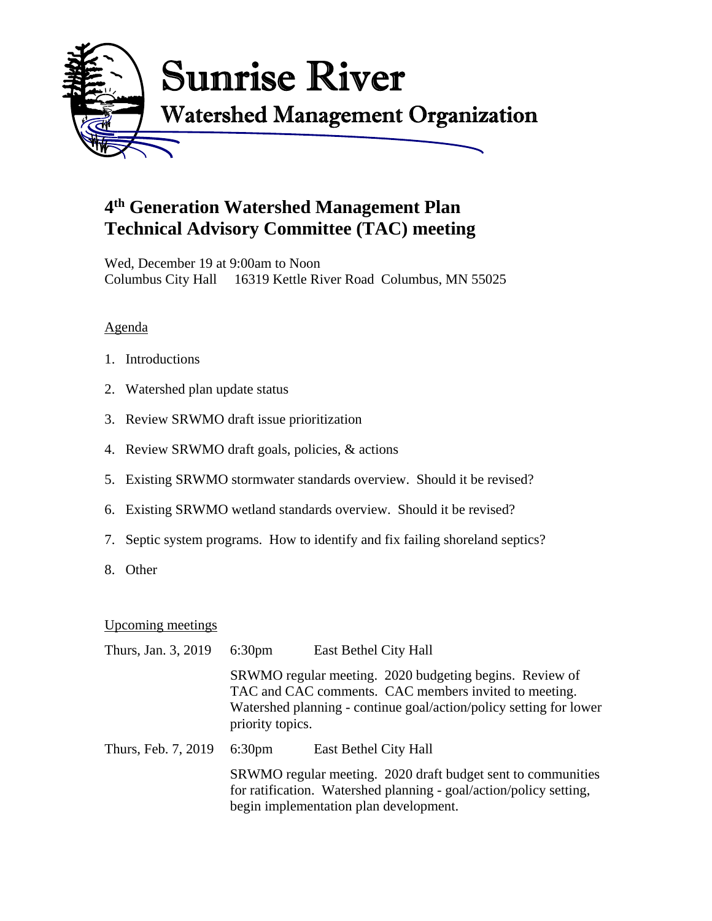# Sunrise River

## Watershed Management Organization

## 4th Generation Watershed Management Plan
## Technical Advisory Committee (TAC) meeting

Wed, December 19 at 9:00am to Noon
Columbus City Hall 16319 Kettle River Road Columbus, MN 55025

Agenda

1. Introductions
2. Watershed plan update status
3. Review SRWMO draft issue prioritization
4. Review SRWMO draft goals, policies, & actions
5. Existing SRWMO stormwater standards overview. Should it be revised?
6. Existing SRWMO wetland standards overview. Should it be revised?
7. Septic system programs. How to identify and fix failing shoreland septics?
8. Other

Upcoming meetings

| | | |
|---|---|---|
| Thurs, Jan. 3, 2019 | 6:30pm | East Bethel City Hall |
| | SRWMO regular meeting. 2020 budgeting begins. Review of TAC and CAC comments. CAC members invited to meeting. Watershed planning - continue goal/action/policy setting for lower priority topics. | |
| Thurs, Feb. 7, 2019 | 6:30pm | East Bethel City Hall |
| | SRWMO regular meeting. 2020 draft budget sent to communities for ratification. Watershed planning - goal/action/policy setting, begin implementation plan development. | |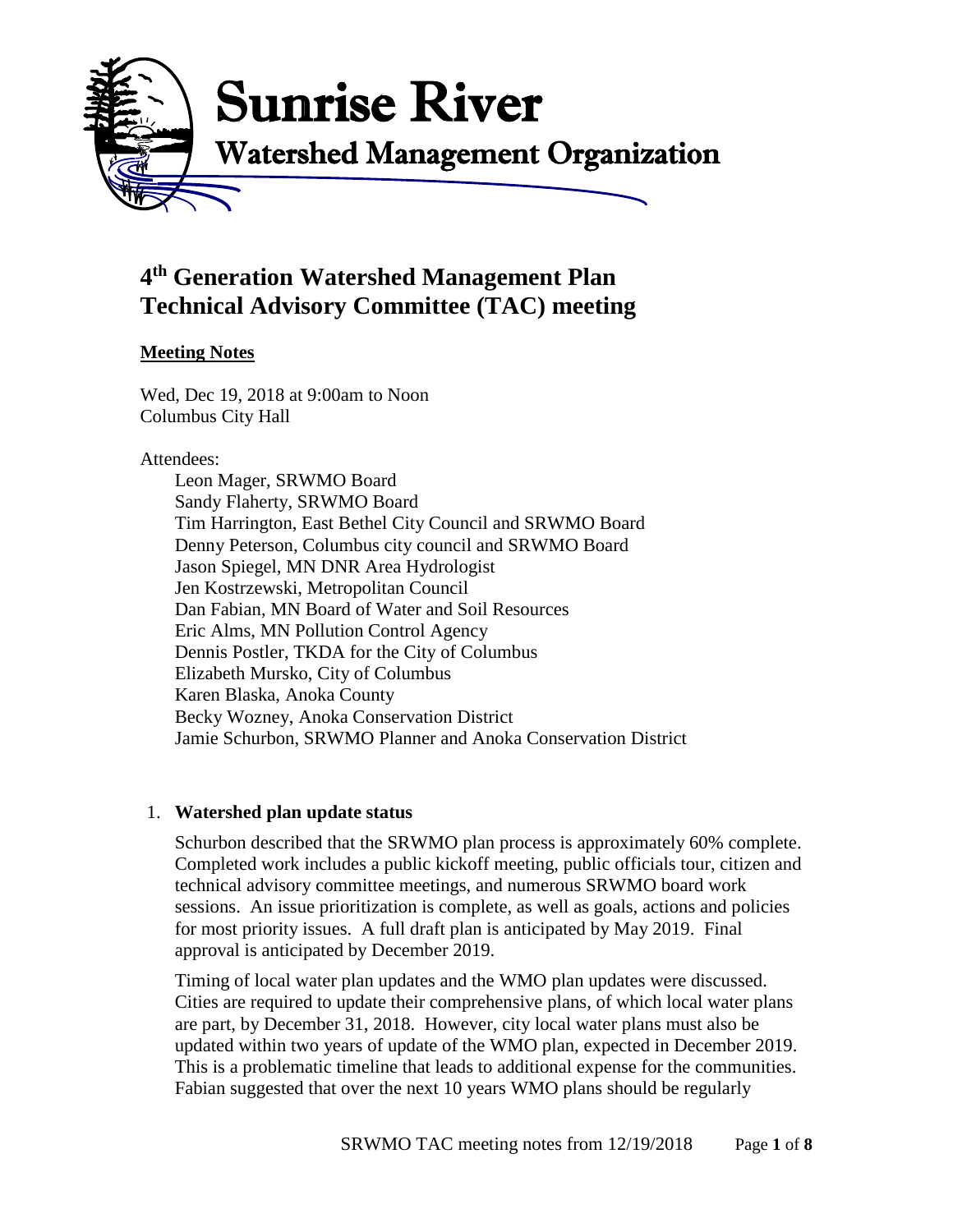# Sunrise River

## Watershed Management Organization

# 4th Generation Watershed Management Plan Technical Advisory Committee (TAC) meeting

**Meeting Notes**

Wed, Dec 19, 2018 at 9:00am to Noon
Columbus City Hall

Attendees:

- Leon Mager, SRWMO Board
- Sandy Flaherty, SRWMO Board
- Tim Harrington, East Bethel City Council and SRWMO Board
- Denny Peterson, Columbus city council and SRWMO Board
- Jason Spiegel, MN DNR Area Hydrologist
- Jen Kostrzewski, Metropolitan Council
- Dan Fabian, MN Board of Water and Soil Resources
- Eric Alms, MN Pollution Control Agency
- Dennis Postler, TKDA for the City of Columbus
- Elizabeth Mursko, City of Columbus
- Karen Blaska, Anoka County
- Becky Wozney, Anoka Conservation District
- Jamie Schurbon, SRWMO Planner and Anoka Conservation District

1. **Watershed plan update status**

   Schurbon described that the SRWMO plan process is approximately 60% complete. Completed work includes a public kickoff meeting, public officials tour, citizen and technical advisory committee meetings, and numerous SRWMO board work sessions. An issue prioritization is complete, as well as goals, actions and policies for most priority issues. A full draft plan is anticipated by May 2019. Final approval is anticipated by December 2019.

   Timing of local water plan updates and the WMO plan updates were discussed. Cities are required to update their comprehensive plans, of which local water plans are part, by December 31, 2018. However, city local water plans must also be updated within two years of update of the WMO plan, expected in December 2019. This is a problematic timeline that leads to additional expense for the communities. Fabian suggested that over the next 10 years WMO plans should be regularly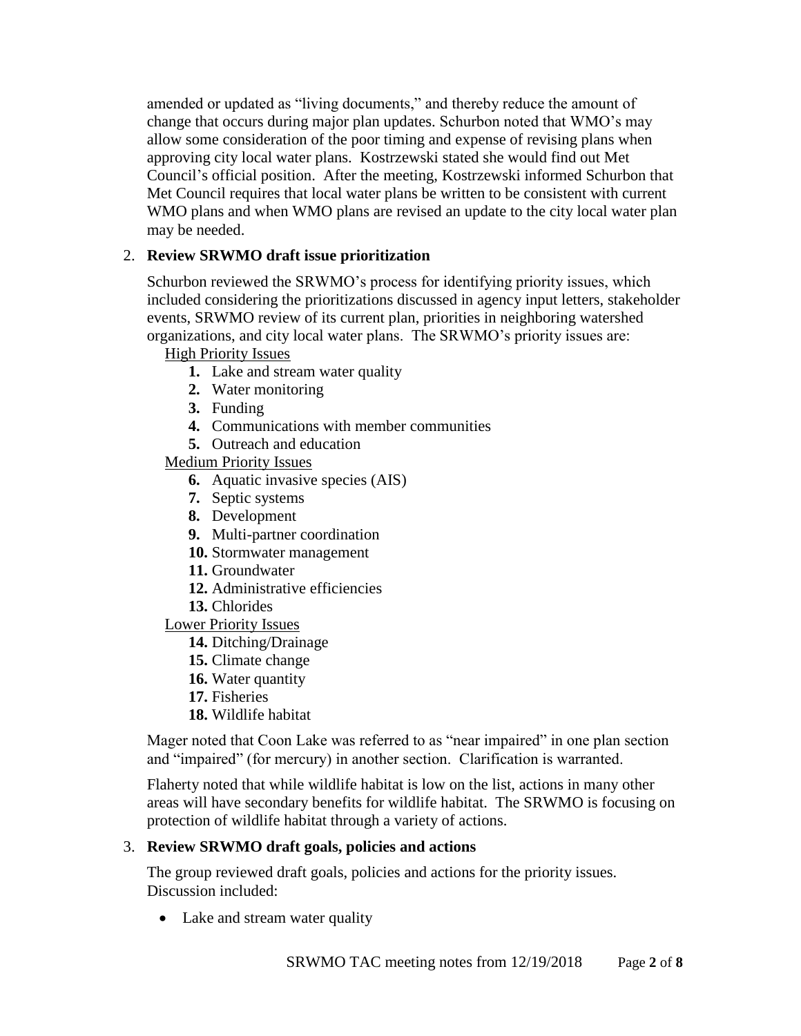amended or updated as "living documents," and thereby reduce the amount of change that occurs during major plan updates. Schurbon noted that WMO's may allow some consideration of the poor timing and expense of revising plans when approving city local water plans. Kostrzewski stated she would find out Met Council's official position. After the meeting, Kostrzewski informed Schurbon that Met Council requires that local water plans be written to be consistent with current WMO plans and when WMO plans are revised an update to the city local water plan may be needed.

2. **Review SRWMO draft issue prioritization**

   Schurbon reviewed the SRWMO's process for identifying priority issues, which included considering the prioritizations discussed in agency input letters, stakeholder events, SRWMO review of its current plan, priorities in neighboring watershed organizations, and city local water plans. The SRWMO's priority issues are:

   High Priority Issues

   1. Lake and stream water quality
   2. Water monitoring
   3. Funding
   4. Communications with member communities
   5. Outreach and education

   Medium Priority Issues

   6. Aquatic invasive species (AIS)
   7. Septic systems
   8. Development
   9. Multi-partner coordination
   10. Stormwater management
   11. Groundwater
   12. Administrative efficiencies
   13. Chlorides

   Lower Priority Issues

   14. Ditching/Drainage
   15. Climate change
   16. Water quantity
   17. Fisheries
   18. Wildlife habitat

   Mager noted that Coon Lake was referred to as "near impaired" in one plan section and "impaired" (for mercury) in another section. Clarification is warranted.

   Flaherty noted that while wildlife habitat is low on the list, actions in many other areas will have secondary benefits for wildlife habitat. The SRWMO is focusing on protection of wildlife habitat through a variety of actions.

3. **Review SRWMO draft goals, policies and actions**

   The group reviewed draft goals, policies and actions for the priority issues. Discussion included:

   - Lake and stream water quality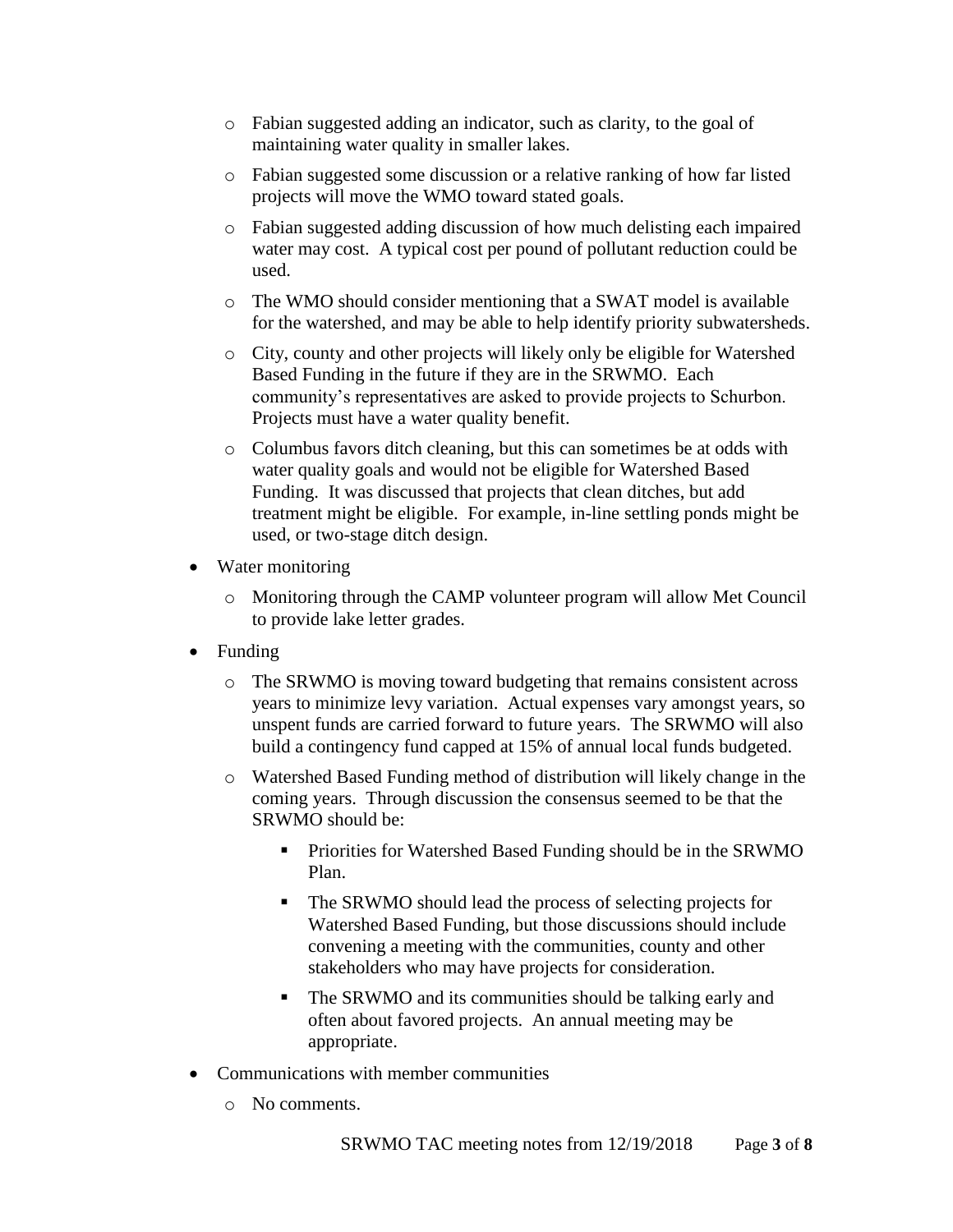- Fabian suggested adding an indicator, such as clarity, to the goal of maintaining water quality in smaller lakes.
    - Fabian suggested some discussion or a relative ranking of how far listed projects will move the WMO toward stated goals.
    - Fabian suggested adding discussion of how much delisting each impaired water may cost. A typical cost per pound of pollutant reduction could be used.
    - The WMO should consider mentioning that a SWAT model is available for the watershed, and may be able to help identify priority subwatersheds.
    - City, county and other projects will likely only be eligible for Watershed Based Funding in the future if they are in the SRWMO. Each community's representatives are asked to provide projects to Schurbon. Projects must have a water quality benefit.
    - Columbus favors ditch cleaning, but this can sometimes be at odds with water quality goals and would not be eligible for Watershed Based Funding. It was discussed that projects that clean ditches, but add treatment might be eligible. For example, in-line settling ponds might be used, or two-stage ditch design.

- Water monitoring
    - Monitoring through the CAMP volunteer program will allow Met Council to provide lake letter grades.
- Funding
    - The SRWMO is moving toward budgeting that remains consistent across years to minimize levy variation. Actual expenses vary amongst years, so unspent funds are carried forward to future years. The SRWMO will also build a contingency fund capped at 15% of annual local funds budgeted.
    - Watershed Based Funding method of distribution will likely change in the coming years. Through discussion the consensus seemed to be that the SRWMO should be:
        - Priorities for Watershed Based Funding should be in the SRWMO Plan.
        - The SRWMO should lead the process of selecting projects for Watershed Based Funding, but those discussions should include convening a meeting with the communities, county and other stakeholders who may have projects for consideration.
        - The SRWMO and its communities should be talking early and often about favored projects. An annual meeting may be appropriate.
- Communications with member communities
    - No comments.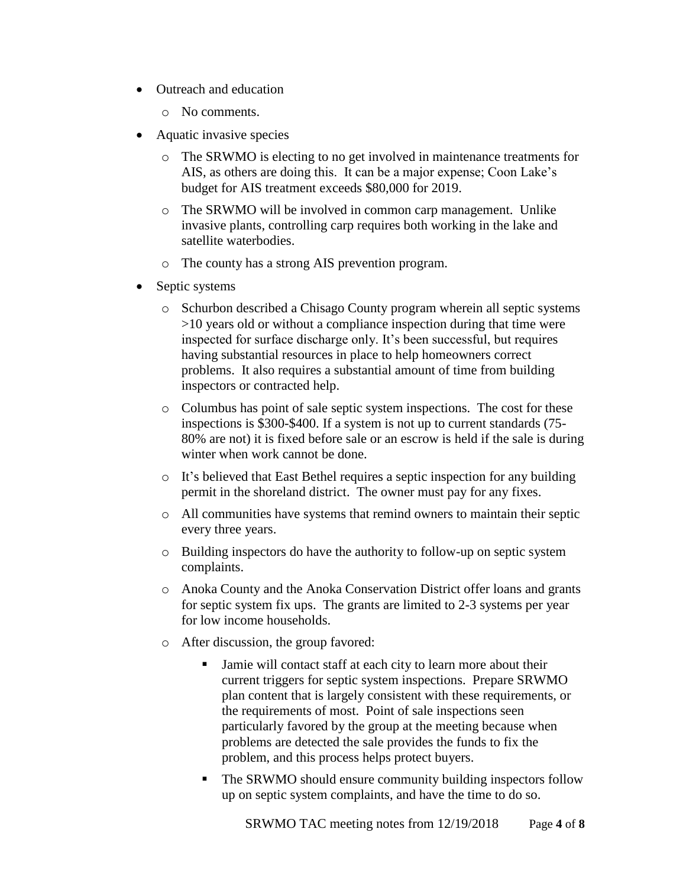- Outreach and education
  - No comments.
- Aquatic invasive species
  - The SRWMO is electing to no get involved in maintenance treatments for AIS, as others are doing this. It can be a major expense; Coon Lake's budget for AIS treatment exceeds $80,000 for 2019.
  - The SRWMO will be involved in common carp management. Unlike invasive plants, controlling carp requires both working in the lake and satellite waterbodies.
  - The county has a strong AIS prevention program.
- Septic systems
  - Schurbon described a Chisago County program wherein all septic systems >10 years old or without a compliance inspection during that time were inspected for surface discharge only. It's been successful, but requires having substantial resources in place to help homeowners correct problems. It also requires a substantial amount of time from building inspectors or contracted help.
  - Columbus has point of sale septic system inspections. The cost for these inspections is $300-$400. If a system is not up to current standards (75-80% are not) it is fixed before sale or an escrow is held if the sale is during winter when work cannot be done.
  - It's believed that East Bethel requires a septic inspection for any building permit in the shoreland district. The owner must pay for any fixes.
  - All communities have systems that remind owners to maintain their septic every three years.
  - Building inspectors do have the authority to follow-up on septic system complaints.
  - Anoka County and the Anoka Conservation District offer loans and grants for septic system fix ups. The grants are limited to 2-3 systems per year for low income households.
  - After discussion, the group favored:
    - Jamie will contact staff at each city to learn more about their current triggers for septic system inspections. Prepare SRWMO plan content that is largely consistent with these requirements, or the requirements of most. Point of sale inspections seen particularly favored by the group at the meeting because when problems are detected the sale provides the funds to fix the problem, and this process helps protect buyers.
    - The SRWMO should ensure community building inspectors follow up on septic system complaints, and have the time to do so.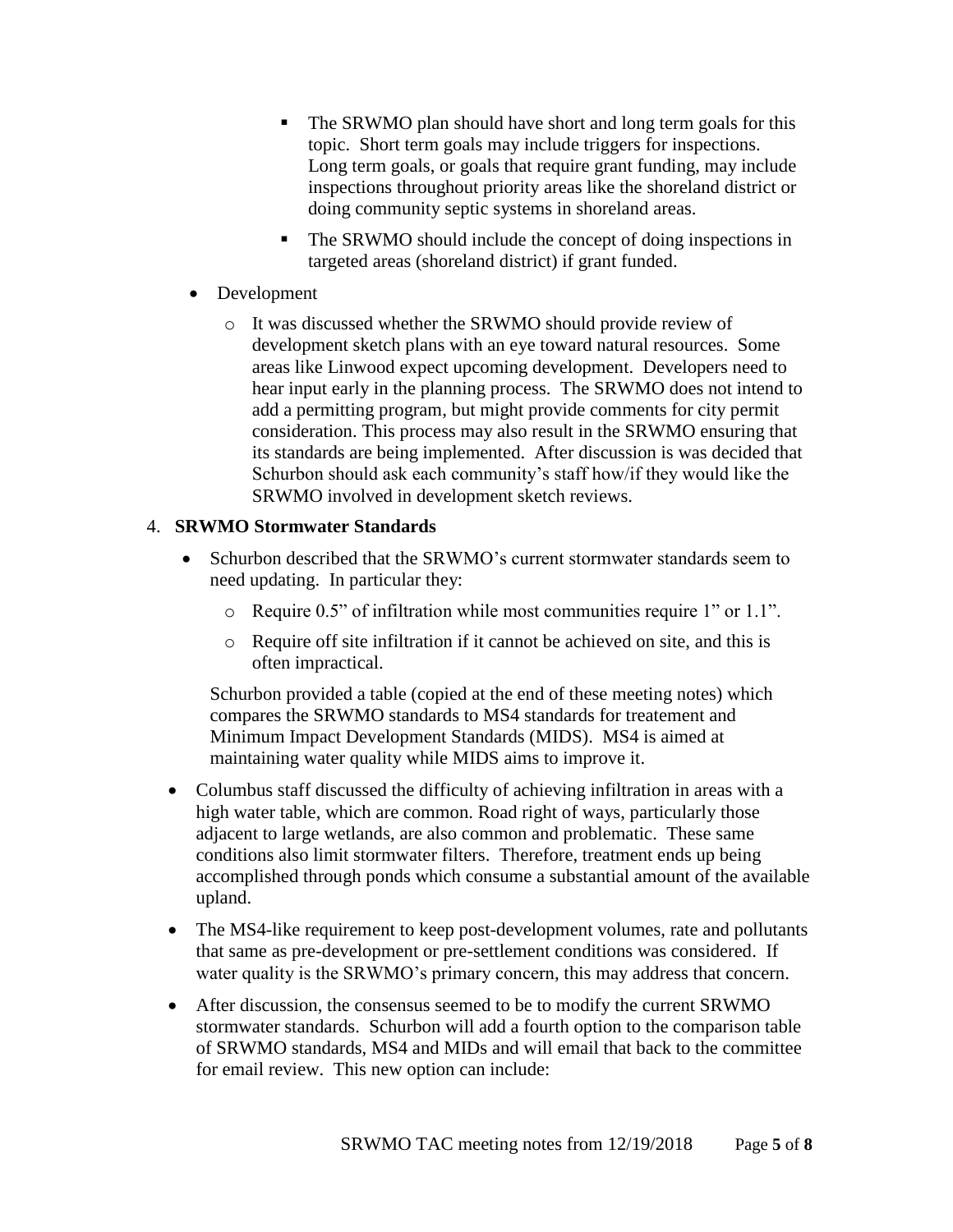- The SRWMO plan should have short and long term goals for this topic. Short term goals may include triggers for inspections. Long term goals, or goals that require grant funding, may include inspections throughout priority areas like the shoreland district or doing community septic systems in shoreland areas.
        - The SRWMO should include the concept of doing inspections in targeted areas (shoreland district) if grant funded.
- Development
    - It was discussed whether the SRWMO should provide review of development sketch plans with an eye toward natural resources. Some areas like Linwood expect upcoming development. Developers need to hear input early in the planning process. The SRWMO does not intend to add a permitting program, but might provide comments for city permit consideration. This process may also result in the SRWMO ensuring that its standards are being implemented. After discussion is was decided that Schurbon should ask each community's staff how/if they would like the SRWMO involved in development sketch reviews.

4. **SRWMO Stormwater Standards**
    - Schurbon described that the SRWMO's current stormwater standards seem to need updating. In particular they:
        - Require 0.5" of infiltration while most communities require 1" or 1.1".
        - Require off site infiltration if it cannot be achieved on site, and this is often impractical.

      Schurbon provided a table (copied at the end of these meeting notes) which compares the SRWMO standards to MS4 standards for treatement and Minimum Impact Development Standards (MIDS). MS4 is aimed at maintaining water quality while MIDS aims to improve it.

    - Columbus staff discussed the difficulty of achieving infiltration in areas with a high water table, which are common. Road right of ways, particularly those adjacent to large wetlands, are also common and problematic. These same conditions also limit stormwater filters. Therefore, treatment ends up being accomplished through ponds which consume a substantial amount of the available upland.
    - The MS4-like requirement to keep post-development volumes, rate and pollutants that same as pre-development or pre-settlement conditions was considered. If water quality is the SRWMO's primary concern, this may address that concern.
    - After discussion, the consensus seemed to be to modify the current SRWMO stormwater standards. Schurbon will add a fourth option to the comparison table of SRWMO standards, MS4 and MIDs and will email that back to the committee for email review. This new option can include: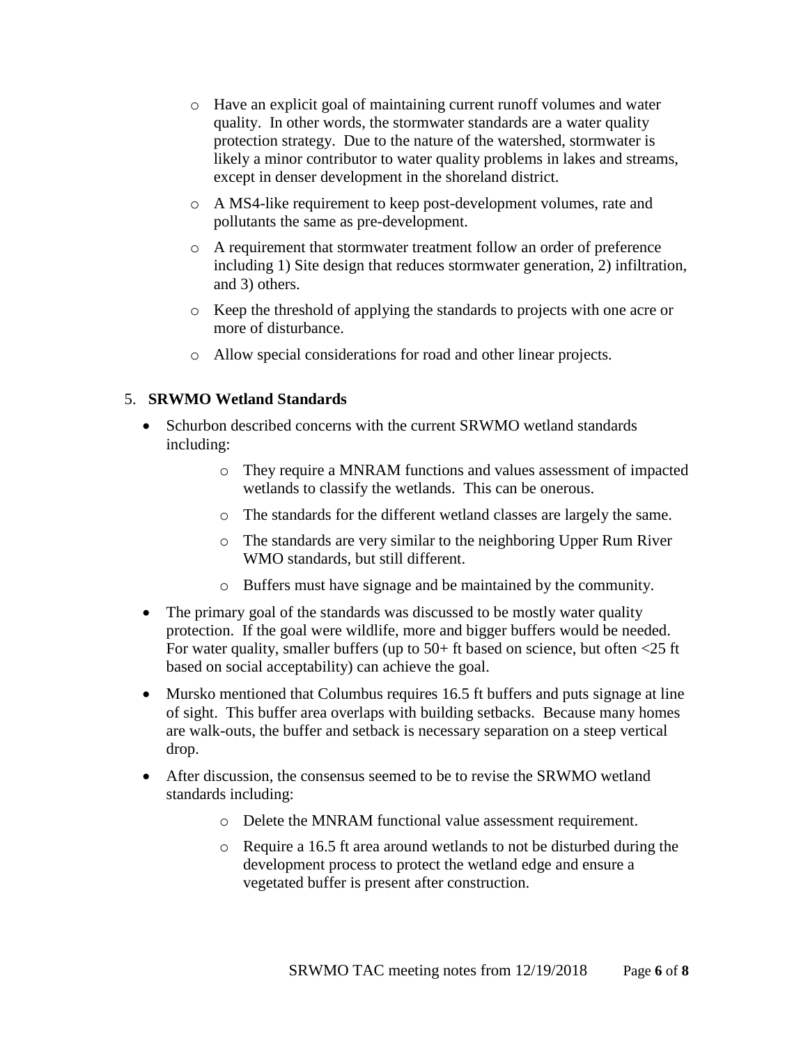- Have an explicit goal of maintaining current runoff volumes and water quality. In other words, the stormwater standards are a water quality protection strategy. Due to the nature of the watershed, stormwater is likely a minor contributor to water quality problems in lakes and streams, except in denser development in the shoreland district.
  - A MS4-like requirement to keep post-development volumes, rate and pollutants the same as pre-development.
  - A requirement that stormwater treatment follow an order of preference including 1) Site design that reduces stormwater generation, 2) infiltration, and 3) others.
  - Keep the threshold of applying the standards to projects with one acre or more of disturbance.
  - Allow special considerations for road and other linear projects.

5. **SRWMO Wetland Standards**

- Schurbon described concerns with the current SRWMO wetland standards including:
  - They require a MNRAM functions and values assessment of impacted wetlands to classify the wetlands. This can be onerous.
  - The standards for the different wetland classes are largely the same.
  - The standards are very similar to the neighboring Upper Rum River WMO standards, but still different.
  - Buffers must have signage and be maintained by the community.
- The primary goal of the standards was discussed to be mostly water quality protection. If the goal were wildlife, more and bigger buffers would be needed. For water quality, smaller buffers (up to 50+ ft based on science, but often <25 ft based on social acceptability) can achieve the goal.
- Mursko mentioned that Columbus requires 16.5 ft buffers and puts signage at line of sight. This buffer area overlaps with building setbacks. Because many homes are walk-outs, the buffer and setback is necessary separation on a steep vertical drop.
- After discussion, the consensus seemed to be to revise the SRWMO wetland standards including:
  - Delete the MNRAM functional value assessment requirement.
  - Require a 16.5 ft area around wetlands to not be disturbed during the development process to protect the wetland edge and ensure a vegetated buffer is present after construction.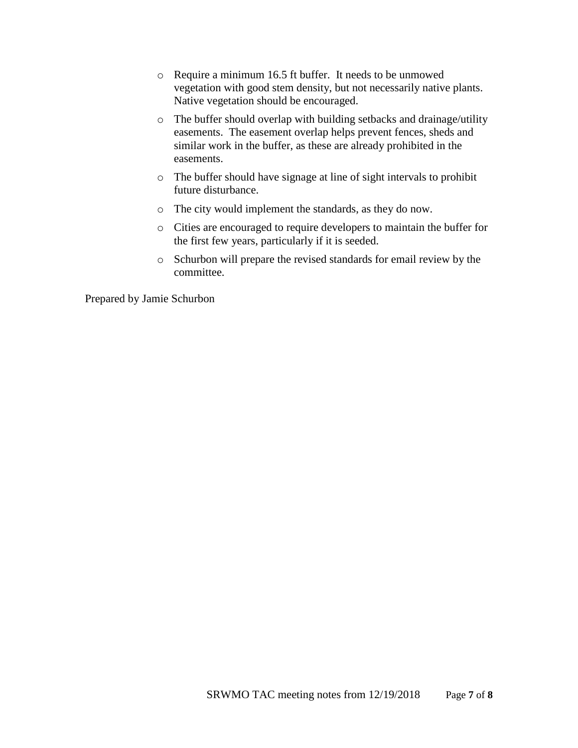- Require a minimum 16.5 ft buffer. It needs to be unmowed vegetation with good stem density, but not necessarily native plants. Native vegetation should be encouraged.
- The buffer should overlap with building setbacks and drainage/utility easements. The easement overlap helps prevent fences, sheds and similar work in the buffer, as these are already prohibited in the easements.
- The buffer should have signage at line of sight intervals to prohibit future disturbance.
- The city would implement the standards, as they do now.
- Cities are encouraged to require developers to maintain the buffer for the first few years, particularly if it is seeded.
- Schurbon will prepare the revised standards for email review by the committee.

Prepared by Jamie Schurbon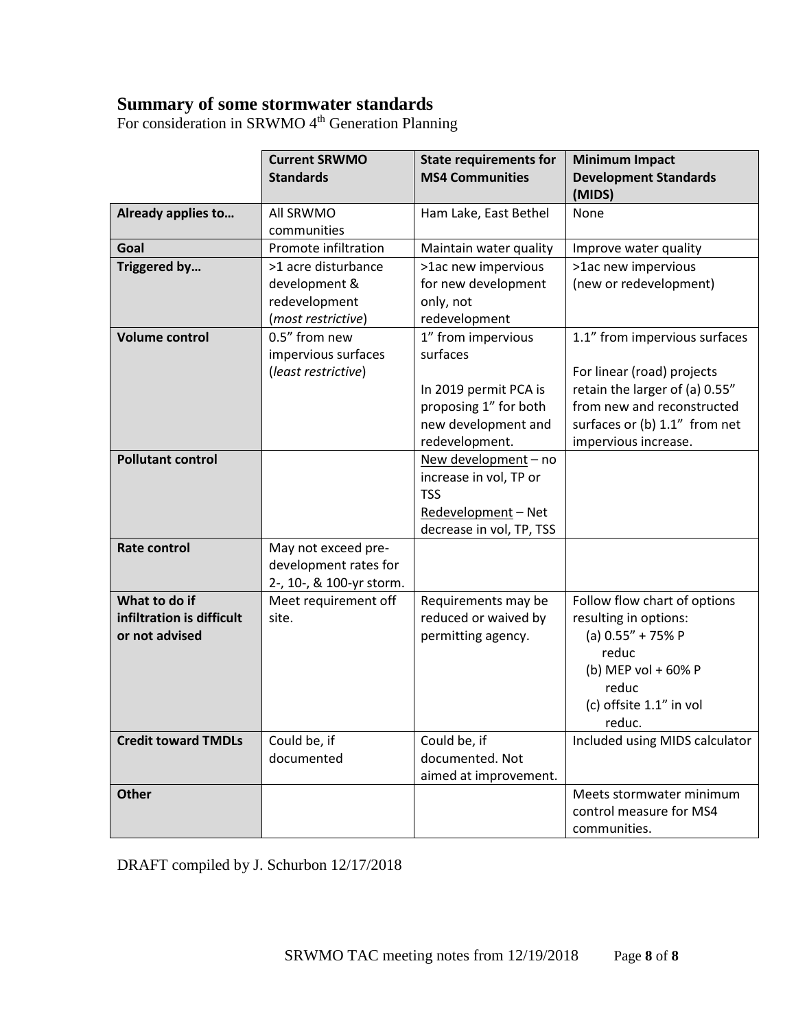## Summary of some stormwater standards

For consideration in SRWMO 4th Generation Planning

| | Current SRWMO Standards | State requirements for MS4 Communities | Minimum Impact Development Standards (MIDS) |
|---|---|---|---|
| **Already applies to…** | All SRWMO communities | Ham Lake, East Bethel | None |
| **Goal** | Promote infiltration | Maintain water quality | Improve water quality |
| **Triggered by…** | >1 acre disturbance development & redevelopment (*most restrictive*) | >1ac new impervious for new development only, not redevelopment | >1ac new impervious (new or redevelopment) |
| **Volume control** | 0.5" from new impervious surfaces (*least restrictive*) | 1" from impervious surfaces<br><br>In 2019 permit PCA is proposing 1" for both new development and redevelopment. | 1.1" from impervious surfaces<br><br>For linear (road) projects retain the larger of (a) 0.55" from new and reconstructed surfaces or (b) 1.1" from net impervious increase. |
| **Pollutant control** | | New development – no increase in vol, TP or TSS<br>Redevelopment – Net decrease in vol, TP, TSS | |
| **Rate control** | May not exceed pre-development rates for 2-, 10-, & 100-yr storm. | | |
| **What to do if infiltration is difficult or not advised** | Meet requirement off site. | Requirements may be reduced or waived by permitting agency. | Follow flow chart of options resulting in options:<br>(a) 0.55" + 75% P reduc<br>(b) MEP vol + 60% P reduc<br>(c) offsite 1.1" in vol reduc. |
| **Credit toward TMDLs** | Could be, if documented | Could be, if documented. Not aimed at improvement. | Included using MIDS calculator |
| **Other** | | | Meets stormwater minimum control measure for MS4 communities. |

DRAFT compiled by J. Schurbon 12/17/2018